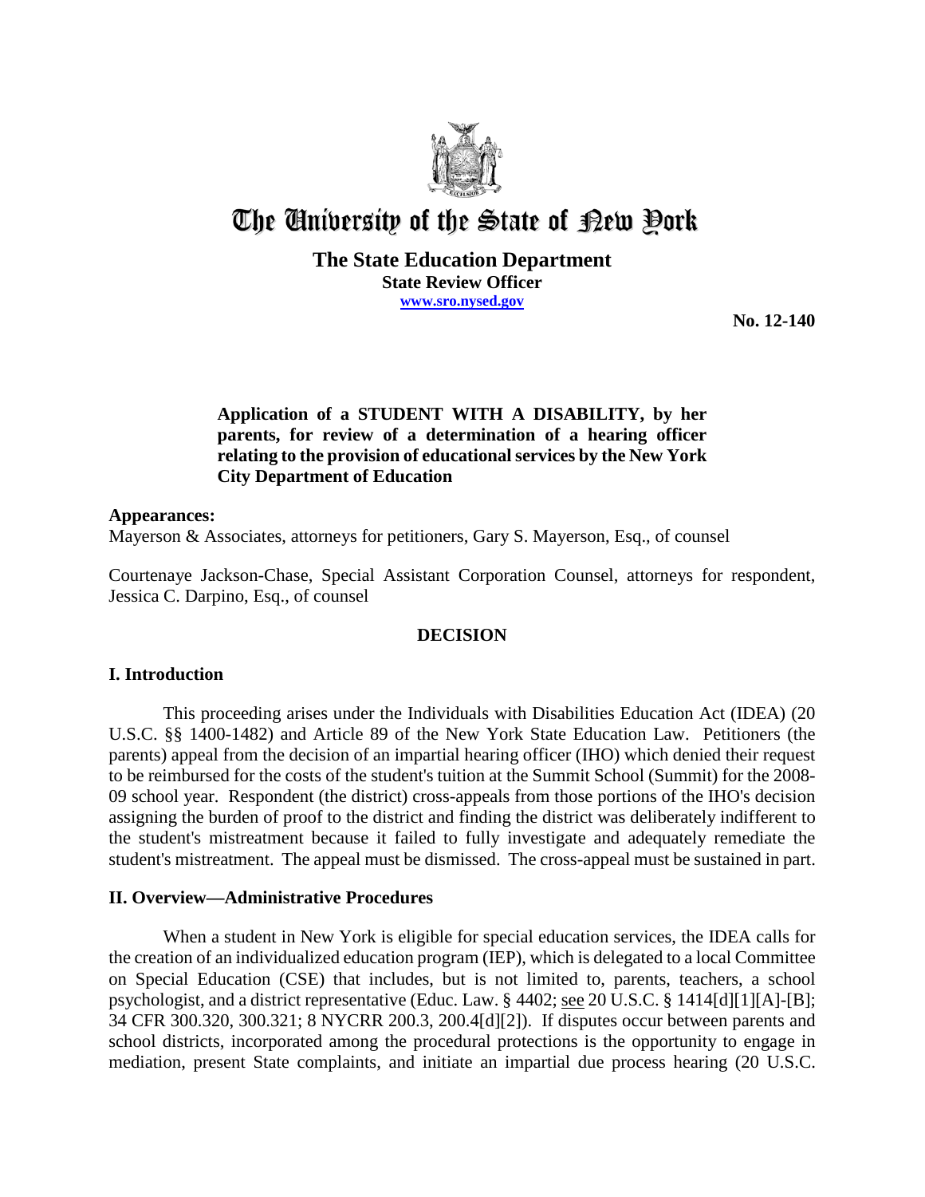# The University of the State of New York

**The State Education Department**
**State Review Officer**
**www.sro.nysed.gov**

**No. 12-140**

**Application of a STUDENT WITH A DISABILITY, by her parents, for review of a determination of a hearing officer relating to the provision of educational services by the New York City Department of Education**

**Appearances:**
Mayerson & Associates, attorneys for petitioners, Gary S. Mayerson, Esq., of counsel

Courtenaye Jackson-Chase, Special Assistant Corporation Counsel, attorneys for respondent, Jessica C. Darpino, Esq., of counsel

## DECISION

### I. Introduction

This proceeding arises under the Individuals with Disabilities Education Act (IDEA) (20 U.S.C. §§ 1400-1482) and Article 89 of the New York State Education Law. Petitioners (the parents) appeal from the decision of an impartial hearing officer (IHO) which denied their request to be reimbursed for the costs of the student's tuition at the Summit School (Summit) for the 2008-09 school year. Respondent (the district) cross-appeals from those portions of the IHO's decision assigning the burden of proof to the district and finding the district was deliberately indifferent to the student's mistreatment because it failed to fully investigate and adequately remediate the student's mistreatment. The appeal must be dismissed. The cross-appeal must be sustained in part.

### II. Overview—Administrative Procedures

When a student in New York is eligible for special education services, the IDEA calls for the creation of an individualized education program (IEP), which is delegated to a local Committee on Special Education (CSE) that includes, but is not limited to, parents, teachers, a school psychologist, and a district representative (Educ. Law. § 4402; see 20 U.S.C. § 1414[d][1][A]-[B]; 34 CFR 300.320, 300.321; 8 NYCRR 200.3, 200.4[d][2]). If disputes occur between parents and school districts, incorporated among the procedural protections is the opportunity to engage in mediation, present State complaints, and initiate an impartial due process hearing (20 U.S.C.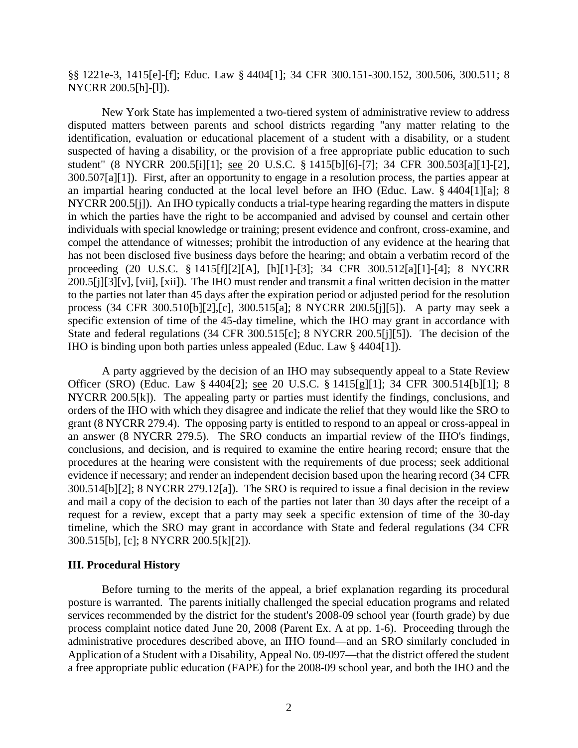§§ 1221e-3, 1415[e]-[f]; Educ. Law § 4404[1]; 34 CFR 300.151-300.152, 300.506, 300.511; 8 NYCRR 200.5[h]-[l]).

New York State has implemented a two-tiered system of administrative review to address disputed matters between parents and school districts regarding "any matter relating to the identification, evaluation or educational placement of a student with a disability, or a student suspected of having a disability, or the provision of a free appropriate public education to such student" (8 NYCRR 200.5[i][1]; see 20 U.S.C. § 1415[b][6]-[7]; 34 CFR 300.503[a][1]-[2], 300.507[a][1]). First, after an opportunity to engage in a resolution process, the parties appear at an impartial hearing conducted at the local level before an IHO (Educ. Law. § 4404[1][a]; 8 NYCRR 200.5[j]). An IHO typically conducts a trial-type hearing regarding the matters in dispute in which the parties have the right to be accompanied and advised by counsel and certain other individuals with special knowledge or training; present evidence and confront, cross-examine, and compel the attendance of witnesses; prohibit the introduction of any evidence at the hearing that has not been disclosed five business days before the hearing; and obtain a verbatim record of the proceeding (20 U.S.C. § 1415[f][2][A], [h][1]-[3]; 34 CFR 300.512[a][1]-[4]; 8 NYCRR 200.5[j][3][v], [vii], [xii]). The IHO must render and transmit a final written decision in the matter to the parties not later than 45 days after the expiration period or adjusted period for the resolution process (34 CFR 300.510[b][2],[c], 300.515[a]; 8 NYCRR 200.5[j][5]). A party may seek a specific extension of time of the 45-day timeline, which the IHO may grant in accordance with State and federal regulations (34 CFR 300.515[c]; 8 NYCRR 200.5[j][5]). The decision of the IHO is binding upon both parties unless appealed (Educ. Law § 4404[1]).

A party aggrieved by the decision of an IHO may subsequently appeal to a State Review Officer (SRO) (Educ. Law § 4404[2]; see 20 U.S.C. § 1415[g][1]; 34 CFR 300.514[b][1]; 8 NYCRR 200.5[k]). The appealing party or parties must identify the findings, conclusions, and orders of the IHO with which they disagree and indicate the relief that they would like the SRO to grant (8 NYCRR 279.4). The opposing party is entitled to respond to an appeal or cross-appeal in an answer (8 NYCRR 279.5). The SRO conducts an impartial review of the IHO's findings, conclusions, and decision, and is required to examine the entire hearing record; ensure that the procedures at the hearing were consistent with the requirements of due process; seek additional evidence if necessary; and render an independent decision based upon the hearing record (34 CFR 300.514[b][2]; 8 NYCRR 279.12[a]). The SRO is required to issue a final decision in the review and mail a copy of the decision to each of the parties not later than 30 days after the receipt of a request for a review, except that a party may seek a specific extension of time of the 30-day timeline, which the SRO may grant in accordance with State and federal regulations (34 CFR 300.515[b], [c]; 8 NYCRR 200.5[k][2]).

### III. Procedural History

Before turning to the merits of the appeal, a brief explanation regarding its procedural posture is warranted. The parents initially challenged the special education programs and related services recommended by the district for the student's 2008-09 school year (fourth grade) by due process complaint notice dated June 20, 2008 (Parent Ex. A at pp. 1-6). Proceeding through the administrative procedures described above, an IHO found—and an SRO similarly concluded in Application of a Student with a Disability, Appeal No. 09-097—that the district offered the student a free appropriate public education (FAPE) for the 2008-09 school year, and both the IHO and the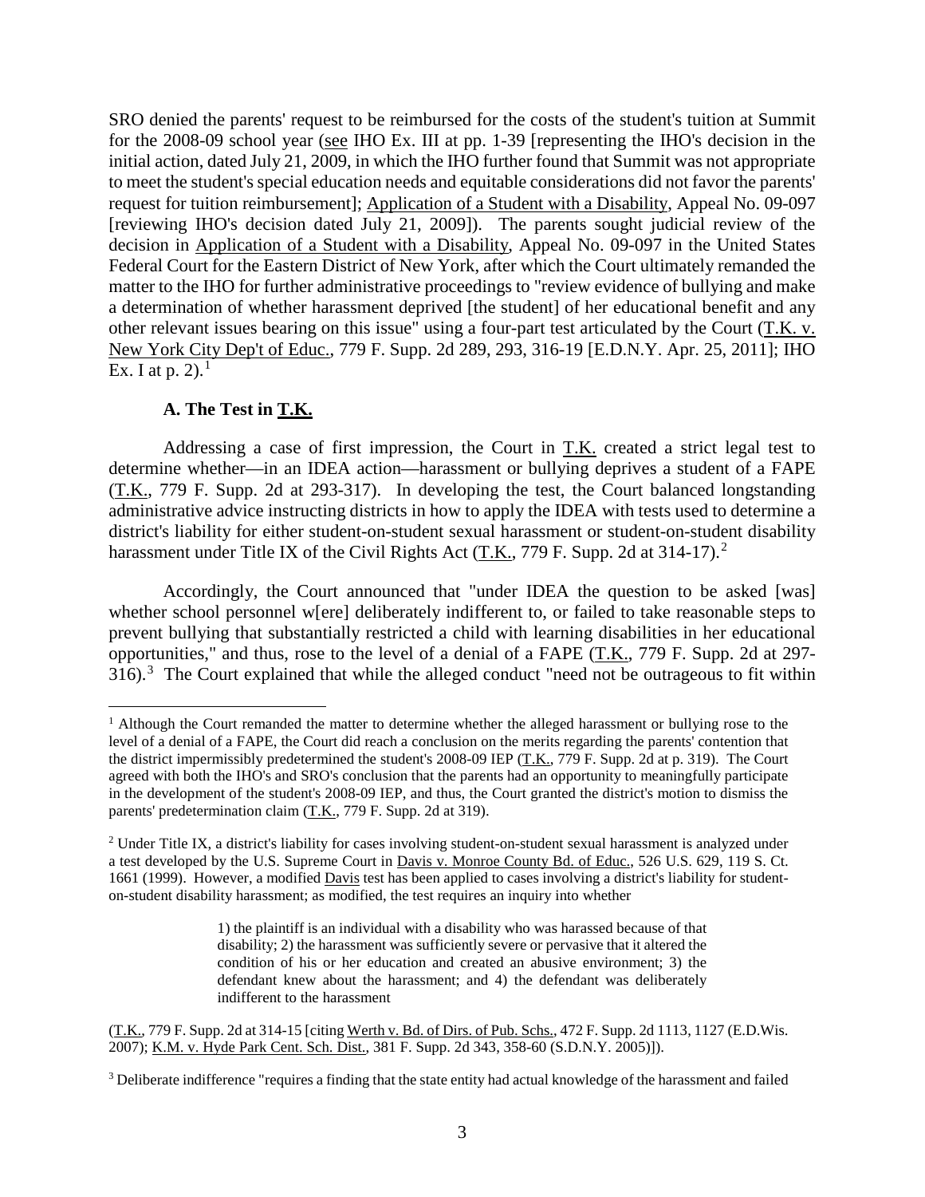SRO denied the parents' request to be reimbursed for the costs of the student's tuition at Summit for the 2008-09 school year (see IHO Ex. III at pp. 1-39 [representing the IHO's decision in the initial action, dated July 21, 2009, in which the IHO further found that Summit was not appropriate to meet the student's special education needs and equitable considerations did not favor the parents' request for tuition reimbursement]; Application of a Student with a Disability, Appeal No. 09-097 [reviewing IHO's decision dated July 21, 2009]). The parents sought judicial review of the decision in Application of a Student with a Disability, Appeal No. 09-097 in the United States Federal Court for the Eastern District of New York, after which the Court ultimately remanded the matter to the IHO for further administrative proceedings to "review evidence of bullying and make a determination of whether harassment deprived [the student] of her educational benefit and any other relevant issues bearing on this issue" using a four-part test articulated by the Court (T.K. v. New York City Dep't of Educ., 779 F. Supp. 2d 289, 293, 316-19 [E.D.N.Y. Apr. 25, 2011]; IHO Ex. I at p. 2).[1]

### A. The Test in T.K.

Addressing a case of first impression, the Court in T.K. created a strict legal test to determine whether—in an IDEA action—harassment or bullying deprives a student of a FAPE (T.K., 779 F. Supp. 2d at 293-317). In developing the test, the Court balanced longstanding administrative advice instructing districts in how to apply the IDEA with tests used to determine a district's liability for either student-on-student sexual harassment or student-on-student disability harassment under Title IX of the Civil Rights Act (T.K., 779 F. Supp. 2d at 314-17).[2]

Accordingly, the Court announced that "under IDEA the question to be asked [was] whether school personnel w[ere] deliberately indifferent to, or failed to take reasonable steps to prevent bullying that substantially restricted a child with learning disabilities in her educational opportunities," and thus, rose to the level of a denial of a FAPE (T.K., 779 F. Supp. 2d at 297-316).[3] The Court explained that while the alleged conduct "need not be outrageous to fit within

---

[1] Although the Court remanded the matter to determine whether the alleged harassment or bullying rose to the level of a denial of a FAPE, the Court did reach a conclusion on the merits regarding the parents' contention that the district impermissibly predetermined the student's 2008-09 IEP (T.K., 779 F. Supp. 2d at p. 319). The Court agreed with both the IHO's and SRO's conclusion that the parents had an opportunity to meaningfully participate in the development of the student's 2008-09 IEP, and thus, the Court granted the district's motion to dismiss the parents' predetermination claim (T.K., 779 F. Supp. 2d at 319).

[2] Under Title IX, a district's liability for cases involving student-on-student sexual harassment is analyzed under a test developed by the U.S. Supreme Court in Davis v. Monroe County Bd. of Educ., 526 U.S. 629, 119 S. Ct. 1661 (1999). However, a modified Davis test has been applied to cases involving a district's liability for student-on-student disability harassment; as modified, the test requires an inquiry into whether

> 1) the plaintiff is an individual with a disability who was harassed because of that disability; 2) the harassment was sufficiently severe or pervasive that it altered the condition of his or her education and created an abusive environment; 3) the defendant knew about the harassment; and 4) the defendant was deliberately indifferent to the harassment

(T.K., 779 F. Supp. 2d at 314-15 [citing Werth v. Bd. of Dirs. of Pub. Schs., 472 F. Supp. 2d 1113, 1127 (E.D.Wis. 2007); K.M. v. Hyde Park Cent. Sch. Dist., 381 F. Supp. 2d 343, 358-60 (S.D.N.Y. 2005)]).

[3] Deliberate indifference "requires a finding that the state entity had actual knowledge of the harassment and failed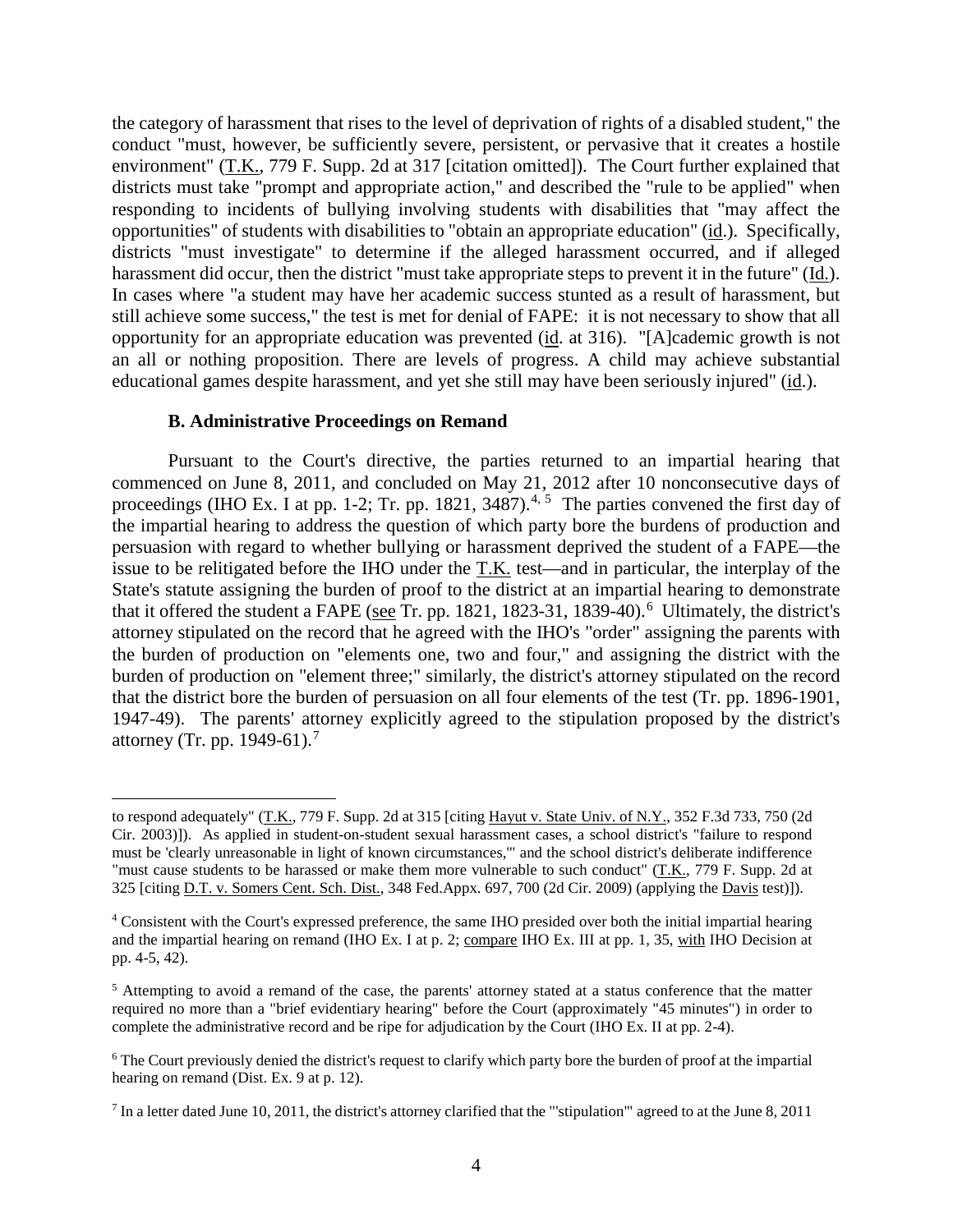the category of harassment that rises to the level of deprivation of rights of a disabled student," the conduct "must, however, be sufficiently severe, persistent, or pervasive that it creates a hostile environment" (T.K., 779 F. Supp. 2d at 317 [citation omitted]). The Court further explained that districts must take "prompt and appropriate action," and described the "rule to be applied" when responding to incidents of bullying involving students with disabilities that "may affect the opportunities" of students with disabilities to "obtain an appropriate education" (id.). Specifically, districts "must investigate" to determine if the alleged harassment occurred, and if alleged harassment did occur, then the district "must take appropriate steps to prevent it in the future" (Id.). In cases where "a student may have her academic success stunted as a result of harassment, but still achieve some success," the test is met for denial of FAPE: it is not necessary to show that all opportunity for an appropriate education was prevented (id. at 316). "[A]cademic growth is not an all or nothing proposition. There are levels of progress. A child may achieve substantial educational games despite harassment, and yet she still may have been seriously injured" (id.).

### B. Administrative Proceedings on Remand

Pursuant to the Court's directive, the parties returned to an impartial hearing that commenced on June 8, 2011, and concluded on May 21, 2012 after 10 nonconsecutive days of proceedings (IHO Ex. I at pp. 1-2; Tr. pp. 1821, 3487).[4, 5] The parties convened the first day of the impartial hearing to address the question of which party bore the burdens of production and persuasion with regard to whether bullying or harassment deprived the student of a FAPE—the issue to be relitigated before the IHO under the T.K. test—and in particular, the interplay of the State's statute assigning the burden of proof to the district at an impartial hearing to demonstrate that it offered the student a FAPE (see Tr. pp. 1821, 1823-31, 1839-40).[6] Ultimately, the district's attorney stipulated on the record that he agreed with the IHO's "order" assigning the parents with the burden of production on "elements one, two and four," and assigning the district with the burden of production on "element three;" similarly, the district's attorney stipulated on the record that the district bore the burden of persuasion on all four elements of the test (Tr. pp. 1896-1901, 1947-49). The parents' attorney explicitly agreed to the stipulation proposed by the district's attorney (Tr. pp. 1949-61).[7]

---

to respond adequately" (T.K., 779 F. Supp. 2d at 315 [citing Hayut v. State Univ. of N.Y., 352 F.3d 733, 750 (2d Cir. 2003)]). As applied in student-on-student sexual harassment cases, a school district's "failure to respond must be 'clearly unreasonable in light of known circumstances,'" and the school district's deliberate indifference "must cause students to be harassed or make them more vulnerable to such conduct" (T.K., 779 F. Supp. 2d at 325 [citing D.T. v. Somers Cent. Sch. Dist., 348 Fed.Appx. 697, 700 (2d Cir. 2009) (applying the Davis test)]).

[4] Consistent with the Court's expressed preference, the same IHO presided over both the initial impartial hearing and the impartial hearing on remand (IHO Ex. I at p. 2; compare IHO Ex. III at pp. 1, 35, with IHO Decision at pp. 4-5, 42).

[5] Attempting to avoid a remand of the case, the parents' attorney stated at a status conference that the matter required no more than a "brief evidentiary hearing" before the Court (approximately "45 minutes") in order to complete the administrative record and be ripe for adjudication by the Court (IHO Ex. II at pp. 2-4).

[6] The Court previously denied the district's request to clarify which party bore the burden of proof at the impartial hearing on remand (Dist. Ex. 9 at p. 12).

[7] In a letter dated June 10, 2011, the district's attorney clarified that the "'stipulation'" agreed to at the June 8, 2011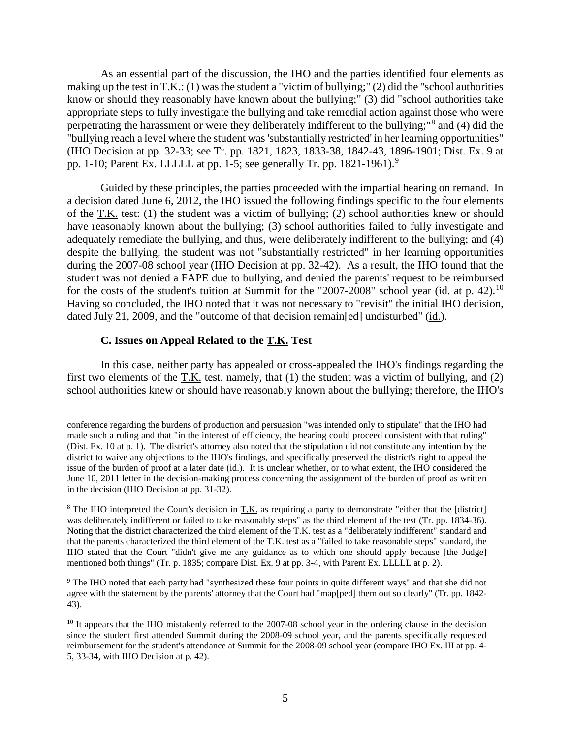As an essential part of the discussion, the IHO and the parties identified four elements as making up the test in T.K.: (1) was the student a "victim of bullying;" (2) did the "school authorities know or should they reasonably have known about the bullying;" (3) did "school authorities take appropriate steps to fully investigate the bullying and take remedial action against those who were perpetrating the harassment or were they deliberately indifferent to the bullying;"[8] and (4) did the "bullying reach a level where the student was 'substantially restricted' in her learning opportunities" (IHO Decision at pp. 32-33; see Tr. pp. 1821, 1823, 1833-38, 1842-43, 1896-1901; Dist. Ex. 9 at pp. 1-10; Parent Ex. LLLLL at pp. 1-5; see generally Tr. pp. 1821-1961).[9]

Guided by these principles, the parties proceeded with the impartial hearing on remand. In a decision dated June 6, 2012, the IHO issued the following findings specific to the four elements of the T.K. test: (1) the student was a victim of bullying; (2) school authorities knew or should have reasonably known about the bullying; (3) school authorities failed to fully investigate and adequately remediate the bullying, and thus, were deliberately indifferent to the bullying; and (4) despite the bullying, the student was not "substantially restricted" in her learning opportunities during the 2007-08 school year (IHO Decision at pp. 32-42). As a result, the IHO found that the student was not denied a FAPE due to bullying, and denied the parents' request to be reimbursed for the costs of the student's tuition at Summit for the "2007-2008" school year (id. at p. 42).[10] Having so concluded, the IHO noted that it was not necessary to "revisit" the initial IHO decision, dated July 21, 2009, and the "outcome of that decision remain[ed] undisturbed" (id.).

### C. Issues on Appeal Related to the T.K. Test

In this case, neither party has appealed or cross-appealed the IHO's findings regarding the first two elements of the T.K. test, namely, that (1) the student was a victim of bullying, and (2) school authorities knew or should have reasonably known about the bullying; therefore, the IHO's

---

conference regarding the burdens of production and persuasion "was intended only to stipulate" that the IHO had made such a ruling and that "in the interest of efficiency, the hearing could proceed consistent with that ruling" (Dist. Ex. 10 at p. 1). The district's attorney also noted that the stipulation did not constitute any intention by the district to waive any objections to the IHO's findings, and specifically preserved the district's right to appeal the issue of the burden of proof at a later date (id.). It is unclear whether, or to what extent, the IHO considered the June 10, 2011 letter in the decision-making process concerning the assignment of the burden of proof as written in the decision (IHO Decision at pp. 31-32).

[8] The IHO interpreted the Court's decision in T.K. as requiring a party to demonstrate "either that the [district] was deliberately indifferent or failed to take reasonably steps" as the third element of the test (Tr. pp. 1834-36). Noting that the district characterized the third element of the T.K. test as a "deliberately indifferent" standard and that the parents characterized the third element of the T.K. test as a "failed to take reasonable steps" standard, the IHO stated that the Court "didn't give me any guidance as to which one should apply because [the Judge] mentioned both things" (Tr. p. 1835; compare Dist. Ex. 9 at pp. 3-4, with Parent Ex. LLLLL at p. 2).

[9] The IHO noted that each party had "synthesized these four points in quite different ways" and that she did not agree with the statement by the parents' attorney that the Court had "map[ped] them out so clearly" (Tr. pp. 1842-43).

[10] It appears that the IHO mistakenly referred to the 2007-08 school year in the ordering clause in the decision since the student first attended Summit during the 2008-09 school year, and the parents specifically requested reimbursement for the student's attendance at Summit for the 2008-09 school year (compare IHO Ex. III at pp. 4-5, 33-34, with IHO Decision at p. 42).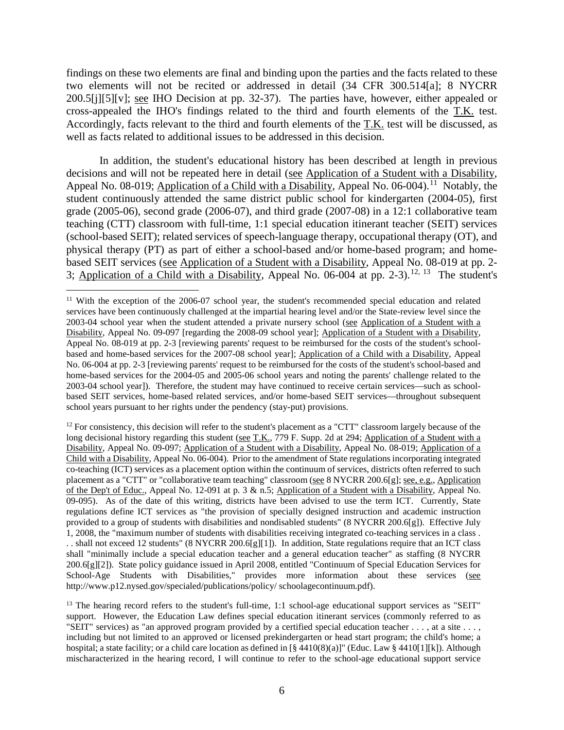findings on these two elements are final and binding upon the parties and the facts related to these two elements will not be recited or addressed in detail (34 CFR 300.514[a]; 8 NYCRR 200.5[j][5][v]; see IHO Decision at pp. 32-37). The parties have, however, either appealed or cross-appealed the IHO's findings related to the third and fourth elements of the T.K. test. Accordingly, facts relevant to the third and fourth elements of the T.K. test will be discussed, as well as facts related to additional issues to be addressed in this decision.

In addition, the student's educational history has been described at length in previous decisions and will not be repeated here in detail (see Application of a Student with a Disability, Appeal No. 08-019; Application of a Child with a Disability, Appeal No. 06-004).[11] Notably, the student continuously attended the same district public school for kindergarten (2004-05), first grade (2005-06), second grade (2006-07), and third grade (2007-08) in a 12:1 collaborative team teaching (CTT) classroom with full-time, 1:1 special education itinerant teacher (SEIT) services (school-based SEIT); related services of speech-language therapy, occupational therapy (OT), and physical therapy (PT) as part of either a school-based and/or home-based program; and home-based SEIT services (see Application of a Student with a Disability, Appeal No. 08-019 at pp. 2-3; Application of a Child with a Disability, Appeal No. 06-004 at pp. 2-3).[12, 13] The student's

---

[11] With the exception of the 2006-07 school year, the student's recommended special education and related services have been continuously challenged at the impartial hearing level and/or the State-review level since the 2003-04 school year when the student attended a private nursery school (see Application of a Student with a Disability, Appeal No. 09-097 [regarding the 2008-09 school year]; Application of a Student with a Disability, Appeal No. 08-019 at pp. 2-3 [reviewing parents' request to be reimbursed for the costs of the student's school-based and home-based services for the 2007-08 school year]; Application of a Child with a Disability, Appeal No. 06-004 at pp. 2-3 [reviewing parents' request to be reimbursed for the costs of the student's school-based and home-based services for the 2004-05 and 2005-06 school years and noting the parents' challenge related to the 2003-04 school year]). Therefore, the student may have continued to receive certain services—such as school-based SEIT services, home-based related services, and/or home-based SEIT services—throughout subsequent school years pursuant to her rights under the pendency (stay-put) provisions.

[12] For consistency, this decision will refer to the student's placement as a "CTT" classroom largely because of the long decisional history regarding this student (see T.K., 779 F. Supp. 2d at 294; Application of a Student with a Disability, Appeal No. 09-097; Application of a Student with a Disability, Appeal No. 08-019; Application of a Child with a Disability, Appeal No. 06-004). Prior to the amendment of State regulations incorporating integrated co-teaching (ICT) services as a placement option within the continuum of services, districts often referred to such placement as a "CTT" or "collaborative team teaching" classroom (see 8 NYCRR 200.6[g]; see, e.g., Application of the Dep't of Educ., Appeal No. 12-091 at p. 3 & n.5; Application of a Student with a Disability, Appeal No. 09-095). As of the date of this writing, districts have been advised to use the term ICT. Currently, State regulations define ICT services as "the provision of specially designed instruction and academic instruction provided to a group of students with disabilities and nondisabled students" (8 NYCRR 200.6[g]). Effective July 1, 2008, the "maximum number of students with disabilities receiving integrated co-teaching services in a class . . . shall not exceed 12 students" (8 NYCRR 200.6[g][1]). In addition, State regulations require that an ICT class shall "minimally include a special education teacher and a general education teacher" as staffing (8 NYCRR 200.6[g][2]). State policy guidance issued in April 2008, entitled "Continuum of Special Education Services for School-Age Students with Disabilities," provides more information about these services (see http://www.p12.nysed.gov/specialed/publications/policy/ schoolagecontinuum.pdf).

[13] The hearing record refers to the student's full-time, 1:1 school-age educational support services as "SEIT" support. However, the Education Law defines special education itinerant services (commonly referred to as "SEIT" services) as "an approved program provided by a certified special education teacher . . . , at a site . . . , including but not limited to an approved or licensed prekindergarten or head start program; the child's home; a hospital; a state facility; or a child care location as defined in [§ 4410(8)(a)]" (Educ. Law § 4410[1][k]). Although mischaracterized in the hearing record, I will continue to refer to the school-age educational support service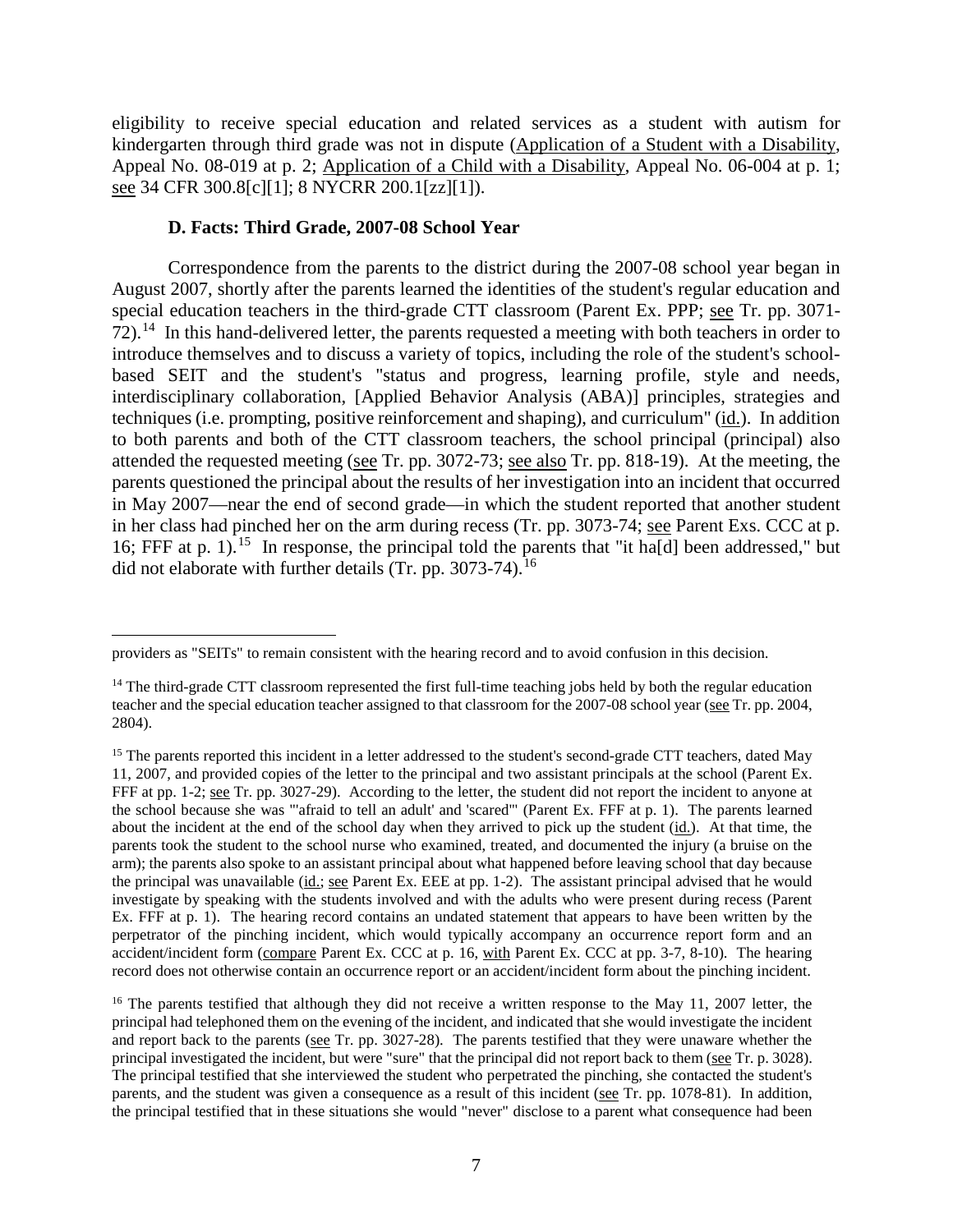eligibility to receive special education and related services as a student with autism for kindergarten through third grade was not in dispute (Application of a Student with a Disability, Appeal No. 08-019 at p. 2; Application of a Child with a Disability, Appeal No. 06-004 at p. 1; see 34 CFR 300.8[c][1]; 8 NYCRR 200.1[zz][1]).

### D. Facts: Third Grade, 2007-08 School Year

Correspondence from the parents to the district during the 2007-08 school year began in August 2007, shortly after the parents learned the identities of the student's regular education and special education teachers in the third-grade CTT classroom (Parent Ex. PPP; see Tr. pp. 3071-72).[14] In this hand-delivered letter, the parents requested a meeting with both teachers in order to introduce themselves and to discuss a variety of topics, including the role of the student's school-based SEIT and the student's "status and progress, learning profile, style and needs, interdisciplinary collaboration, [Applied Behavior Analysis (ABA)] principles, strategies and techniques (i.e. prompting, positive reinforcement and shaping), and curriculum" (id.). In addition to both parents and both of the CTT classroom teachers, the school principal (principal) also attended the requested meeting (see Tr. pp. 3072-73; see also Tr. pp. 818-19). At the meeting, the parents questioned the principal about the results of her investigation into an incident that occurred in May 2007—near the end of second grade—in which the student reported that another student in her class had pinched her on the arm during recess (Tr. pp. 3073-74; see Parent Exs. CCC at p. 16; FFF at p. 1).[15] In response, the principal told the parents that "it ha[d] been addressed," but did not elaborate with further details (Tr. pp. 3073-74).[16]

---

providers as "SEITs" to remain consistent with the hearing record and to avoid confusion in this decision.

[14] The third-grade CTT classroom represented the first full-time teaching jobs held by both the regular education teacher and the special education teacher assigned to that classroom for the 2007-08 school year (see Tr. pp. 2004, 2804).

[15] The parents reported this incident in a letter addressed to the student's second-grade CTT teachers, dated May 11, 2007, and provided copies of the letter to the principal and two assistant principals at the school (Parent Ex. FFF at pp. 1-2; see Tr. pp. 3027-29). According to the letter, the student did not report the incident to anyone at the school because she was "'afraid to tell an adult' and 'scared'" (Parent Ex. FFF at p. 1). The parents learned about the incident at the end of the school day when they arrived to pick up the student (id.). At that time, the parents took the student to the school nurse who examined, treated, and documented the injury (a bruise on the arm); the parents also spoke to an assistant principal about what happened before leaving school that day because the principal was unavailable (id.; see Parent Ex. EEE at pp. 1-2). The assistant principal advised that he would investigate by speaking with the students involved and with the adults who were present during recess (Parent Ex. FFF at p. 1). The hearing record contains an undated statement that appears to have been written by the perpetrator of the pinching incident, which would typically accompany an occurrence report form and an accident/incident form (compare Parent Ex. CCC at p. 16, with Parent Ex. CCC at pp. 3-7, 8-10). The hearing record does not otherwise contain an occurrence report or an accident/incident form about the pinching incident.

[16] The parents testified that although they did not receive a written response to the May 11, 2007 letter, the principal had telephoned them on the evening of the incident, and indicated that she would investigate the incident and report back to the parents (see Tr. pp. 3027-28). The parents testified that they were unaware whether the principal investigated the incident, but were "sure" that the principal did not report back to them (see Tr. p. 3028). The principal testified that she interviewed the student who perpetrated the pinching, she contacted the student's parents, and the student was given a consequence as a result of this incident (see Tr. pp. 1078-81). In addition, the principal testified that in these situations she would "never" disclose to a parent what consequence had been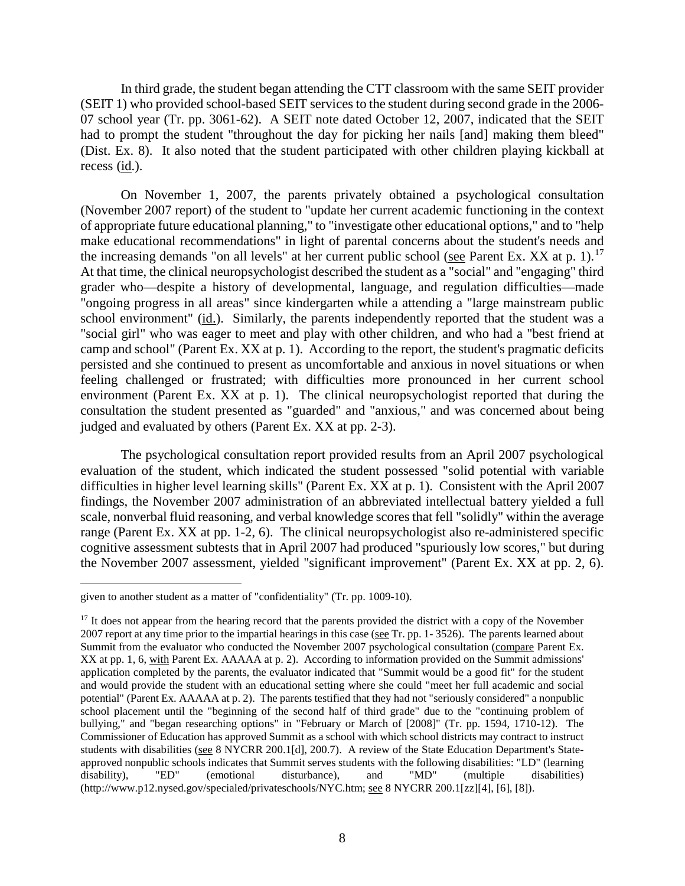In third grade, the student began attending the CTT classroom with the same SEIT provider (SEIT 1) who provided school-based SEIT services to the student during second grade in the 2006-07 school year (Tr. pp. 3061-62). A SEIT note dated October 12, 2007, indicated that the SEIT had to prompt the student "throughout the day for picking her nails [and] making them bleed" (Dist. Ex. 8). It also noted that the student participated with other children playing kickball at recess (id.).

On November 1, 2007, the parents privately obtained a psychological consultation (November 2007 report) of the student to "update her current academic functioning in the context of appropriate future educational planning," to "investigate other educational options," and to "help make educational recommendations" in light of parental concerns about the student's needs and the increasing demands "on all levels" at her current public school (see Parent Ex. XX at p. 1).[17] At that time, the clinical neuropsychologist described the student as a "social" and "engaging" third grader who—despite a history of developmental, language, and regulation difficulties—made "ongoing progress in all areas" since kindergarten while a attending a "large mainstream public school environment" (id.). Similarly, the parents independently reported that the student was a "social girl" who was eager to meet and play with other children, and who had a "best friend at camp and school" (Parent Ex. XX at p. 1). According to the report, the student's pragmatic deficits persisted and she continued to present as uncomfortable and anxious in novel situations or when feeling challenged or frustrated; with difficulties more pronounced in her current school environment (Parent Ex. XX at p. 1). The clinical neuropsychologist reported that during the consultation the student presented as "guarded" and "anxious," and was concerned about being judged and evaluated by others (Parent Ex. XX at pp. 2-3).

The psychological consultation report provided results from an April 2007 psychological evaluation of the student, which indicated the student possessed "solid potential with variable difficulties in higher level learning skills" (Parent Ex. XX at p. 1). Consistent with the April 2007 findings, the November 2007 administration of an abbreviated intellectual battery yielded a full scale, nonverbal fluid reasoning, and verbal knowledge scores that fell "solidly" within the average range (Parent Ex. XX at pp. 1-2, 6). The clinical neuropsychologist also re-administered specific cognitive assessment subtests that in April 2007 had produced "spuriously low scores," but during the November 2007 assessment, yielded "significant improvement" (Parent Ex. XX at pp. 2, 6).

---

given to another student as a matter of "confidentiality" (Tr. pp. 1009-10).

[17] It does not appear from the hearing record that the parents provided the district with a copy of the November 2007 report at any time prior to the impartial hearings in this case (see Tr. pp. 1- 3526). The parents learned about Summit from the evaluator who conducted the November 2007 psychological consultation (compare Parent Ex. XX at pp. 1, 6, with Parent Ex. AAAAA at p. 2). According to information provided on the Summit admissions' application completed by the parents, the evaluator indicated that "Summit would be a good fit" for the student and would provide the student with an educational setting where she could "meet her full academic and social potential" (Parent Ex. AAAAA at p. 2). The parents testified that they had not "seriously considered" a nonpublic school placement until the "beginning of the second half of third grade" due to the "continuing problem of bullying," and "began researching options" in "February or March of [2008]" (Tr. pp. 1594, 1710-12). The Commissioner of Education has approved Summit as a school with which school districts may contract to instruct students with disabilities (see 8 NYCRR 200.1[d], 200.7). A review of the State Education Department's State-approved nonpublic schools indicates that Summit serves students with the following disabilities: "LD" (learning disability), "ED" (emotional disturbance), and "MD" (multiple disabilities) (http://www.p12.nysed.gov/specialed/privateschools/NYC.htm; see 8 NYCRR 200.1[zz][4], [6], [8]).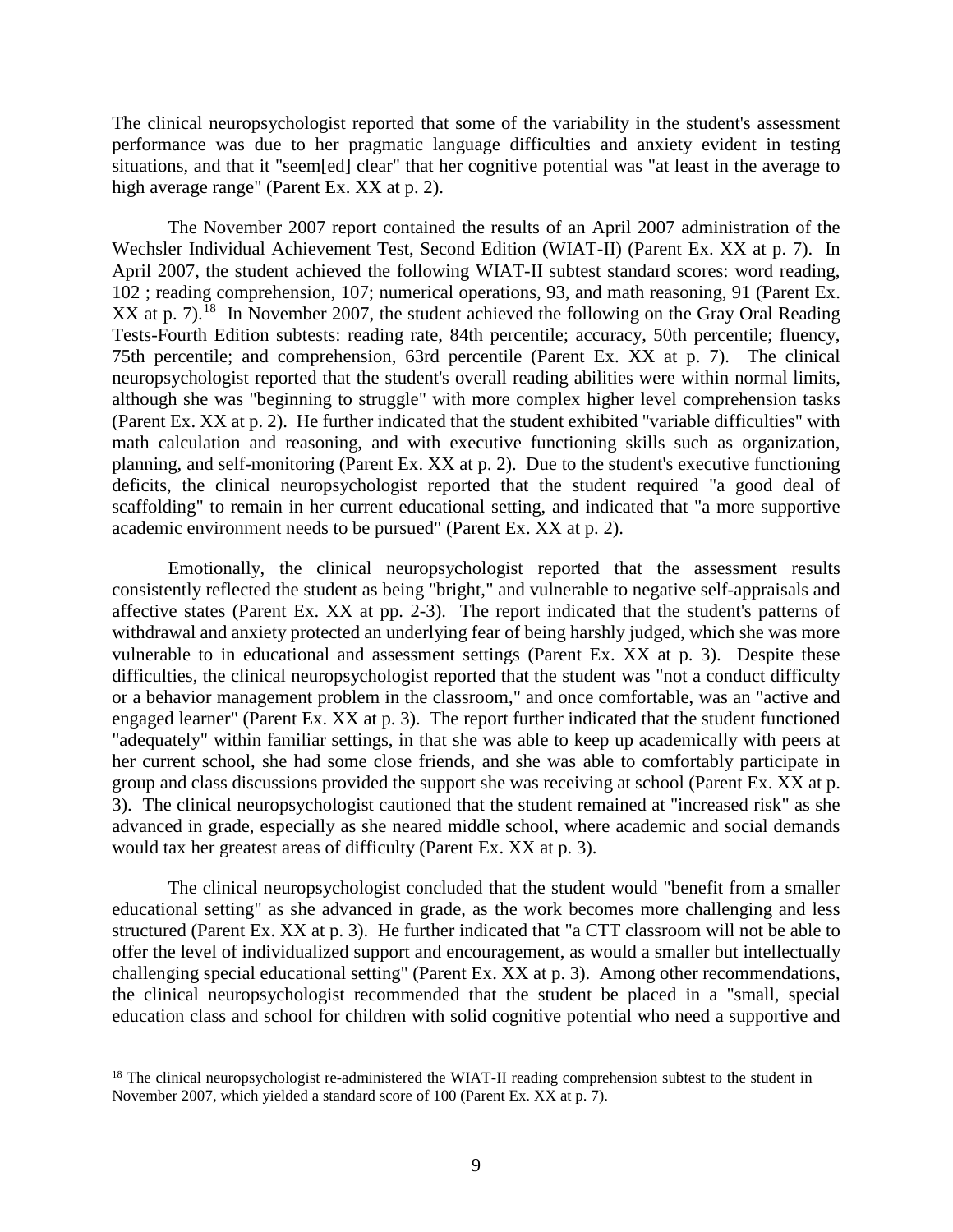The clinical neuropsychologist reported that some of the variability in the student's assessment performance was due to her pragmatic language difficulties and anxiety evident in testing situations, and that it "seem[ed] clear" that her cognitive potential was "at least in the average to high average range" (Parent Ex. XX at p. 2).

The November 2007 report contained the results of an April 2007 administration of the Wechsler Individual Achievement Test, Second Edition (WIAT-II) (Parent Ex. XX at p. 7). In April 2007, the student achieved the following WIAT-II subtest standard scores: word reading, 102 ; reading comprehension, 107; numerical operations, 93, and math reasoning, 91 (Parent Ex. XX at p. 7).[18] In November 2007, the student achieved the following on the Gray Oral Reading Tests-Fourth Edition subtests: reading rate, 84th percentile; accuracy, 50th percentile; fluency, 75th percentile; and comprehension, 63rd percentile (Parent Ex. XX at p. 7). The clinical neuropsychologist reported that the student's overall reading abilities were within normal limits, although she was "beginning to struggle" with more complex higher level comprehension tasks (Parent Ex. XX at p. 2). He further indicated that the student exhibited "variable difficulties" with math calculation and reasoning, and with executive functioning skills such as organization, planning, and self-monitoring (Parent Ex. XX at p. 2). Due to the student's executive functioning deficits, the clinical neuropsychologist reported that the student required "a good deal of scaffolding" to remain in her current educational setting, and indicated that "a more supportive academic environment needs to be pursued" (Parent Ex. XX at p. 2).

Emotionally, the clinical neuropsychologist reported that the assessment results consistently reflected the student as being "bright," and vulnerable to negative self-appraisals and affective states (Parent Ex. XX at pp. 2-3). The report indicated that the student's patterns of withdrawal and anxiety protected an underlying fear of being harshly judged, which she was more vulnerable to in educational and assessment settings (Parent Ex. XX at p. 3). Despite these difficulties, the clinical neuropsychologist reported that the student was "not a conduct difficulty or a behavior management problem in the classroom," and once comfortable, was an "active and engaged learner" (Parent Ex. XX at p. 3). The report further indicated that the student functioned "adequately" within familiar settings, in that she was able to keep up academically with peers at her current school, she had some close friends, and she was able to comfortably participate in group and class discussions provided the support she was receiving at school (Parent Ex. XX at p. 3). The clinical neuropsychologist cautioned that the student remained at "increased risk" as she advanced in grade, especially as she neared middle school, where academic and social demands would tax her greatest areas of difficulty (Parent Ex. XX at p. 3).

The clinical neuropsychologist concluded that the student would "benefit from a smaller educational setting" as she advanced in grade, as the work becomes more challenging and less structured (Parent Ex. XX at p. 3). He further indicated that "a CTT classroom will not be able to offer the level of individualized support and encouragement, as would a smaller but intellectually challenging special educational setting" (Parent Ex. XX at p. 3). Among other recommendations, the clinical neuropsychologist recommended that the student be placed in a "small, special education class and school for children with solid cognitive potential who need a supportive and

---

[18] The clinical neuropsychologist re-administered the WIAT-II reading comprehension subtest to the student in November 2007, which yielded a standard score of 100 (Parent Ex. XX at p. 7).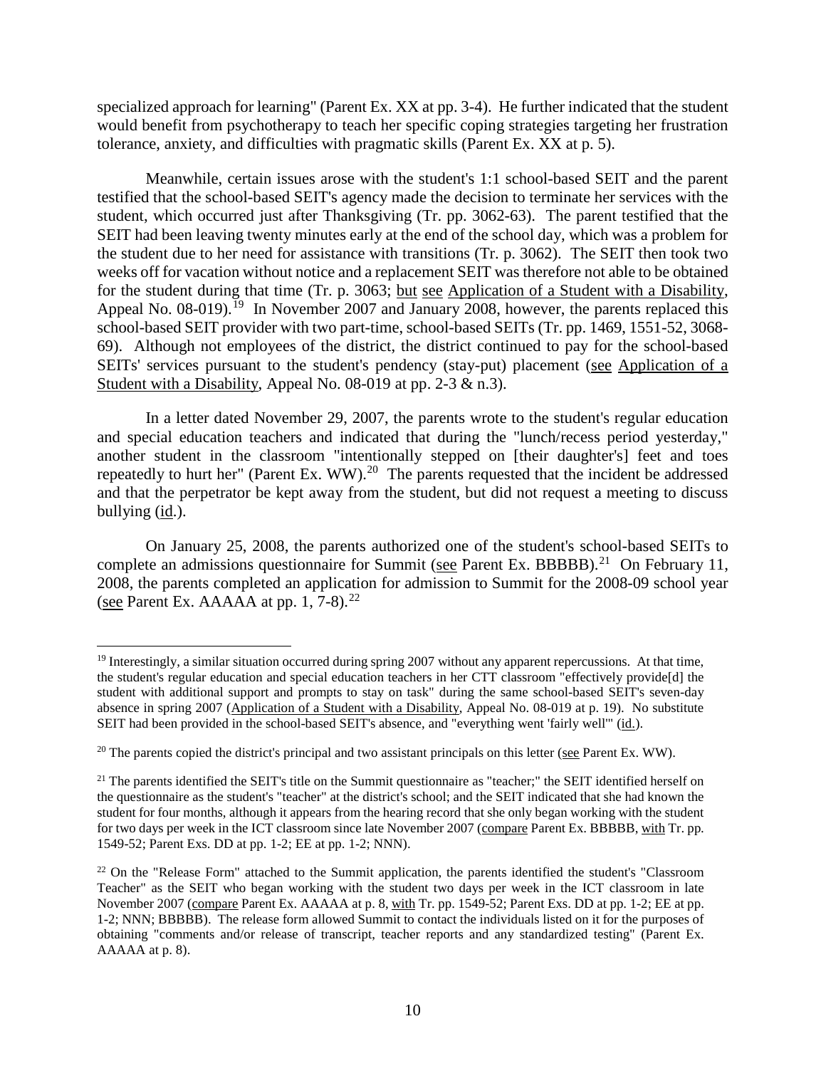specialized approach for learning" (Parent Ex. XX at pp. 3-4). He further indicated that the student would benefit from psychotherapy to teach her specific coping strategies targeting her frustration tolerance, anxiety, and difficulties with pragmatic skills (Parent Ex. XX at p. 5).

Meanwhile, certain issues arose with the student's 1:1 school-based SEIT and the parent testified that the school-based SEIT's agency made the decision to terminate her services with the student, which occurred just after Thanksgiving (Tr. pp. 3062-63). The parent testified that the SEIT had been leaving twenty minutes early at the end of the school day, which was a problem for the student due to her need for assistance with transitions (Tr. p. 3062). The SEIT then took two weeks off for vacation without notice and a replacement SEIT was therefore not able to be obtained for the student during that time (Tr. p. 3063; but see Application of a Student with a Disability, Appeal No. 08-019).[19] In November 2007 and January 2008, however, the parents replaced this school-based SEIT provider with two part-time, school-based SEITs (Tr. pp. 1469, 1551-52, 3068-69). Although not employees of the district, the district continued to pay for the school-based SEITs' services pursuant to the student's pendency (stay-put) placement (see Application of a Student with a Disability, Appeal No. 08-019 at pp. 2-3 & n.3).

In a letter dated November 29, 2007, the parents wrote to the student's regular education and special education teachers and indicated that during the "lunch/recess period yesterday," another student in the classroom "intentionally stepped on [their daughter's] feet and toes repeatedly to hurt her" (Parent Ex. WW).[20] The parents requested that the incident be addressed and that the perpetrator be kept away from the student, but did not request a meeting to discuss bullying (id.).

On January 25, 2008, the parents authorized one of the student's school-based SEITs to complete an admissions questionnaire for Summit (see Parent Ex. BBBBB).[21] On February 11, 2008, the parents completed an application for admission to Summit for the 2008-09 school year (see Parent Ex. AAAAA at pp. 1, 7-8).[22]

---

[19] Interestingly, a similar situation occurred during spring 2007 without any apparent repercussions. At that time, the student's regular education and special education teachers in her CTT classroom "effectively provide[d] the student with additional support and prompts to stay on task" during the same school-based SEIT's seven-day absence in spring 2007 (Application of a Student with a Disability, Appeal No. 08-019 at p. 19). No substitute SEIT had been provided in the school-based SEIT's absence, and "everything went 'fairly well'" (id.).

[20] The parents copied the district's principal and two assistant principals on this letter (see Parent Ex. WW).

[21] The parents identified the SEIT's title on the Summit questionnaire as "teacher;" the SEIT identified herself on the questionnaire as the student's "teacher" at the district's school; and the SEIT indicated that she had known the student for four months, although it appears from the hearing record that she only began working with the student for two days per week in the ICT classroom since late November 2007 (compare Parent Ex. BBBBB, with Tr. pp. 1549-52; Parent Exs. DD at pp. 1-2; EE at pp. 1-2; NNN).

[22] On the "Release Form" attached to the Summit application, the parents identified the student's "Classroom Teacher" as the SEIT who began working with the student two days per week in the ICT classroom in late November 2007 (compare Parent Ex. AAAAA at p. 8, with Tr. pp. 1549-52; Parent Exs. DD at pp. 1-2; EE at pp. 1-2; NNN; BBBBB). The release form allowed Summit to contact the individuals listed on it for the purposes of obtaining "comments and/or release of transcript, teacher reports and any standardized testing" (Parent Ex. AAAAA at p. 8).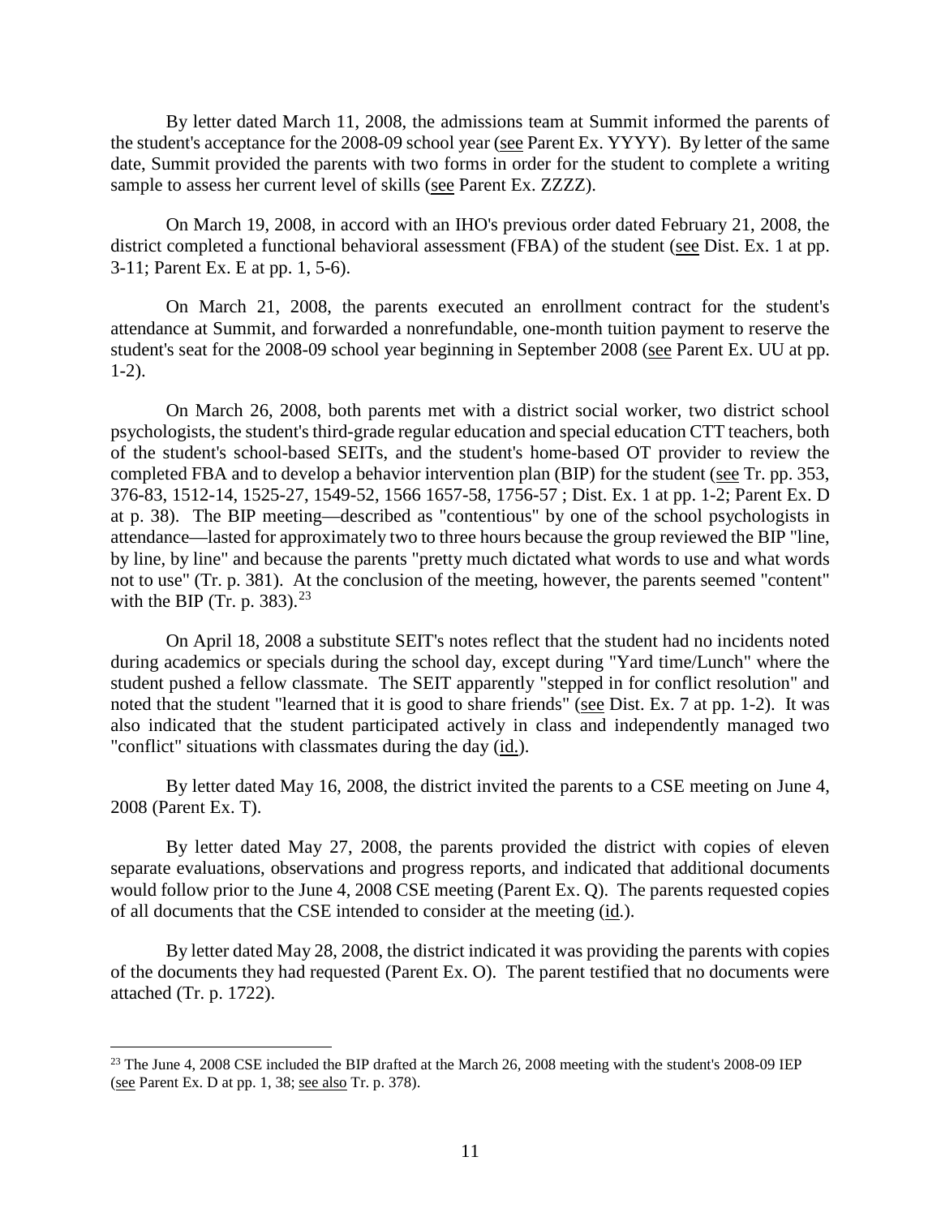By letter dated March 11, 2008, the admissions team at Summit informed the parents of the student's acceptance for the 2008-09 school year (see Parent Ex. YYYY). By letter of the same date, Summit provided the parents with two forms in order for the student to complete a writing sample to assess her current level of skills (see Parent Ex. ZZZZ).

On March 19, 2008, in accord with an IHO's previous order dated February 21, 2008, the district completed a functional behavioral assessment (FBA) of the student (see Dist. Ex. 1 at pp. 3-11; Parent Ex. E at pp. 1, 5-6).

On March 21, 2008, the parents executed an enrollment contract for the student's attendance at Summit, and forwarded a nonrefundable, one-month tuition payment to reserve the student's seat for the 2008-09 school year beginning in September 2008 (see Parent Ex. UU at pp. 1-2).

On March 26, 2008, both parents met with a district social worker, two district school psychologists, the student's third-grade regular education and special education CTT teachers, both of the student's school-based SEITs, and the student's home-based OT provider to review the completed FBA and to develop a behavior intervention plan (BIP) for the student (see Tr. pp. 353, 376-83, 1512-14, 1525-27, 1549-52, 1566 1657-58, 1756-57 ; Dist. Ex. 1 at pp. 1-2; Parent Ex. D at p. 38). The BIP meeting—described as "contentious" by one of the school psychologists in attendance—lasted for approximately two to three hours because the group reviewed the BIP "line, by line, by line" and because the parents "pretty much dictated what words to use and what words not to use" (Tr. p. 381). At the conclusion of the meeting, however, the parents seemed "content" with the BIP (Tr. p. 383).[23]

On April 18, 2008 a substitute SEIT's notes reflect that the student had no incidents noted during academics or specials during the school day, except during "Yard time/Lunch" where the student pushed a fellow classmate. The SEIT apparently "stepped in for conflict resolution" and noted that the student "learned that it is good to share friends" (see Dist. Ex. 7 at pp. 1-2). It was also indicated that the student participated actively in class and independently managed two "conflict" situations with classmates during the day (id.).

By letter dated May 16, 2008, the district invited the parents to a CSE meeting on June 4, 2008 (Parent Ex. T).

By letter dated May 27, 2008, the parents provided the district with copies of eleven separate evaluations, observations and progress reports, and indicated that additional documents would follow prior to the June 4, 2008 CSE meeting (Parent Ex. Q). The parents requested copies of all documents that the CSE intended to consider at the meeting (id.).

By letter dated May 28, 2008, the district indicated it was providing the parents with copies of the documents they had requested (Parent Ex. O). The parent testified that no documents were attached (Tr. p. 1722).

---

[23] The June 4, 2008 CSE included the BIP drafted at the March 26, 2008 meeting with the student's 2008-09 IEP (see Parent Ex. D at pp. 1, 38; see also Tr. p. 378).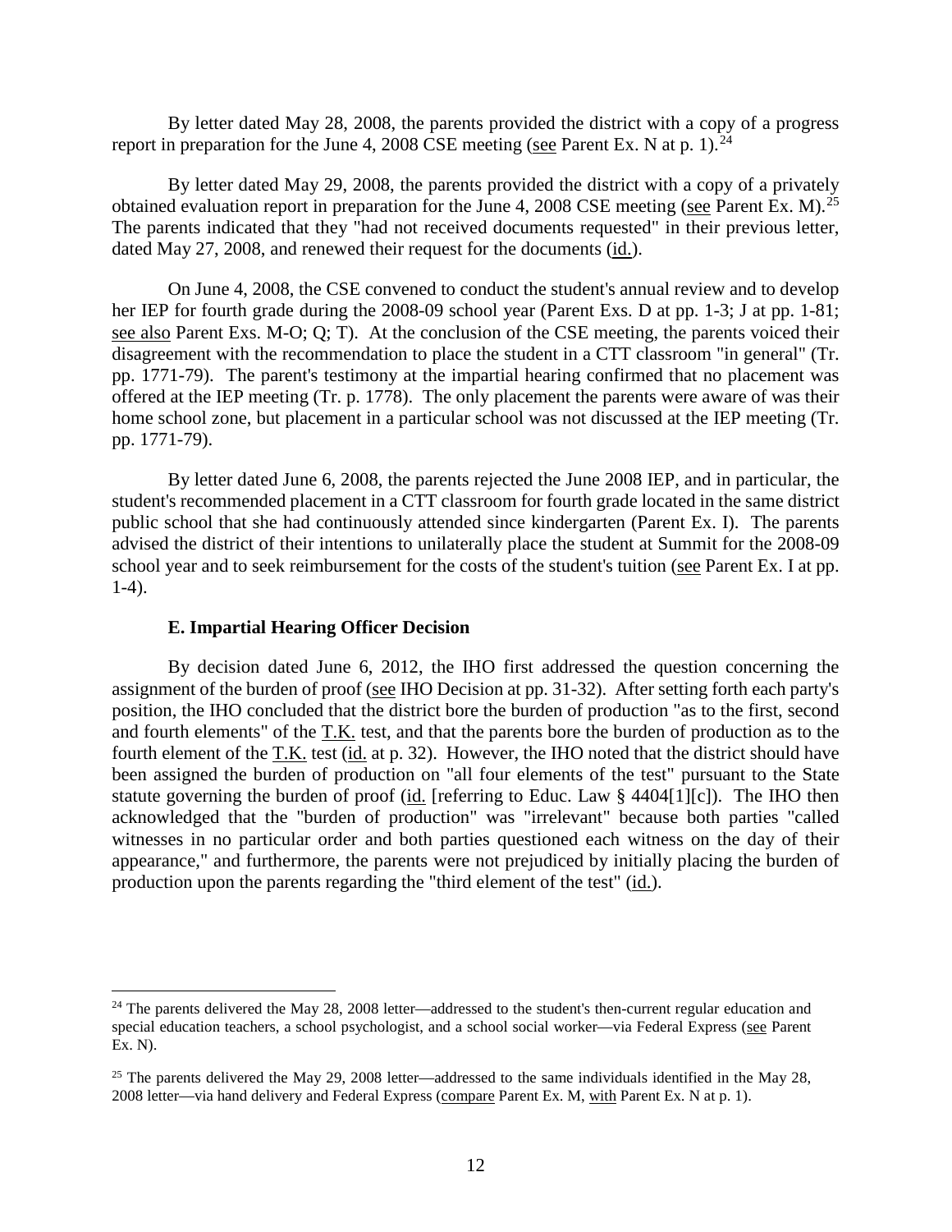By letter dated May 28, 2008, the parents provided the district with a copy of a progress report in preparation for the June 4, 2008 CSE meeting (see Parent Ex. N at p. 1).[24]

By letter dated May 29, 2008, the parents provided the district with a copy of a privately obtained evaluation report in preparation for the June 4, 2008 CSE meeting (see Parent Ex. M).[25] The parents indicated that they "had not received documents requested" in their previous letter, dated May 27, 2008, and renewed their request for the documents (id.).

On June 4, 2008, the CSE convened to conduct the student's annual review and to develop her IEP for fourth grade during the 2008-09 school year (Parent Exs. D at pp. 1-3; J at pp. 1-81; see also Parent Exs. M-O; Q; T). At the conclusion of the CSE meeting, the parents voiced their disagreement with the recommendation to place the student in a CTT classroom "in general" (Tr. pp. 1771-79). The parent's testimony at the impartial hearing confirmed that no placement was offered at the IEP meeting (Tr. p. 1778). The only placement the parents were aware of was their home school zone, but placement in a particular school was not discussed at the IEP meeting (Tr. pp. 1771-79).

By letter dated June 6, 2008, the parents rejected the June 2008 IEP, and in particular, the student's recommended placement in a CTT classroom for fourth grade located in the same district public school that she had continuously attended since kindergarten (Parent Ex. I). The parents advised the district of their intentions to unilaterally place the student at Summit for the 2008-09 school year and to seek reimbursement for the costs of the student's tuition (see Parent Ex. I at pp. 1-4).

### E. Impartial Hearing Officer Decision

By decision dated June 6, 2012, the IHO first addressed the question concerning the assignment of the burden of proof (see IHO Decision at pp. 31-32). After setting forth each party's position, the IHO concluded that the district bore the burden of production "as to the first, second and fourth elements" of the T.K. test, and that the parents bore the burden of production as to the fourth element of the T.K. test (id. at p. 32). However, the IHO noted that the district should have been assigned the burden of production on "all four elements of the test" pursuant to the State statute governing the burden of proof (id. [referring to Educ. Law § 4404[1][c]). The IHO then acknowledged that the "burden of production" was "irrelevant" because both parties "called witnesses in no particular order and both parties questioned each witness on the day of their appearance," and furthermore, the parents were not prejudiced by initially placing the burden of production upon the parents regarding the "third element of the test" (id.).

---

[24] The parents delivered the May 28, 2008 letter—addressed to the student's then-current regular education and special education teachers, a school psychologist, and a school social worker—via Federal Express (see Parent Ex. N).

[25] The parents delivered the May 29, 2008 letter—addressed to the same individuals identified in the May 28, 2008 letter—via hand delivery and Federal Express (compare Parent Ex. M, with Parent Ex. N at p. 1).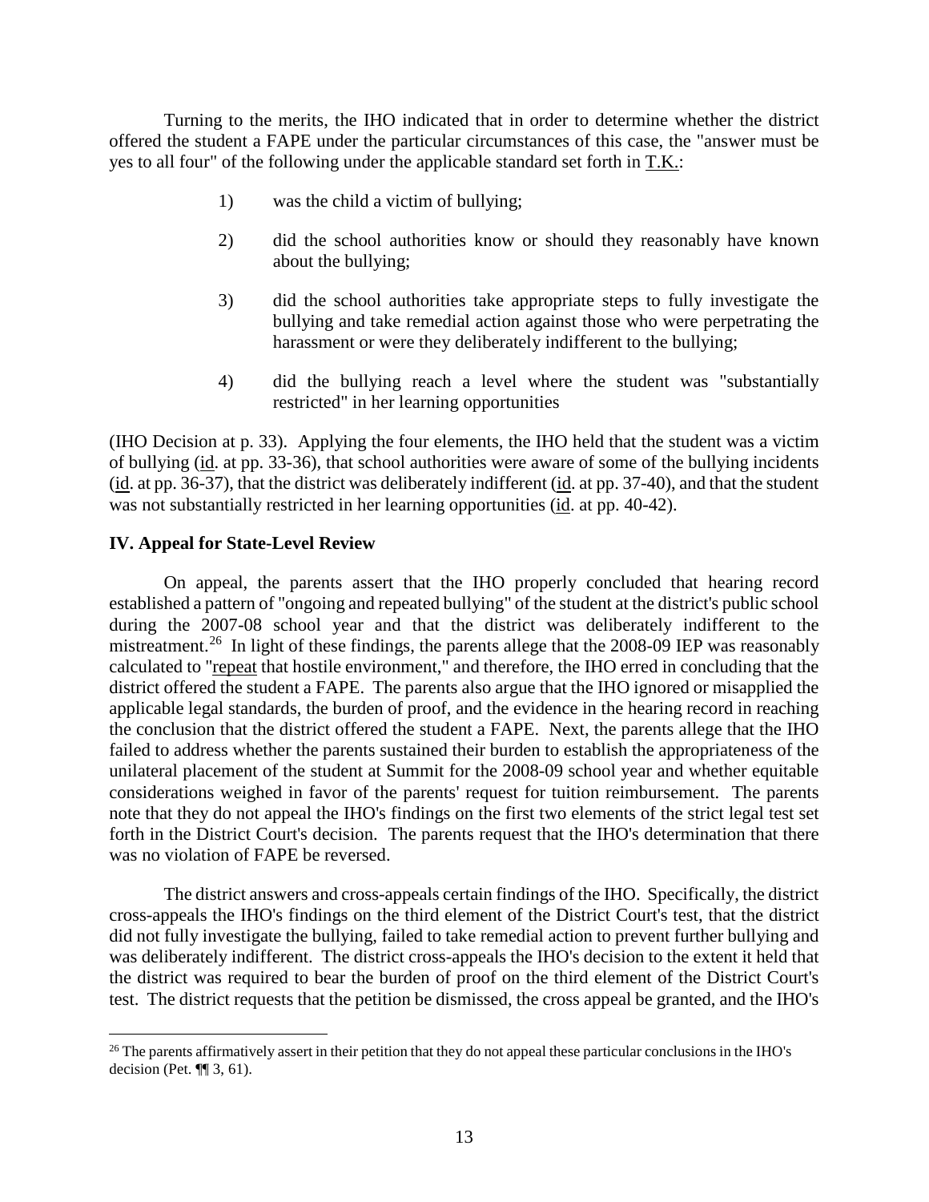Turning to the merits, the IHO indicated that in order to determine whether the district offered the student a FAPE under the particular circumstances of this case, the "answer must be yes to all four" of the following under the applicable standard set forth in T.K.:

1) was the child a victim of bullying;

2) did the school authorities know or should they reasonably have known about the bullying;

3) did the school authorities take appropriate steps to fully investigate the bullying and take remedial action against those who were perpetrating the harassment or were they deliberately indifferent to the bullying;

4) did the bullying reach a level where the student was "substantially restricted" in her learning opportunities

(IHO Decision at p. 33). Applying the four elements, the IHO held that the student was a victim of bullying (id. at pp. 33-36), that school authorities were aware of some of the bullying incidents (id. at pp. 36-37), that the district was deliberately indifferent (id. at pp. 37-40), and that the student was not substantially restricted in her learning opportunities (id. at pp. 40-42).

## IV. Appeal for State-Level Review

On appeal, the parents assert that the IHO properly concluded that hearing record established a pattern of "ongoing and repeated bullying" of the student at the district's public school during the 2007-08 school year and that the district was deliberately indifferent to the mistreatment.[26] In light of these findings, the parents allege that the 2008-09 IEP was reasonably calculated to "repeat that hostile environment," and therefore, the IHO erred in concluding that the district offered the student a FAPE. The parents also argue that the IHO ignored or misapplied the applicable legal standards, the burden of proof, and the evidence in the hearing record in reaching the conclusion that the district offered the student a FAPE. Next, the parents allege that the IHO failed to address whether the parents sustained their burden to establish the appropriateness of the unilateral placement of the student at Summit for the 2008-09 school year and whether equitable considerations weighed in favor of the parents' request for tuition reimbursement. The parents note that they do not appeal the IHO's findings on the first two elements of the strict legal test set forth in the District Court's decision. The parents request that the IHO's determination that there was no violation of FAPE be reversed.

The district answers and cross-appeals certain findings of the IHO. Specifically, the district cross-appeals the IHO's findings on the third element of the District Court's test, that the district did not fully investigate the bullying, failed to take remedial action to prevent further bullying and was deliberately indifferent. The district cross-appeals the IHO's decision to the extent it held that the district was required to bear the burden of proof on the third element of the District Court's test. The district requests that the petition be dismissed, the cross appeal be granted, and the IHO's

---

[26] The parents affirmatively assert in their petition that they do not appeal these particular conclusions in the IHO's decision (Pet. ¶¶ 3, 61).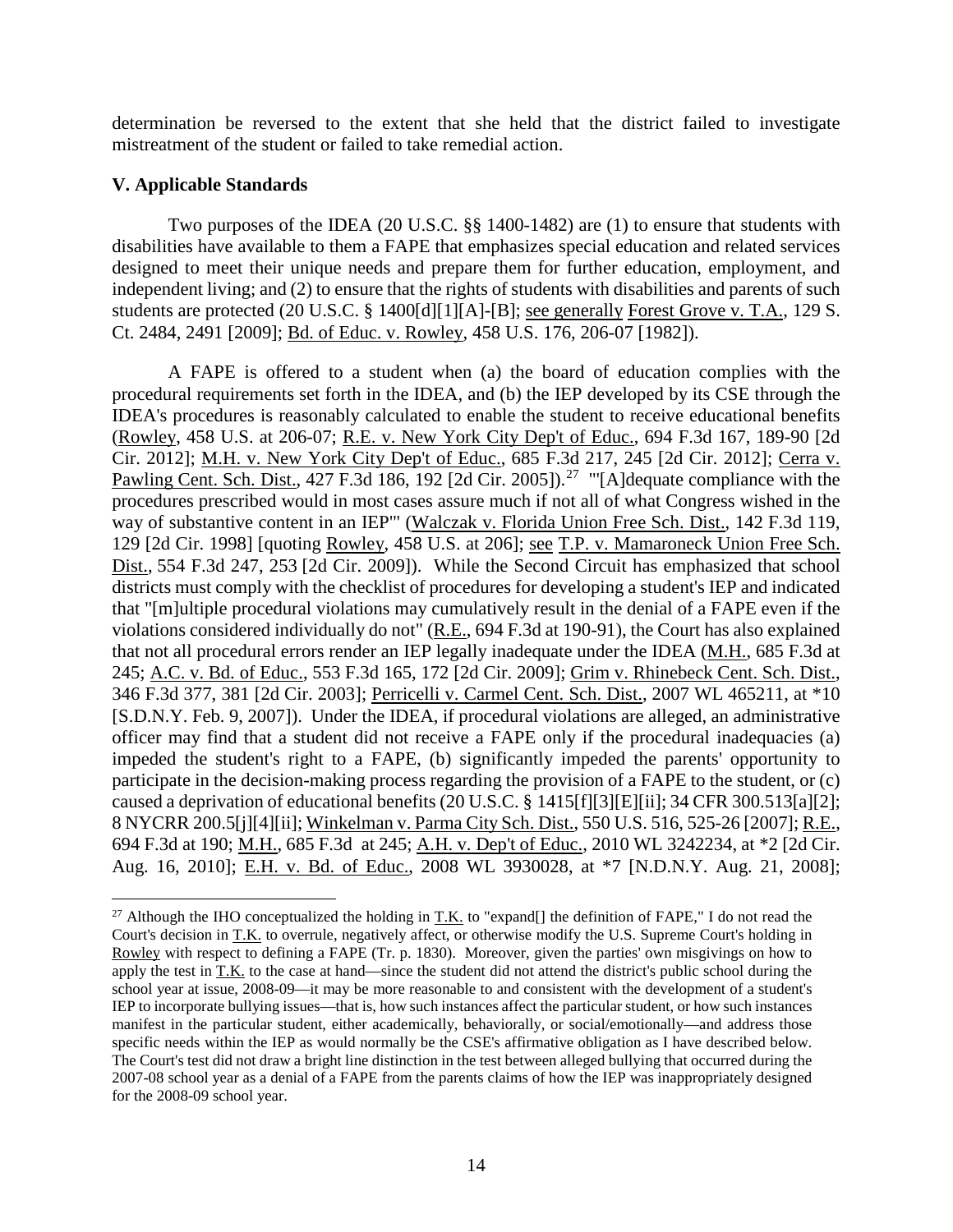determination be reversed to the extent that she held that the district failed to investigate mistreatment of the student or failed to take remedial action.

## V. Applicable Standards

Two purposes of the IDEA (20 U.S.C. §§ 1400-1482) are (1) to ensure that students with disabilities have available to them a FAPE that emphasizes special education and related services designed to meet their unique needs and prepare them for further education, employment, and independent living; and (2) to ensure that the rights of students with disabilities and parents of such students are protected (20 U.S.C. § 1400[d][1][A]-[B]; see generally Forest Grove v. T.A., 129 S. Ct. 2484, 2491 [2009]; Bd. of Educ. v. Rowley, 458 U.S. 176, 206-07 [1982]).

A FAPE is offered to a student when (a) the board of education complies with the procedural requirements set forth in the IDEA, and (b) the IEP developed by its CSE through the IDEA's procedures is reasonably calculated to enable the student to receive educational benefits (Rowley, 458 U.S. at 206-07; R.E. v. New York City Dep't of Educ., 694 F.3d 167, 189-90 [2d Cir. 2012]; M.H. v. New York City Dep't of Educ., 685 F.3d 217, 245 [2d Cir. 2012]; Cerra v. Pawling Cent. Sch. Dist., 427 F.3d 186, 192 [2d Cir. 2005]).[27] "'[A]dequate compliance with the procedures prescribed would in most cases assure much if not all of what Congress wished in the way of substantive content in an IEP'" (Walczak v. Florida Union Free Sch. Dist., 142 F.3d 119, 129 [2d Cir. 1998] [quoting Rowley, 458 U.S. at 206]; see T.P. v. Mamaroneck Union Free Sch. Dist., 554 F.3d 247, 253 [2d Cir. 2009]). While the Second Circuit has emphasized that school districts must comply with the checklist of procedures for developing a student's IEP and indicated that "[m]ultiple procedural violations may cumulatively result in the denial of a FAPE even if the violations considered individually do not" (R.E., 694 F.3d at 190-91), the Court has also explained that not all procedural errors render an IEP legally inadequate under the IDEA (M.H., 685 F.3d at 245; A.C. v. Bd. of Educ., 553 F.3d 165, 172 [2d Cir. 2009]; Grim v. Rhinebeck Cent. Sch. Dist., 346 F.3d 377, 381 [2d Cir. 2003]; Perricelli v. Carmel Cent. Sch. Dist., 2007 WL 465211, at *10 [S.D.N.Y. Feb. 9, 2007]). Under the IDEA, if procedural violations are alleged, an administrative officer may find that a student did not receive a FAPE only if the procedural inadequacies (a) impeded the student's right to a FAPE, (b) significantly impeded the parents' opportunity to participate in the decision-making process regarding the provision of a FAPE to the student, or (c) caused a deprivation of educational benefits (20 U.S.C. § 1415[f][3][E][ii]; 34 CFR 300.513[a][2]; 8 NYCRR 200.5[j][4][ii]; Winkelman v. Parma City Sch. Dist., 550 U.S. 516, 525-26 [2007]; R.E., 694 F.3d at 190; M.H., 685 F.3d at 245; A.H. v. Dep't of Educ., 2010 WL 3242234, at *2 [2d Cir. Aug. 16, 2010]; E.H. v. Bd. of Educ., 2008 WL 3930028, at *7 [N.D.N.Y. Aug. 21, 2008];

---

[27] Although the IHO conceptualized the holding in T.K. to "expand[] the definition of FAPE," I do not read the Court's decision in T.K. to overrule, negatively affect, or otherwise modify the U.S. Supreme Court's holding in Rowley with respect to defining a FAPE (Tr. p. 1830). Moreover, given the parties' own misgivings on how to apply the test in T.K. to the case at hand—since the student did not attend the district's public school during the school year at issue, 2008-09—it may be more reasonable to and consistent with the development of a student's IEP to incorporate bullying issues—that is, how such instances affect the particular student, or how such instances manifest in the particular student, either academically, behaviorally, or social/emotionally—and address those specific needs within the IEP as would normally be the CSE's affirmative obligation as I have described below. The Court's test did not draw a bright line distinction in the test between alleged bullying that occurred during the 2007-08 school year as a denial of a FAPE from the parents claims of how the IEP was inappropriately designed for the 2008-09 school year.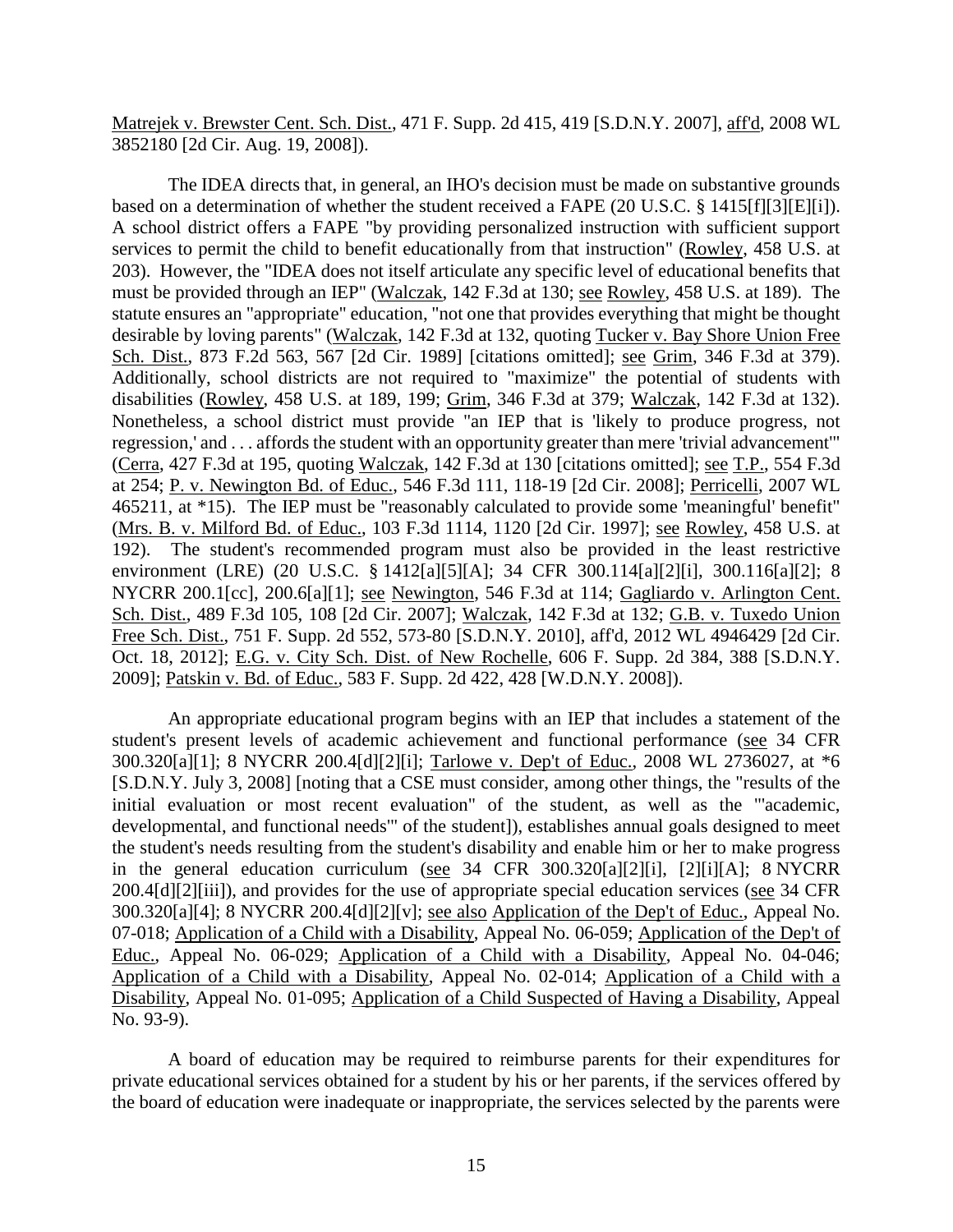Matrejek v. Brewster Cent. Sch. Dist., 471 F. Supp. 2d 415, 419 [S.D.N.Y. 2007], aff'd, 2008 WL 3852180 [2d Cir. Aug. 19, 2008]).

The IDEA directs that, in general, an IHO's decision must be made on substantive grounds based on a determination of whether the student received a FAPE (20 U.S.C. § 1415[f][3][E][i]). A school district offers a FAPE "by providing personalized instruction with sufficient support services to permit the child to benefit educationally from that instruction" (Rowley, 458 U.S. at 203). However, the "IDEA does not itself articulate any specific level of educational benefits that must be provided through an IEP" (Walczak, 142 F.3d at 130; see Rowley, 458 U.S. at 189). The statute ensures an "appropriate" education, "not one that provides everything that might be thought desirable by loving parents" (Walczak, 142 F.3d at 132, quoting Tucker v. Bay Shore Union Free Sch. Dist., 873 F.2d 563, 567 [2d Cir. 1989] [citations omitted]; see Grim, 346 F.3d at 379). Additionally, school districts are not required to "maximize" the potential of students with disabilities (Rowley, 458 U.S. at 189, 199; Grim, 346 F.3d at 379; Walczak, 142 F.3d at 132). Nonetheless, a school district must provide "an IEP that is 'likely to produce progress, not regression,' and . . . affords the student with an opportunity greater than mere 'trivial advancement'" (Cerra, 427 F.3d at 195, quoting Walczak, 142 F.3d at 130 [citations omitted]; see T.P., 554 F.3d at 254; P. v. Newington Bd. of Educ., 546 F.3d 111, 118-19 [2d Cir. 2008]; Perricelli, 2007 WL 465211, at *15). The IEP must be "reasonably calculated to provide some 'meaningful' benefit" (Mrs. B. v. Milford Bd. of Educ., 103 F.3d 1114, 1120 [2d Cir. 1997]; see Rowley, 458 U.S. at 192). The student's recommended program must also be provided in the least restrictive environment (LRE) (20 U.S.C. § 1412[a][5][A]; 34 CFR 300.114[a][2][i], 300.116[a][2]; 8 NYCRR 200.1[cc], 200.6[a][1]; see Newington, 546 F.3d at 114; Gagliardo v. Arlington Cent. Sch. Dist., 489 F.3d 105, 108 [2d Cir. 2007]; Walczak, 142 F.3d at 132; G.B. v. Tuxedo Union Free Sch. Dist., 751 F. Supp. 2d 552, 573-80 [S.D.N.Y. 2010], aff'd, 2012 WL 4946429 [2d Cir. Oct. 18, 2012]; E.G. v. City Sch. Dist. of New Rochelle, 606 F. Supp. 2d 384, 388 [S.D.N.Y. 2009]; Patskin v. Bd. of Educ., 583 F. Supp. 2d 422, 428 [W.D.N.Y. 2008]).

An appropriate educational program begins with an IEP that includes a statement of the student's present levels of academic achievement and functional performance (see 34 CFR 300.320[a][1]; 8 NYCRR 200.4[d][2][i]; Tarlowe v. Dep't of Educ., 2008 WL 2736027, at *6 [S.D.N.Y. July 3, 2008] [noting that a CSE must consider, among other things, the "results of the initial evaluation or most recent evaluation" of the student, as well as the "'academic, developmental, and functional needs'" of the student]), establishes annual goals designed to meet the student's needs resulting from the student's disability and enable him or her to make progress in the general education curriculum (see 34 CFR 300.320[a][2][i], [2][i][A]; 8 NYCRR 200.4[d][2][iii]), and provides for the use of appropriate special education services (see 34 CFR 300.320[a][4]; 8 NYCRR 200.4[d][2][v]; see also Application of the Dep't of Educ., Appeal No. 07-018; Application of a Child with a Disability, Appeal No. 06-059; Application of the Dep't of Educ., Appeal No. 06-029; Application of a Child with a Disability, Appeal No. 04-046; Application of a Child with a Disability, Appeal No. 02-014; Application of a Child with a Disability, Appeal No. 01-095; Application of a Child Suspected of Having a Disability, Appeal No. 93-9).

A board of education may be required to reimburse parents for their expenditures for private educational services obtained for a student by his or her parents, if the services offered by the board of education were inadequate or inappropriate, the services selected by the parents were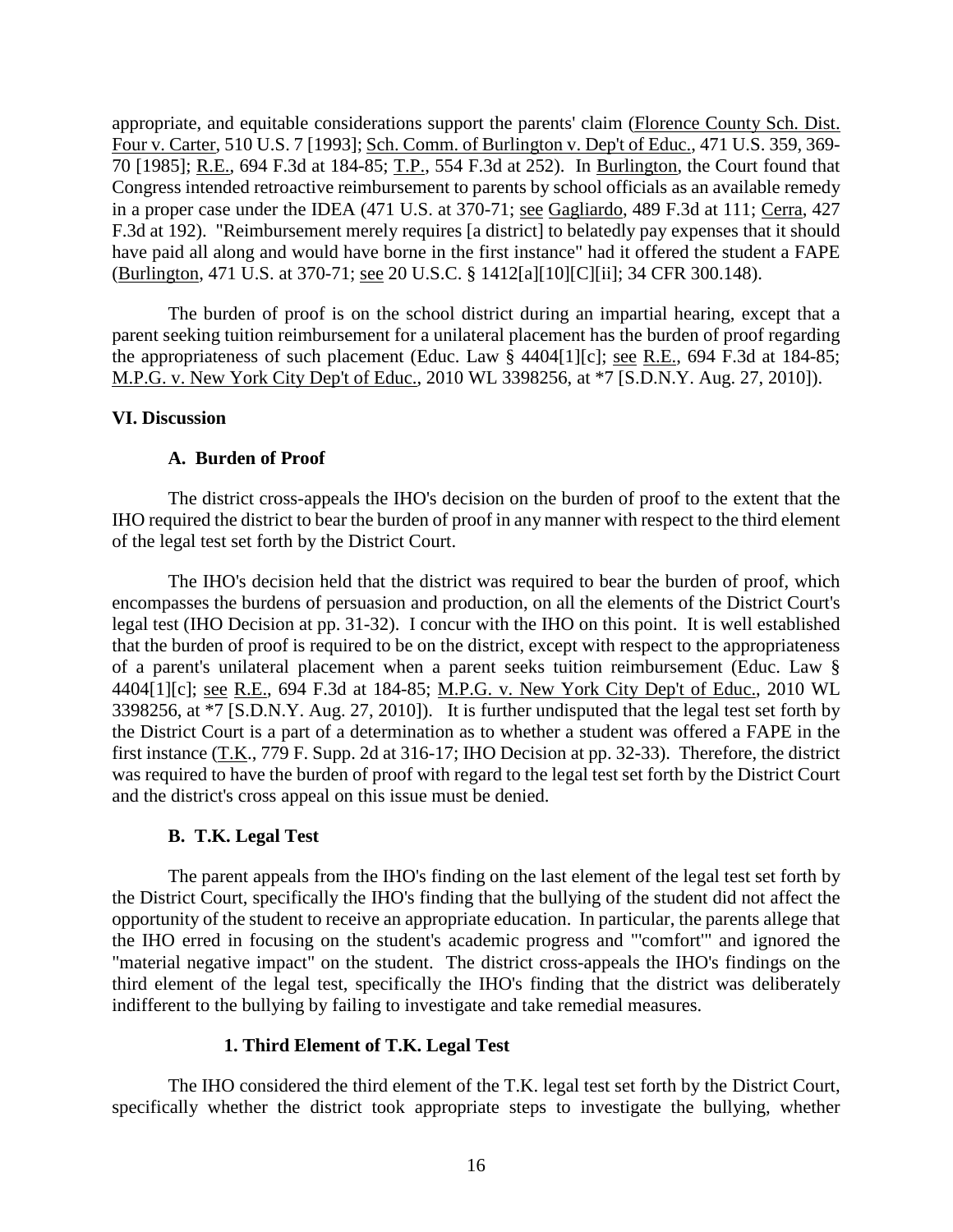appropriate, and equitable considerations support the parents' claim (Florence County Sch. Dist. Four v. Carter, 510 U.S. 7 [1993]; Sch. Comm. of Burlington v. Dep't of Educ., 471 U.S. 359, 369-70 [1985]; R.E., 694 F.3d at 184-85; T.P., 554 F.3d at 252). In Burlington, the Court found that Congress intended retroactive reimbursement to parents by school officials as an available remedy in a proper case under the IDEA (471 U.S. at 370-71; see Gagliardo, 489 F.3d at 111; Cerra, 427 F.3d at 192). "Reimbursement merely requires [a district] to belatedly pay expenses that it should have paid all along and would have borne in the first instance" had it offered the student a FAPE (Burlington, 471 U.S. at 370-71; see 20 U.S.C. § 1412[a][10][C][ii]; 34 CFR 300.148).

The burden of proof is on the school district during an impartial hearing, except that a parent seeking tuition reimbursement for a unilateral placement has the burden of proof regarding the appropriateness of such placement (Educ. Law § 4404[1][c]; see R.E., 694 F.3d at 184-85; M.P.G. v. New York City Dep't of Educ., 2010 WL 3398256, at *7 [S.D.N.Y. Aug. 27, 2010]).

## VI. Discussion

### A. Burden of Proof

The district cross-appeals the IHO's decision on the burden of proof to the extent that the IHO required the district to bear the burden of proof in any manner with respect to the third element of the legal test set forth by the District Court.

The IHO's decision held that the district was required to bear the burden of proof, which encompasses the burdens of persuasion and production, on all the elements of the District Court's legal test (IHO Decision at pp. 31-32). I concur with the IHO on this point. It is well established that the burden of proof is required to be on the district, except with respect to the appropriateness of a parent's unilateral placement when a parent seeks tuition reimbursement (Educ. Law § 4404[1][c]; see R.E., 694 F.3d at 184-85; M.P.G. v. New York City Dep't of Educ., 2010 WL 3398256, at *7 [S.D.N.Y. Aug. 27, 2010]). It is further undisputed that the legal test set forth by the District Court is a part of a determination as to whether a student was offered a FAPE in the first instance (T.K., 779 F. Supp. 2d at 316-17; IHO Decision at pp. 32-33). Therefore, the district was required to have the burden of proof with regard to the legal test set forth by the District Court and the district's cross appeal on this issue must be denied.

### B. T.K. Legal Test

The parent appeals from the IHO's finding on the last element of the legal test set forth by the District Court, specifically the IHO's finding that the bullying of the student did not affect the opportunity of the student to receive an appropriate education. In particular, the parents allege that the IHO erred in focusing on the student's academic progress and "'comfort'" and ignored the "material negative impact" on the student. The district cross-appeals the IHO's findings on the third element of the legal test, specifically the IHO's finding that the district was deliberately indifferent to the bullying by failing to investigate and take remedial measures.

#### 1. Third Element of T.K. Legal Test

The IHO considered the third element of the T.K. legal test set forth by the District Court, specifically whether the district took appropriate steps to investigate the bullying, whether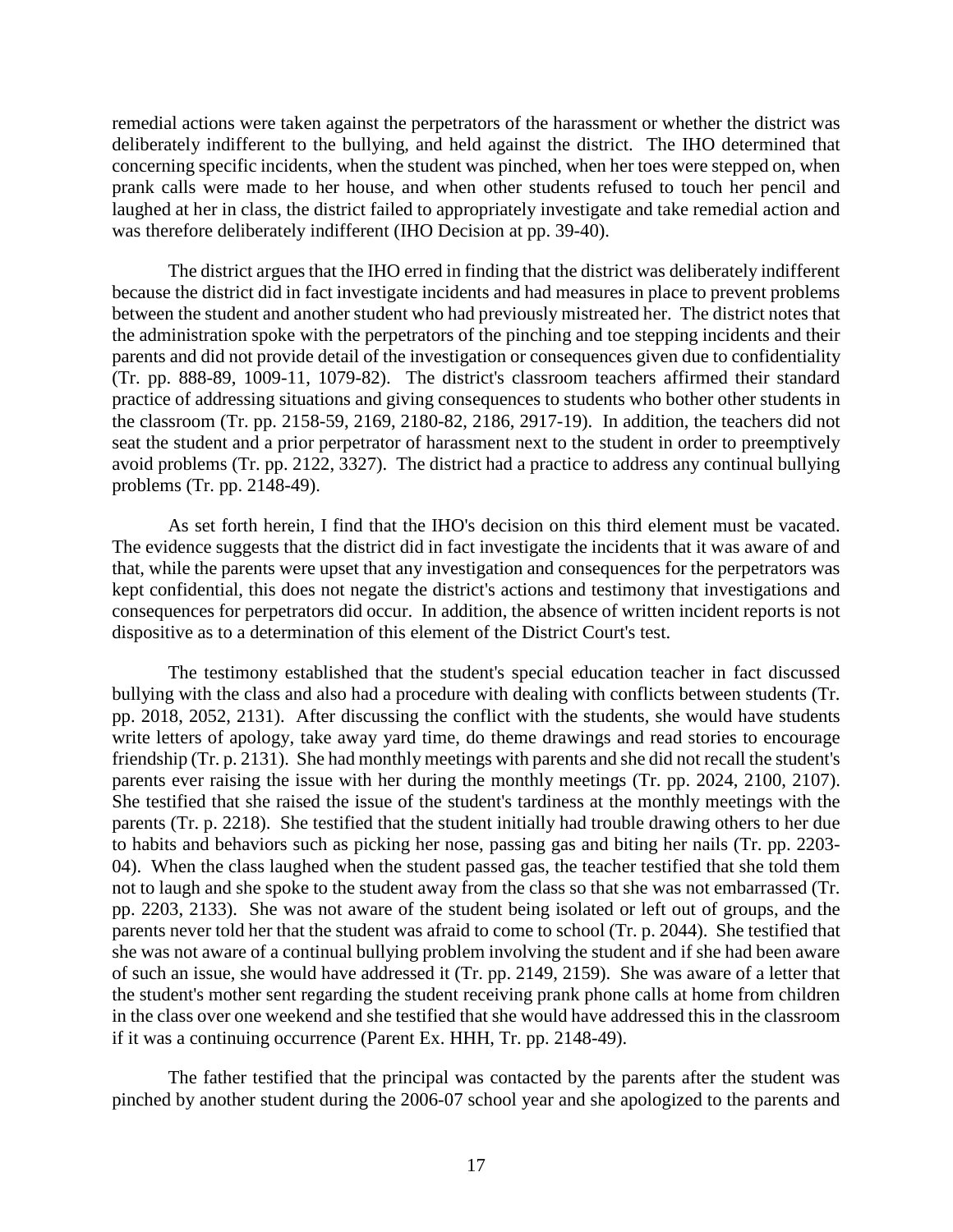remedial actions were taken against the perpetrators of the harassment or whether the district was deliberately indifferent to the bullying, and held against the district. The IHO determined that concerning specific incidents, when the student was pinched, when her toes were stepped on, when prank calls were made to her house, and when other students refused to touch her pencil and laughed at her in class, the district failed to appropriately investigate and take remedial action and was therefore deliberately indifferent (IHO Decision at pp. 39-40).

The district argues that the IHO erred in finding that the district was deliberately indifferent because the district did in fact investigate incidents and had measures in place to prevent problems between the student and another student who had previously mistreated her. The district notes that the administration spoke with the perpetrators of the pinching and toe stepping incidents and their parents and did not provide detail of the investigation or consequences given due to confidentiality (Tr. pp. 888-89, 1009-11, 1079-82). The district's classroom teachers affirmed their standard practice of addressing situations and giving consequences to students who bother other students in the classroom (Tr. pp. 2158-59, 2169, 2180-82, 2186, 2917-19). In addition, the teachers did not seat the student and a prior perpetrator of harassment next to the student in order to preemptively avoid problems (Tr. pp. 2122, 3327). The district had a practice to address any continual bullying problems (Tr. pp. 2148-49).

As set forth herein, I find that the IHO's decision on this third element must be vacated. The evidence suggests that the district did in fact investigate the incidents that it was aware of and that, while the parents were upset that any investigation and consequences for the perpetrators was kept confidential, this does not negate the district's actions and testimony that investigations and consequences for perpetrators did occur. In addition, the absence of written incident reports is not dispositive as to a determination of this element of the District Court's test.

The testimony established that the student's special education teacher in fact discussed bullying with the class and also had a procedure with dealing with conflicts between students (Tr. pp. 2018, 2052, 2131). After discussing the conflict with the students, she would have students write letters of apology, take away yard time, do theme drawings and read stories to encourage friendship (Tr. p. 2131). She had monthly meetings with parents and she did not recall the student's parents ever raising the issue with her during the monthly meetings (Tr. pp. 2024, 2100, 2107). She testified that she raised the issue of the student's tardiness at the monthly meetings with the parents (Tr. p. 2218). She testified that the student initially had trouble drawing others to her due to habits and behaviors such as picking her nose, passing gas and biting her nails (Tr. pp. 2203-04). When the class laughed when the student passed gas, the teacher testified that she told them not to laugh and she spoke to the student away from the class so that she was not embarrassed (Tr. pp. 2203, 2133). She was not aware of the student being isolated or left out of groups, and the parents never told her that the student was afraid to come to school (Tr. p. 2044). She testified that she was not aware of a continual bullying problem involving the student and if she had been aware of such an issue, she would have addressed it (Tr. pp. 2149, 2159). She was aware of a letter that the student's mother sent regarding the student receiving prank phone calls at home from children in the class over one weekend and she testified that she would have addressed this in the classroom if it was a continuing occurrence (Parent Ex. HHH, Tr. pp. 2148-49).

The father testified that the principal was contacted by the parents after the student was pinched by another student during the 2006-07 school year and she apologized to the parents and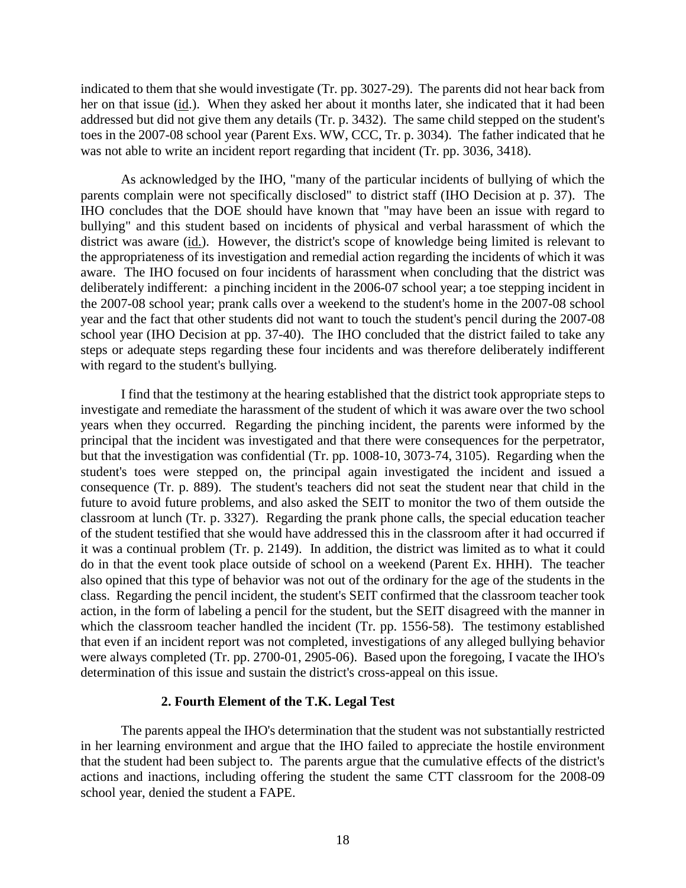indicated to them that she would investigate (Tr. pp. 3027-29). The parents did not hear back from her on that issue (id.). When they asked her about it months later, she indicated that it had been addressed but did not give them any details (Tr. p. 3432). The same child stepped on the student's toes in the 2007-08 school year (Parent Exs. WW, CCC, Tr. p. 3034). The father indicated that he was not able to write an incident report regarding that incident (Tr. pp. 3036, 3418).

As acknowledged by the IHO, "many of the particular incidents of bullying of which the parents complain were not specifically disclosed" to district staff (IHO Decision at p. 37). The IHO concludes that the DOE should have known that "may have been an issue with regard to bullying" and this student based on incidents of physical and verbal harassment of which the district was aware (id.). However, the district's scope of knowledge being limited is relevant to the appropriateness of its investigation and remedial action regarding the incidents of which it was aware. The IHO focused on four incidents of harassment when concluding that the district was deliberately indifferent: a pinching incident in the 2006-07 school year; a toe stepping incident in the 2007-08 school year; prank calls over a weekend to the student's home in the 2007-08 school year and the fact that other students did not want to touch the student's pencil during the 2007-08 school year (IHO Decision at pp. 37-40). The IHO concluded that the district failed to take any steps or adequate steps regarding these four incidents and was therefore deliberately indifferent with regard to the student's bullying.

I find that the testimony at the hearing established that the district took appropriate steps to investigate and remediate the harassment of the student of which it was aware over the two school years when they occurred. Regarding the pinching incident, the parents were informed by the principal that the incident was investigated and that there were consequences for the perpetrator, but that the investigation was confidential (Tr. pp. 1008-10, 3073-74, 3105). Regarding when the student's toes were stepped on, the principal again investigated the incident and issued a consequence (Tr. p. 889). The student's teachers did not seat the student near that child in the future to avoid future problems, and also asked the SEIT to monitor the two of them outside the classroom at lunch (Tr. p. 3327). Regarding the prank phone calls, the special education teacher of the student testified that she would have addressed this in the classroom after it had occurred if it was a continual problem (Tr. p. 2149). In addition, the district was limited as to what it could do in that the event took place outside of school on a weekend (Parent Ex. HHH). The teacher also opined that this type of behavior was not out of the ordinary for the age of the students in the class. Regarding the pencil incident, the student's SEIT confirmed that the classroom teacher took action, in the form of labeling a pencil for the student, but the SEIT disagreed with the manner in which the classroom teacher handled the incident (Tr. pp. 1556-58). The testimony established that even if an incident report was not completed, investigations of any alleged bullying behavior were always completed (Tr. pp. 2700-01, 2905-06). Based upon the foregoing, I vacate the IHO's determination of this issue and sustain the district's cross-appeal on this issue.

### 2. Fourth Element of the T.K. Legal Test

The parents appeal the IHO's determination that the student was not substantially restricted in her learning environment and argue that the IHO failed to appreciate the hostile environment that the student had been subject to. The parents argue that the cumulative effects of the district's actions and inactions, including offering the student the same CTT classroom for the 2008-09 school year, denied the student a FAPE.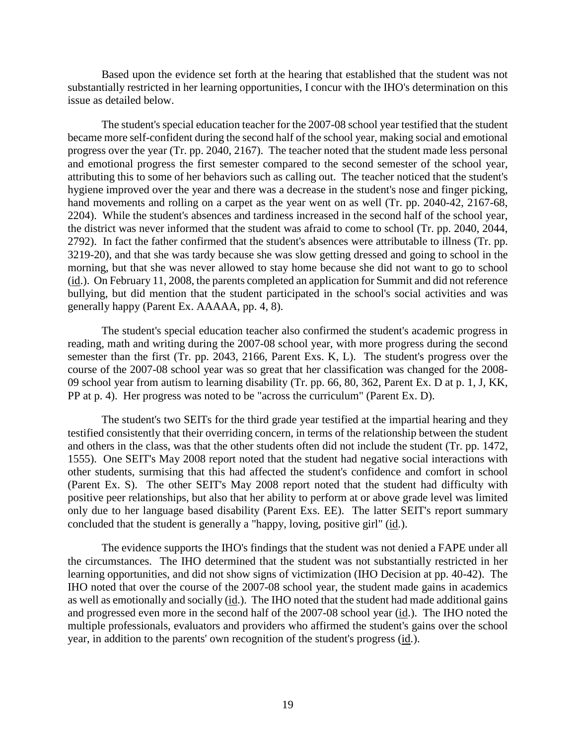Based upon the evidence set forth at the hearing that established that the student was not substantially restricted in her learning opportunities, I concur with the IHO's determination on this issue as detailed below.

The student's special education teacher for the 2007-08 school year testified that the student became more self-confident during the second half of the school year, making social and emotional progress over the year (Tr. pp. 2040, 2167). The teacher noted that the student made less personal and emotional progress the first semester compared to the second semester of the school year, attributing this to some of her behaviors such as calling out. The teacher noticed that the student's hygiene improved over the year and there was a decrease in the student's nose and finger picking, hand movements and rolling on a carpet as the year went on as well (Tr. pp. 2040-42, 2167-68, 2204). While the student's absences and tardiness increased in the second half of the school year, the district was never informed that the student was afraid to come to school (Tr. pp. 2040, 2044, 2792). In fact the father confirmed that the student's absences were attributable to illness (Tr. pp. 3219-20), and that she was tardy because she was slow getting dressed and going to school in the morning, but that she was never allowed to stay home because she did not want to go to school (id.). On February 11, 2008, the parents completed an application for Summit and did not reference bullying, but did mention that the student participated in the school's social activities and was generally happy (Parent Ex. AAAAA, pp. 4, 8).

The student's special education teacher also confirmed the student's academic progress in reading, math and writing during the 2007-08 school year, with more progress during the second semester than the first (Tr. pp. 2043, 2166, Parent Exs. K, L). The student's progress over the course of the 2007-08 school year was so great that her classification was changed for the 2008-09 school year from autism to learning disability (Tr. pp. 66, 80, 362, Parent Ex. D at p. 1, J, KK, PP at p. 4). Her progress was noted to be "across the curriculum" (Parent Ex. D).

The student's two SEITs for the third grade year testified at the impartial hearing and they testified consistently that their overriding concern, in terms of the relationship between the student and others in the class, was that the other students often did not include the student (Tr. pp. 1472, 1555). One SEIT's May 2008 report noted that the student had negative social interactions with other students, surmising that this had affected the student's confidence and comfort in school (Parent Ex. S). The other SEIT's May 2008 report noted that the student had difficulty with positive peer relationships, but also that her ability to perform at or above grade level was limited only due to her language based disability (Parent Exs. EE). The latter SEIT's report summary concluded that the student is generally a "happy, loving, positive girl" (id.).

The evidence supports the IHO's findings that the student was not denied a FAPE under all the circumstances. The IHO determined that the student was not substantially restricted in her learning opportunities, and did not show signs of victimization (IHO Decision at pp. 40-42). The IHO noted that over the course of the 2007-08 school year, the student made gains in academics as well as emotionally and socially (id.). The IHO noted that the student had made additional gains and progressed even more in the second half of the 2007-08 school year (id.). The IHO noted the multiple professionals, evaluators and providers who affirmed the student's gains over the school year, in addition to the parents' own recognition of the student's progress (id.).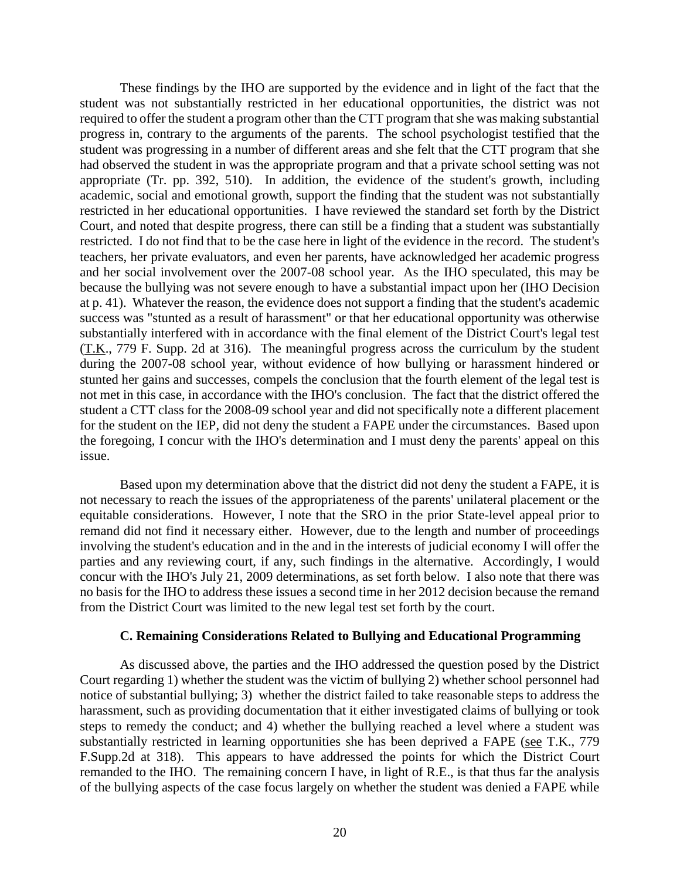These findings by the IHO are supported by the evidence and in light of the fact that the student was not substantially restricted in her educational opportunities, the district was not required to offer the student a program other than the CTT program that she was making substantial progress in, contrary to the arguments of the parents. The school psychologist testified that the student was progressing in a number of different areas and she felt that the CTT program that she had observed the student in was the appropriate program and that a private school setting was not appropriate (Tr. pp. 392, 510). In addition, the evidence of the student's growth, including academic, social and emotional growth, support the finding that the student was not substantially restricted in her educational opportunities. I have reviewed the standard set forth by the District Court, and noted that despite progress, there can still be a finding that a student was substantially restricted. I do not find that to be the case here in light of the evidence in the record. The student's teachers, her private evaluators, and even her parents, have acknowledged her academic progress and her social involvement over the 2007-08 school year. As the IHO speculated, this may be because the bullying was not severe enough to have a substantial impact upon her (IHO Decision at p. 41). Whatever the reason, the evidence does not support a finding that the student's academic success was "stunted as a result of harassment" or that her educational opportunity was otherwise substantially interfered with in accordance with the final element of the District Court's legal test (T.K., 779 F. Supp. 2d at 316). The meaningful progress across the curriculum by the student during the 2007-08 school year, without evidence of how bullying or harassment hindered or stunted her gains and successes, compels the conclusion that the fourth element of the legal test is not met in this case, in accordance with the IHO's conclusion. The fact that the district offered the student a CTT class for the 2008-09 school year and did not specifically note a different placement for the student on the IEP, did not deny the student a FAPE under the circumstances. Based upon the foregoing, I concur with the IHO's determination and I must deny the parents' appeal on this issue.

Based upon my determination above that the district did not deny the student a FAPE, it is not necessary to reach the issues of the appropriateness of the parents' unilateral placement or the equitable considerations. However, I note that the SRO in the prior State-level appeal prior to remand did not find it necessary either. However, due to the length and number of proceedings involving the student's education and in the and in the interests of judicial economy I will offer the parties and any reviewing court, if any, such findings in the alternative. Accordingly, I would concur with the IHO's July 21, 2009 determinations, as set forth below. I also note that there was no basis for the IHO to address these issues a second time in her 2012 decision because the remand from the District Court was limited to the new legal test set forth by the court.

### C. Remaining Considerations Related to Bullying and Educational Programming

As discussed above, the parties and the IHO addressed the question posed by the District Court regarding 1) whether the student was the victim of bullying 2) whether school personnel had notice of substantial bullying; 3) whether the district failed to take reasonable steps to address the harassment, such as providing documentation that it either investigated claims of bullying or took steps to remedy the conduct; and 4) whether the bullying reached a level where a student was substantially restricted in learning opportunities she has been deprived a FAPE (see T.K., 779 F.Supp.2d at 318). This appears to have addressed the points for which the District Court remanded to the IHO. The remaining concern I have, in light of R.E., is that thus far the analysis of the bullying aspects of the case focus largely on whether the student was denied a FAPE while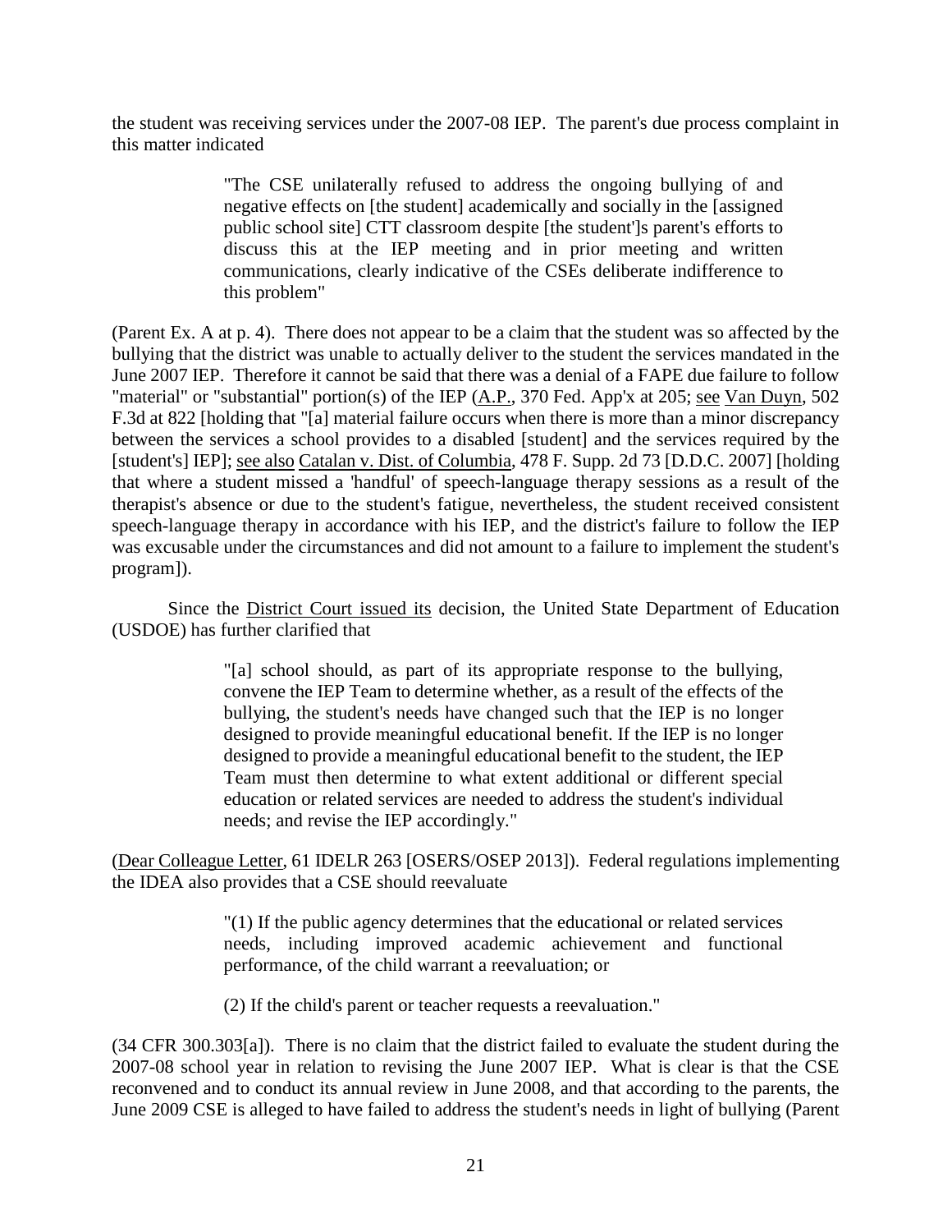the student was receiving services under the 2007-08 IEP. The parent's due process complaint in this matter indicated

> "The CSE unilaterally refused to address the ongoing bullying of and negative effects on [the student] academically and socially in the [assigned public school site] CTT classroom despite [the student']s parent's efforts to discuss this at the IEP meeting and in prior meeting and written communications, clearly indicative of the CSEs deliberate indifference to this problem"

(Parent Ex. A at p. 4). There does not appear to be a claim that the student was so affected by the bullying that the district was unable to actually deliver to the student the services mandated in the June 2007 IEP. Therefore it cannot be said that there was a denial of a FAPE due failure to follow "material" or "substantial" portion(s) of the IEP (A.P., 370 Fed. App'x at 205; see Van Duyn, 502 F.3d at 822 [holding that "[a] material failure occurs when there is more than a minor discrepancy between the services a school provides to a disabled [student] and the services required by the [student's] IEP]; see also Catalan v. Dist. of Columbia, 478 F. Supp. 2d 73 [D.D.C. 2007] [holding that where a student missed a 'handful' of speech-language therapy sessions as a result of the therapist's absence or due to the student's fatigue, nevertheless, the student received consistent speech-language therapy in accordance with his IEP, and the district's failure to follow the IEP was excusable under the circumstances and did not amount to a failure to implement the student's program]).

Since the District Court issued its decision, the United State Department of Education (USDOE) has further clarified that

> "[a] school should, as part of its appropriate response to the bullying, convene the IEP Team to determine whether, as a result of the effects of the bullying, the student's needs have changed such that the IEP is no longer designed to provide meaningful educational benefit. If the IEP is no longer designed to provide a meaningful educational benefit to the student, the IEP Team must then determine to what extent additional or different special education or related services are needed to address the student's individual needs; and revise the IEP accordingly."

(Dear Colleague Letter, 61 IDELR 263 [OSERS/OSEP 2013]). Federal regulations implementing the IDEA also provides that a CSE should reevaluate

> "(1) If the public agency determines that the educational or related services needs, including improved academic achievement and functional performance, of the child warrant a reevaluation; or
>
> (2) If the child's parent or teacher requests a reevaluation."

(34 CFR 300.303[a]). There is no claim that the district failed to evaluate the student during the 2007-08 school year in relation to revising the June 2007 IEP. What is clear is that the CSE reconvened and to conduct its annual review in June 2008, and that according to the parents, the June 2009 CSE is alleged to have failed to address the student's needs in light of bullying (Parent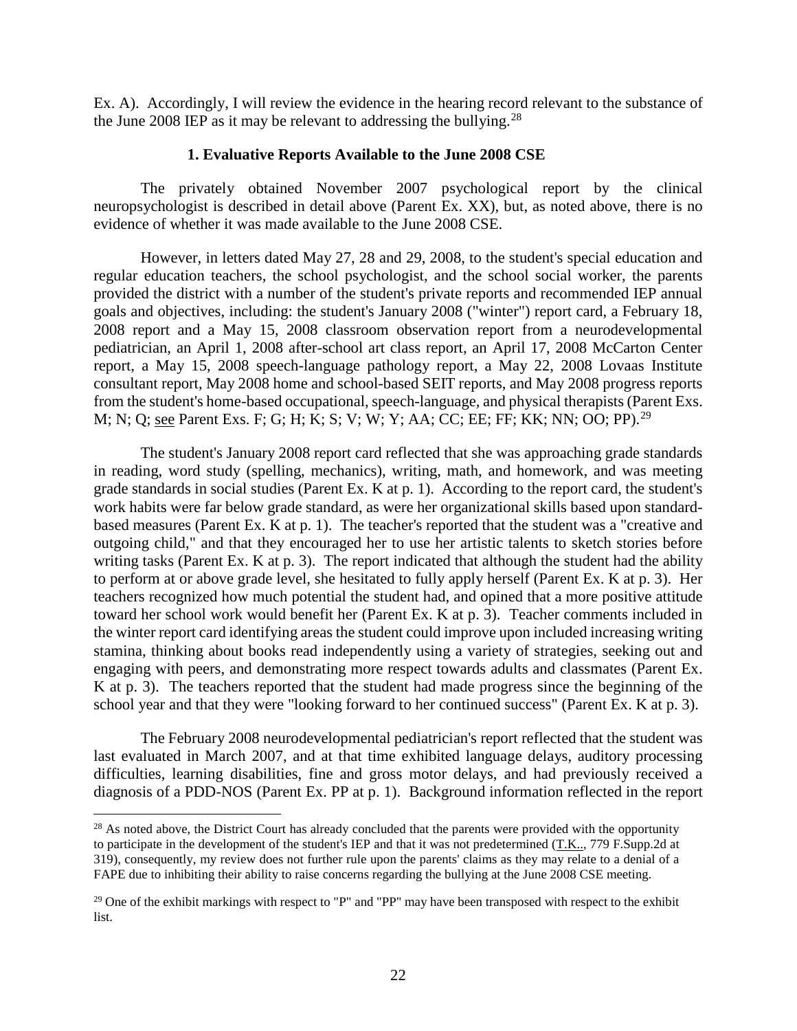Ex. A). Accordingly, I will review the evidence in the hearing record relevant to the substance of the June 2008 IEP as it may be relevant to addressing the bullying.[28]

**1. Evaluative Reports Available to the June 2008 CSE**

The privately obtained November 2007 psychological report by the clinical neuropsychologist is described in detail above (Parent Ex. XX), but, as noted above, there is no evidence of whether it was made available to the June 2008 CSE.

However, in letters dated May 27, 28 and 29, 2008, to the student's special education and regular education teachers, the school psychologist, and the school social worker, the parents provided the district with a number of the student's private reports and recommended IEP annual goals and objectives, including: the student's January 2008 ("winter") report card, a February 18, 2008 report and a May 15, 2008 classroom observation report from a neurodevelopmental pediatrician, an April 1, 2008 after-school art class report, an April 17, 2008 McCarton Center report, a May 15, 2008 speech-language pathology report, a May 22, 2008 Lovaas Institute consultant report, May 2008 home and school-based SEIT reports, and May 2008 progress reports from the student's home-based occupational, speech-language, and physical therapists (Parent Exs. M; N; Q; see Parent Exs. F; G; H; K; S; V; W; Y; AA; CC; EE; FF; KK; NN; OO; PP).[29]

The student's January 2008 report card reflected that she was approaching grade standards in reading, word study (spelling, mechanics), writing, math, and homework, and was meeting grade standards in social studies (Parent Ex. K at p. 1). According to the report card, the student's work habits were far below grade standard, as were her organizational skills based upon standard-based measures (Parent Ex. K at p. 1). The teacher's reported that the student was a "creative and outgoing child," and that they encouraged her to use her artistic talents to sketch stories before writing tasks (Parent Ex. K at p. 3). The report indicated that although the student had the ability to perform at or above grade level, she hesitated to fully apply herself (Parent Ex. K at p. 3). Her teachers recognized how much potential the student had, and opined that a more positive attitude toward her school work would benefit her (Parent Ex. K at p. 3). Teacher comments included in the winter report card identifying areas the student could improve upon included increasing writing stamina, thinking about books read independently using a variety of strategies, seeking out and engaging with peers, and demonstrating more respect towards adults and classmates (Parent Ex. K at p. 3). The teachers reported that the student had made progress since the beginning of the school year and that they were "looking forward to her continued success" (Parent Ex. K at p. 3).

The February 2008 neurodevelopmental pediatrician's report reflected that the student was last evaluated in March 2007, and at that time exhibited language delays, auditory processing difficulties, learning disabilities, fine and gross motor delays, and had previously received a diagnosis of a PDD-NOS (Parent Ex. PP at p. 1). Background information reflected in the report

---

[28] As noted above, the District Court has already concluded that the parents were provided with the opportunity to participate in the development of the student's IEP and that it was not predetermined (T.K.., 779 F.Supp.2d at 319), consequently, my review does not further rule upon the parents' claims as they may relate to a denial of a FAPE due to inhibiting their ability to raise concerns regarding the bullying at the June 2008 CSE meeting.

[29] One of the exhibit markings with respect to "P" and "PP" may have been transposed with respect to the exhibit list.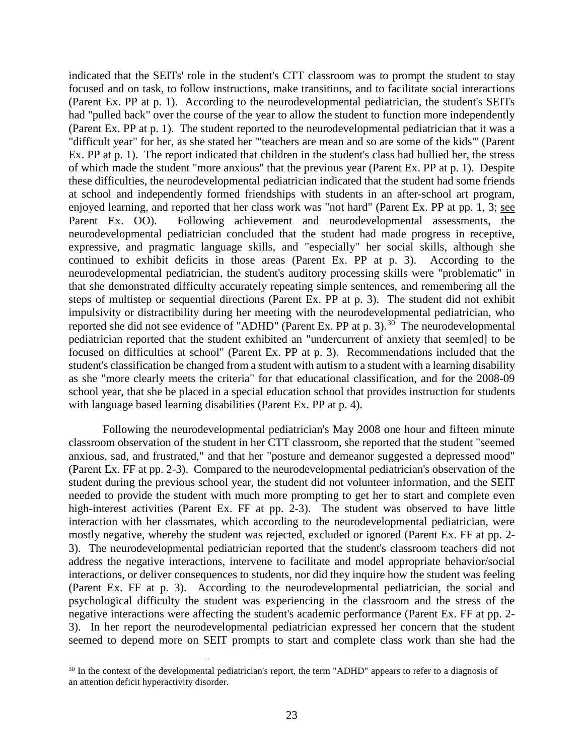indicated that the SEITs' role in the student's CTT classroom was to prompt the student to stay focused and on task, to follow instructions, make transitions, and to facilitate social interactions (Parent Ex. PP at p. 1). According to the neurodevelopmental pediatrician, the student's SEITs had "pulled back" over the course of the year to allow the student to function more independently (Parent Ex. PP at p. 1). The student reported to the neurodevelopmental pediatrician that it was a "difficult year" for her, as she stated her "'teachers are mean and so are some of the kids'" (Parent Ex. PP at p. 1). The report indicated that children in the student's class had bullied her, the stress of which made the student "more anxious" that the previous year (Parent Ex. PP at p. 1). Despite these difficulties, the neurodevelopmental pediatrician indicated that the student had some friends at school and independently formed friendships with students in an after-school art program, enjoyed learning, and reported that her class work was "not hard" (Parent Ex. PP at pp. 1, 3; see Parent Ex. OO). Following achievement and neurodevelopmental assessments, the neurodevelopmental pediatrician concluded that the student had made progress in receptive, expressive, and pragmatic language skills, and "especially" her social skills, although she continued to exhibit deficits in those areas (Parent Ex. PP at p. 3). According to the neurodevelopmental pediatrician, the student's auditory processing skills were "problematic" in that she demonstrated difficulty accurately repeating simple sentences, and remembering all the steps of multistep or sequential directions (Parent Ex. PP at p. 3). The student did not exhibit impulsivity or distractibility during her meeting with the neurodevelopmental pediatrician, who reported she did not see evidence of "ADHD" (Parent Ex. PP at p. 3).[30] The neurodevelopmental pediatrician reported that the student exhibited an "undercurrent of anxiety that seem[ed] to be focused on difficulties at school" (Parent Ex. PP at p. 3). Recommendations included that the student's classification be changed from a student with autism to a student with a learning disability as she "more clearly meets the criteria" for that educational classification, and for the 2008-09 school year, that she be placed in a special education school that provides instruction for students with language based learning disabilities (Parent Ex. PP at p. 4).

Following the neurodevelopmental pediatrician's May 2008 one hour and fifteen minute classroom observation of the student in her CTT classroom, she reported that the student "seemed anxious, sad, and frustrated," and that her "posture and demeanor suggested a depressed mood" (Parent Ex. FF at pp. 2-3). Compared to the neurodevelopmental pediatrician's observation of the student during the previous school year, the student did not volunteer information, and the SEIT needed to provide the student with much more prompting to get her to start and complete even high-interest activities (Parent Ex. FF at pp. 2-3). The student was observed to have little interaction with her classmates, which according to the neurodevelopmental pediatrician, were mostly negative, whereby the student was rejected, excluded or ignored (Parent Ex. FF at pp. 2-3). The neurodevelopmental pediatrician reported that the student's classroom teachers did not address the negative interactions, intervene to facilitate and model appropriate behavior/social interactions, or deliver consequences to students, nor did they inquire how the student was feeling (Parent Ex. FF at p. 3). According to the neurodevelopmental pediatrician, the social and psychological difficulty the student was experiencing in the classroom and the stress of the negative interactions were affecting the student's academic performance (Parent Ex. FF at pp. 2-3). In her report the neurodevelopmental pediatrician expressed her concern that the student seemed to depend more on SEIT prompts to start and complete class work than she had the

[30] In the context of the developmental pediatrician's report, the term "ADHD" appears to refer to a diagnosis of an attention deficit hyperactivity disorder.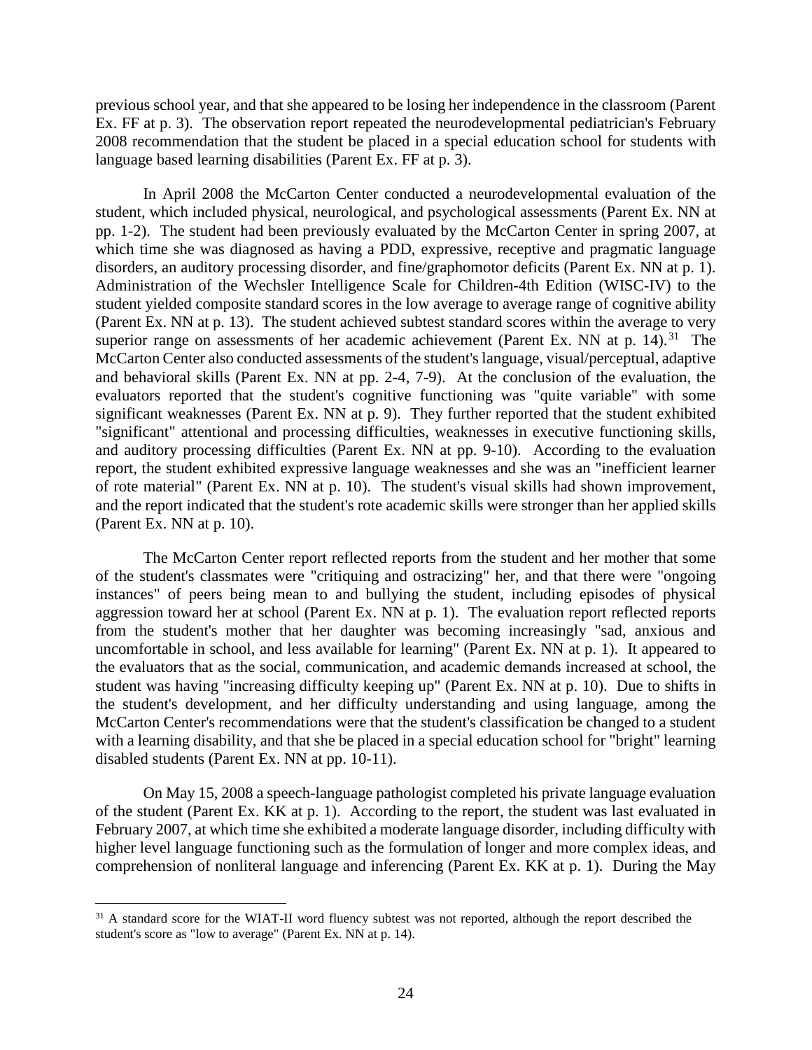previous school year, and that she appeared to be losing her independence in the classroom (Parent Ex. FF at p. 3). The observation report repeated the neurodevelopmental pediatrician's February 2008 recommendation that the student be placed in a special education school for students with language based learning disabilities (Parent Ex. FF at p. 3).

In April 2008 the McCarton Center conducted a neurodevelopmental evaluation of the student, which included physical, neurological, and psychological assessments (Parent Ex. NN at pp. 1-2). The student had been previously evaluated by the McCarton Center in spring 2007, at which time she was diagnosed as having a PDD, expressive, receptive and pragmatic language disorders, an auditory processing disorder, and fine/graphomotor deficits (Parent Ex. NN at p. 1). Administration of the Wechsler Intelligence Scale for Children-4th Edition (WISC-IV) to the student yielded composite standard scores in the low average to average range of cognitive ability (Parent Ex. NN at p. 13). The student achieved subtest standard scores within the average to very superior range on assessments of her academic achievement (Parent Ex. NN at p. 14).[31] The McCarton Center also conducted assessments of the student's language, visual/perceptual, adaptive and behavioral skills (Parent Ex. NN at pp. 2-4, 7-9). At the conclusion of the evaluation, the evaluators reported that the student's cognitive functioning was "quite variable" with some significant weaknesses (Parent Ex. NN at p. 9). They further reported that the student exhibited "significant" attentional and processing difficulties, weaknesses in executive functioning skills, and auditory processing difficulties (Parent Ex. NN at pp. 9-10). According to the evaluation report, the student exhibited expressive language weaknesses and she was an "inefficient learner of rote material" (Parent Ex. NN at p. 10). The student's visual skills had shown improvement, and the report indicated that the student's rote academic skills were stronger than her applied skills (Parent Ex. NN at p. 10).

The McCarton Center report reflected reports from the student and her mother that some of the student's classmates were "critiquing and ostracizing" her, and that there were "ongoing instances" of peers being mean to and bullying the student, including episodes of physical aggression toward her at school (Parent Ex. NN at p. 1). The evaluation report reflected reports from the student's mother that her daughter was becoming increasingly "sad, anxious and uncomfortable in school, and less available for learning" (Parent Ex. NN at p. 1). It appeared to the evaluators that as the social, communication, and academic demands increased at school, the student was having "increasing difficulty keeping up" (Parent Ex. NN at p. 10). Due to shifts in the student's development, and her difficulty understanding and using language, among the McCarton Center's recommendations were that the student's classification be changed to a student with a learning disability, and that she be placed in a special education school for "bright" learning disabled students (Parent Ex. NN at pp. 10-11).

On May 15, 2008 a speech-language pathologist completed his private language evaluation of the student (Parent Ex. KK at p. 1). According to the report, the student was last evaluated in February 2007, at which time she exhibited a moderate language disorder, including difficulty with higher level language functioning such as the formulation of longer and more complex ideas, and comprehension of nonliteral language and inferencing (Parent Ex. KK at p. 1). During the May

---

[31] A standard score for the WIAT-II word fluency subtest was not reported, although the report described the student's score as "low to average" (Parent Ex. NN at p. 14).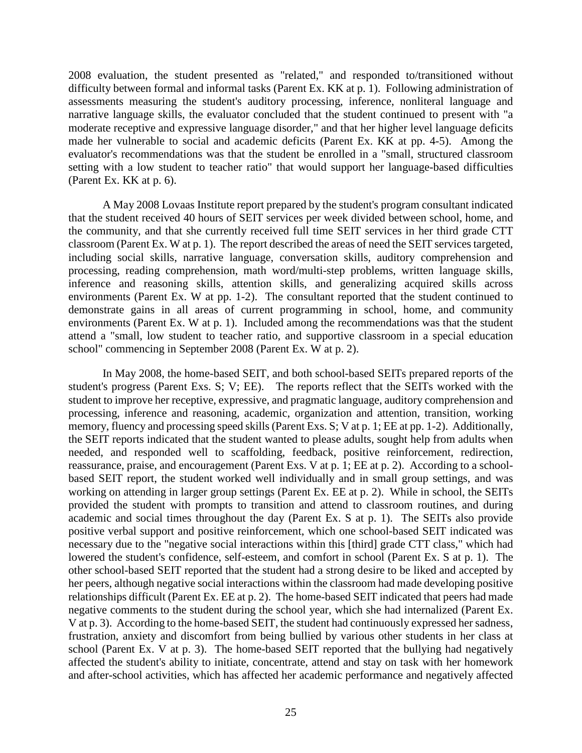2008 evaluation, the student presented as "related," and responded to/transitioned without difficulty between formal and informal tasks (Parent Ex. KK at p. 1). Following administration of assessments measuring the student's auditory processing, inference, nonliteral language and narrative language skills, the evaluator concluded that the student continued to present with "a moderate receptive and expressive language disorder," and that her higher level language deficits made her vulnerable to social and academic deficits (Parent Ex. KK at pp. 4-5). Among the evaluator's recommendations was that the student be enrolled in a "small, structured classroom setting with a low student to teacher ratio" that would support her language-based difficulties (Parent Ex. KK at p. 6).

A May 2008 Lovaas Institute report prepared by the student's program consultant indicated that the student received 40 hours of SEIT services per week divided between school, home, and the community, and that she currently received full time SEIT services in her third grade CTT classroom (Parent Ex. W at p. 1). The report described the areas of need the SEIT services targeted, including social skills, narrative language, conversation skills, auditory comprehension and processing, reading comprehension, math word/multi-step problems, written language skills, inference and reasoning skills, attention skills, and generalizing acquired skills across environments (Parent Ex. W at pp. 1-2). The consultant reported that the student continued to demonstrate gains in all areas of current programming in school, home, and community environments (Parent Ex. W at p. 1). Included among the recommendations was that the student attend a "small, low student to teacher ratio, and supportive classroom in a special education school" commencing in September 2008 (Parent Ex. W at p. 2).

In May 2008, the home-based SEIT, and both school-based SEITs prepared reports of the student's progress (Parent Exs. S; V; EE). The reports reflect that the SEITs worked with the student to improve her receptive, expressive, and pragmatic language, auditory comprehension and processing, inference and reasoning, academic, organization and attention, transition, working memory, fluency and processing speed skills (Parent Exs. S; V at p. 1; EE at pp. 1-2). Additionally, the SEIT reports indicated that the student wanted to please adults, sought help from adults when needed, and responded well to scaffolding, feedback, positive reinforcement, redirection, reassurance, praise, and encouragement (Parent Exs. V at p. 1; EE at p. 2). According to a school-based SEIT report, the student worked well individually and in small group settings, and was working on attending in larger group settings (Parent Ex. EE at p. 2). While in school, the SEITs provided the student with prompts to transition and attend to classroom routines, and during academic and social times throughout the day (Parent Ex. S at p. 1). The SEITs also provide positive verbal support and positive reinforcement, which one school-based SEIT indicated was necessary due to the "negative social interactions within this [third] grade CTT class," which had lowered the student's confidence, self-esteem, and comfort in school (Parent Ex. S at p. 1). The other school-based SEIT reported that the student had a strong desire to be liked and accepted by her peers, although negative social interactions within the classroom had made developing positive relationships difficult (Parent Ex. EE at p. 2). The home-based SEIT indicated that peers had made negative comments to the student during the school year, which she had internalized (Parent Ex. V at p. 3). According to the home-based SEIT, the student had continuously expressed her sadness, frustration, anxiety and discomfort from being bullied by various other students in her class at school (Parent Ex. V at p. 3). The home-based SEIT reported that the bullying had negatively affected the student's ability to initiate, concentrate, attend and stay on task with her homework and after-school activities, which has affected her academic performance and negatively affected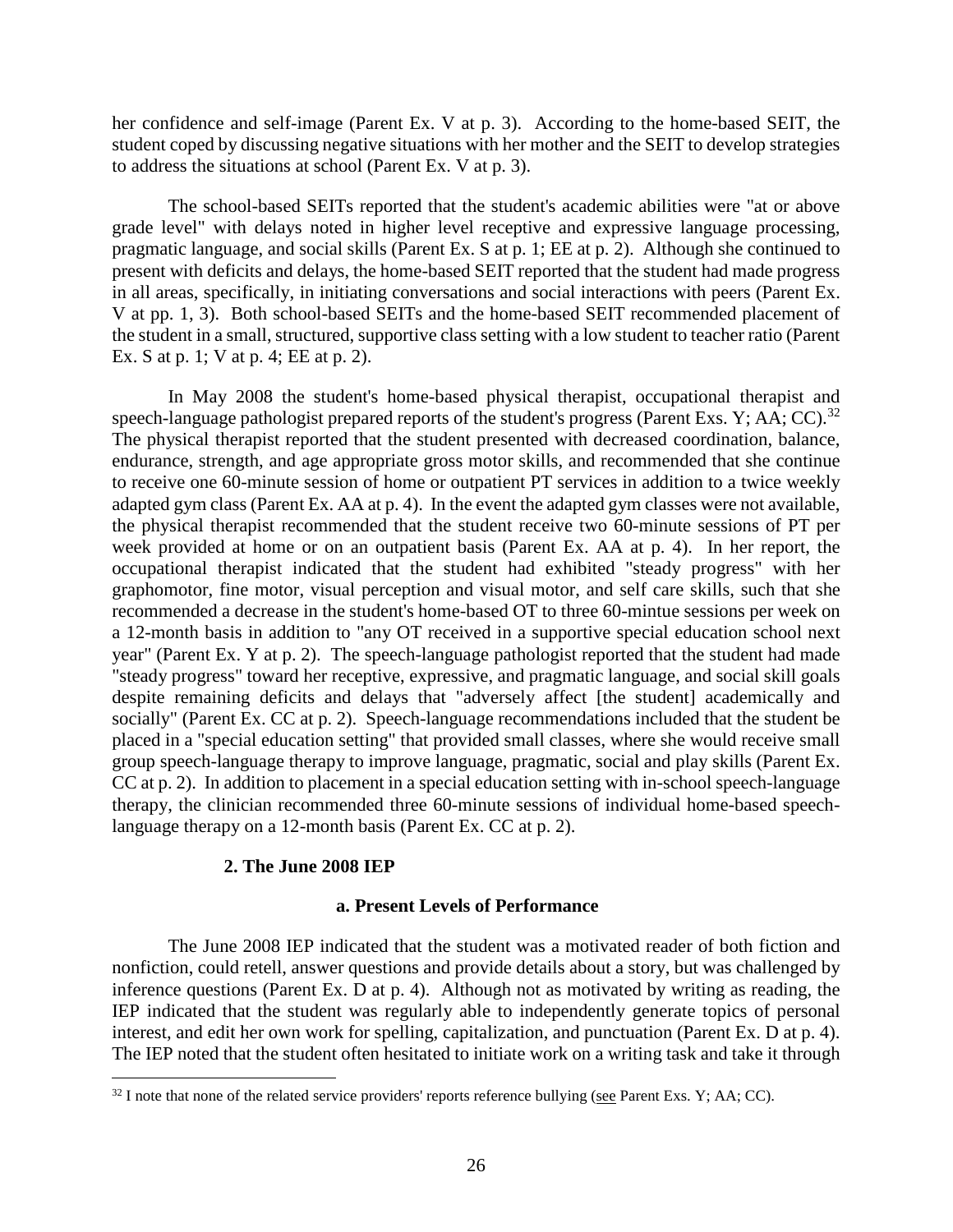her confidence and self-image (Parent Ex. V at p. 3). According to the home-based SEIT, the student coped by discussing negative situations with her mother and the SEIT to develop strategies to address the situations at school (Parent Ex. V at p. 3).

The school-based SEITs reported that the student's academic abilities were "at or above grade level" with delays noted in higher level receptive and expressive language processing, pragmatic language, and social skills (Parent Ex. S at p. 1; EE at p. 2). Although she continued to present with deficits and delays, the home-based SEIT reported that the student had made progress in all areas, specifically, in initiating conversations and social interactions with peers (Parent Ex. V at pp. 1, 3). Both school-based SEITs and the home-based SEIT recommended placement of the student in a small, structured, supportive class setting with a low student to teacher ratio (Parent Ex. S at p. 1; V at p. 4; EE at p. 2).

In May 2008 the student's home-based physical therapist, occupational therapist and speech-language pathologist prepared reports of the student's progress (Parent Exs. Y; AA; CC).[32] The physical therapist reported that the student presented with decreased coordination, balance, endurance, strength, and age appropriate gross motor skills, and recommended that she continue to receive one 60-minute session of home or outpatient PT services in addition to a twice weekly adapted gym class (Parent Ex. AA at p. 4). In the event the adapted gym classes were not available, the physical therapist recommended that the student receive two 60-minute sessions of PT per week provided at home or on an outpatient basis (Parent Ex. AA at p. 4). In her report, the occupational therapist indicated that the student had exhibited "steady progress" with her graphomotor, fine motor, visual perception and visual motor, and self care skills, such that she recommended a decrease in the student's home-based OT to three 60-mintue sessions per week on a 12-month basis in addition to "any OT received in a supportive special education school next year" (Parent Ex. Y at p. 2). The speech-language pathologist reported that the student had made "steady progress" toward her receptive, expressive, and pragmatic language, and social skill goals despite remaining deficits and delays that "adversely affect [the student] academically and socially" (Parent Ex. CC at p. 2). Speech-language recommendations included that the student be placed in a "special education setting" that provided small classes, where she would receive small group speech-language therapy to improve language, pragmatic, social and play skills (Parent Ex. CC at p. 2). In addition to placement in a special education setting with in-school speech-language therapy, the clinician recommended three 60-minute sessions of individual home-based speech-language therapy on a 12-month basis (Parent Ex. CC at p. 2).

### 2. The June 2008 IEP

#### a. Present Levels of Performance

The June 2008 IEP indicated that the student was a motivated reader of both fiction and nonfiction, could retell, answer questions and provide details about a story, but was challenged by inference questions (Parent Ex. D at p. 4). Although not as motivated by writing as reading, the IEP indicated that the student was regularly able to independently generate topics of personal interest, and edit her own work for spelling, capitalization, and punctuation (Parent Ex. D at p. 4). The IEP noted that the student often hesitated to initiate work on a writing task and take it through

---

[32] I note that none of the related service providers' reports reference bullying (see Parent Exs. Y; AA; CC).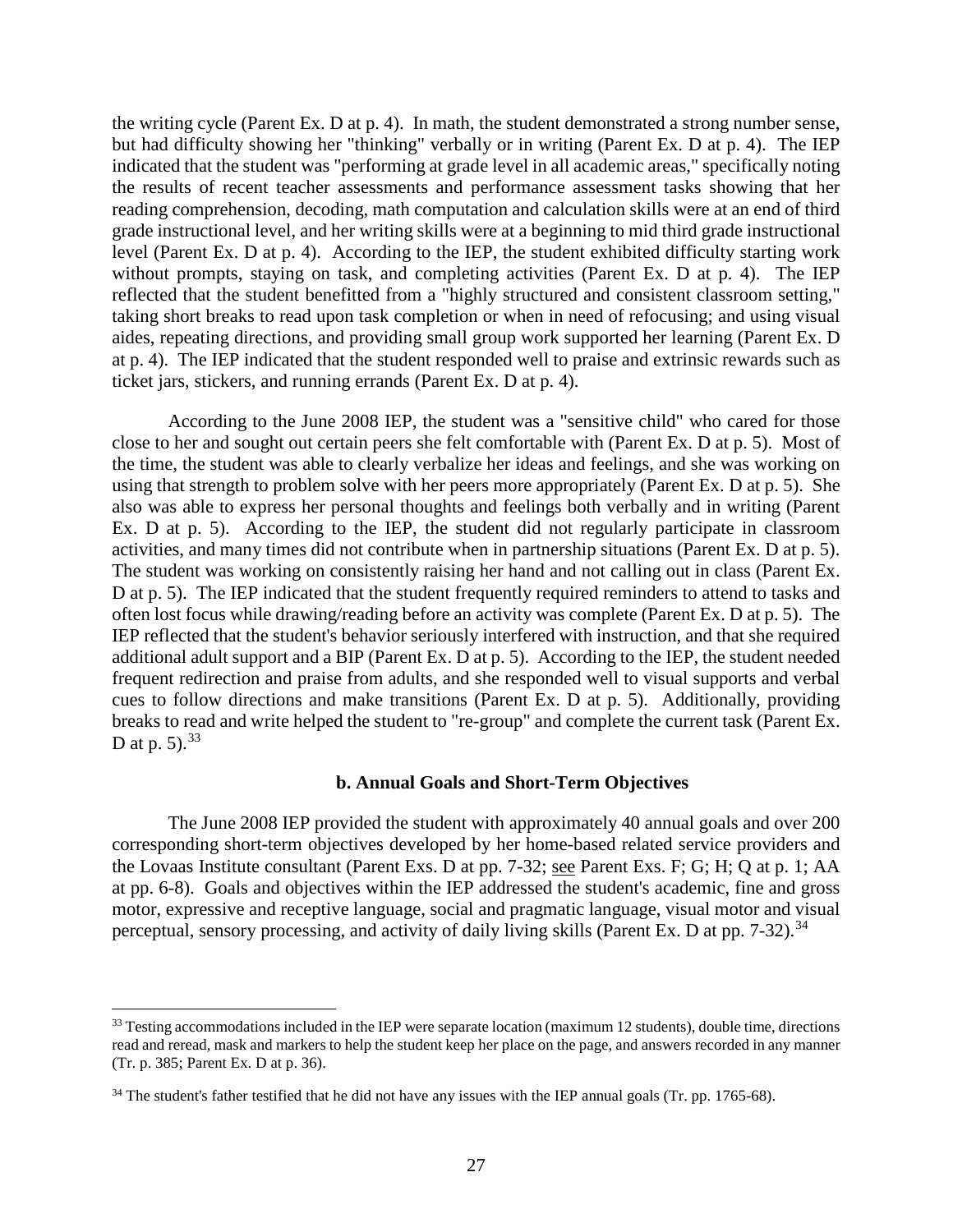the writing cycle (Parent Ex. D at p. 4). In math, the student demonstrated a strong number sense, but had difficulty showing her "thinking" verbally or in writing (Parent Ex. D at p. 4). The IEP indicated that the student was "performing at grade level in all academic areas," specifically noting the results of recent teacher assessments and performance assessment tasks showing that her reading comprehension, decoding, math computation and calculation skills were at an end of third grade instructional level, and her writing skills were at a beginning to mid third grade instructional level (Parent Ex. D at p. 4). According to the IEP, the student exhibited difficulty starting work without prompts, staying on task, and completing activities (Parent Ex. D at p. 4). The IEP reflected that the student benefitted from a "highly structured and consistent classroom setting," taking short breaks to read upon task completion or when in need of refocusing; and using visual aides, repeating directions, and providing small group work supported her learning (Parent Ex. D at p. 4). The IEP indicated that the student responded well to praise and extrinsic rewards such as ticket jars, stickers, and running errands (Parent Ex. D at p. 4).

According to the June 2008 IEP, the student was a "sensitive child" who cared for those close to her and sought out certain peers she felt comfortable with (Parent Ex. D at p. 5). Most of the time, the student was able to clearly verbalize her ideas and feelings, and she was working on using that strength to problem solve with her peers more appropriately (Parent Ex. D at p. 5). She also was able to express her personal thoughts and feelings both verbally and in writing (Parent Ex. D at p. 5). According to the IEP, the student did not regularly participate in classroom activities, and many times did not contribute when in partnership situations (Parent Ex. D at p. 5). The student was working on consistently raising her hand and not calling out in class (Parent Ex. D at p. 5). The IEP indicated that the student frequently required reminders to attend to tasks and often lost focus while drawing/reading before an activity was complete (Parent Ex. D at p. 5). The IEP reflected that the student's behavior seriously interfered with instruction, and that she required additional adult support and a BIP (Parent Ex. D at p. 5). According to the IEP, the student needed frequent redirection and praise from adults, and she responded well to visual supports and verbal cues to follow directions and make transitions (Parent Ex. D at p. 5). Additionally, providing breaks to read and write helped the student to "re-group" and complete the current task (Parent Ex. D at p. 5).[33]

### b. Annual Goals and Short-Term Objectives

The June 2008 IEP provided the student with approximately 40 annual goals and over 200 corresponding short-term objectives developed by her home-based related service providers and the Lovaas Institute consultant (Parent Exs. D at pp. 7-32; see Parent Exs. F; G; H; Q at p. 1; AA at pp. 6-8). Goals and objectives within the IEP addressed the student's academic, fine and gross motor, expressive and receptive language, social and pragmatic language, visual motor and visual perceptual, sensory processing, and activity of daily living skills (Parent Ex. D at pp. 7-32).[34]

---

[33] Testing accommodations included in the IEP were separate location (maximum 12 students), double time, directions read and reread, mask and markers to help the student keep her place on the page, and answers recorded in any manner (Tr. p. 385; Parent Ex. D at p. 36).

[34] The student's father testified that he did not have any issues with the IEP annual goals (Tr. pp. 1765-68).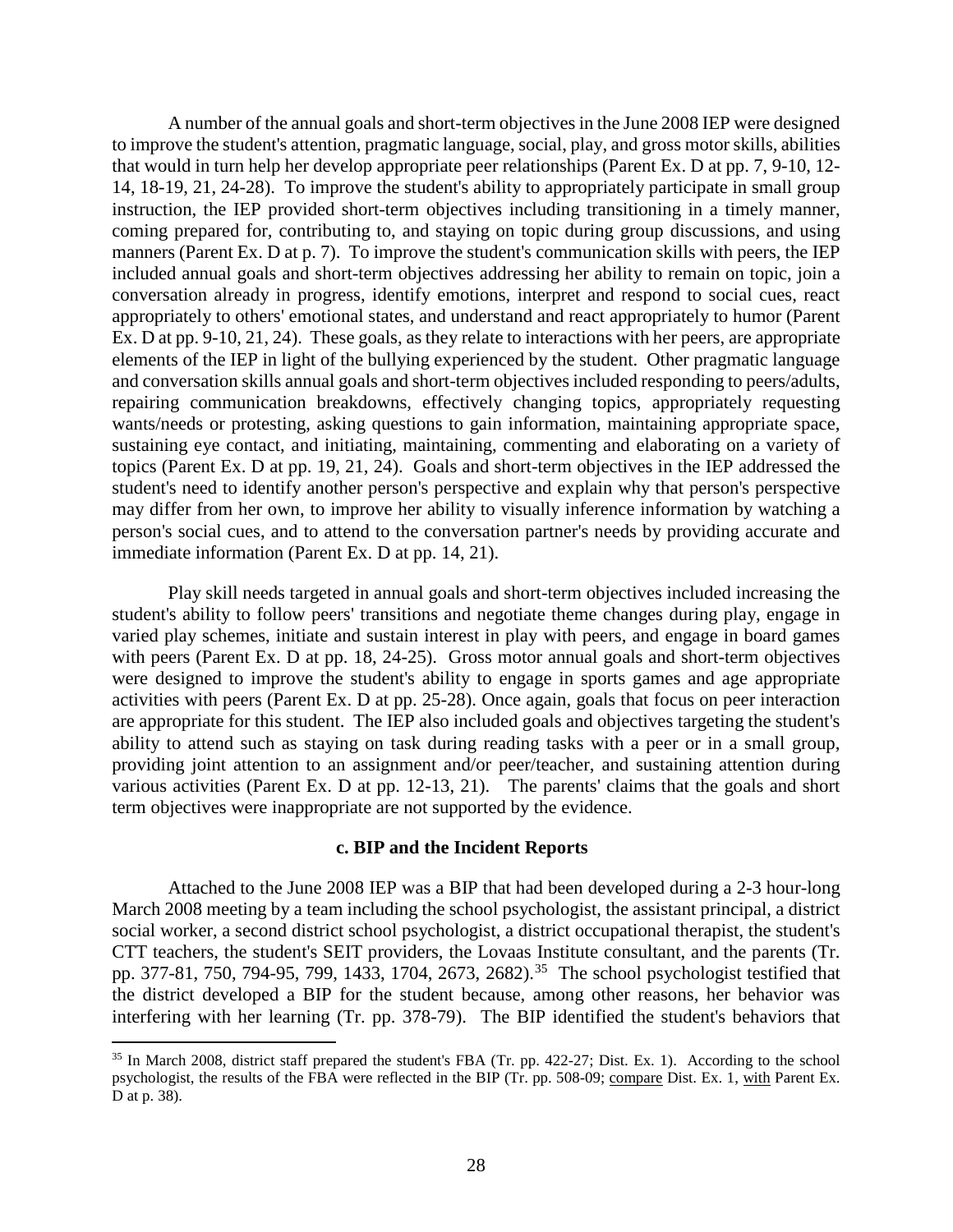A number of the annual goals and short-term objectives in the June 2008 IEP were designed to improve the student's attention, pragmatic language, social, play, and gross motor skills, abilities that would in turn help her develop appropriate peer relationships (Parent Ex. D at pp. 7, 9-10, 12-14, 18-19, 21, 24-28). To improve the student's ability to appropriately participate in small group instruction, the IEP provided short-term objectives including transitioning in a timely manner, coming prepared for, contributing to, and staying on topic during group discussions, and using manners (Parent Ex. D at p. 7). To improve the student's communication skills with peers, the IEP included annual goals and short-term objectives addressing her ability to remain on topic, join a conversation already in progress, identify emotions, interpret and respond to social cues, react appropriately to others' emotional states, and understand and react appropriately to humor (Parent Ex. D at pp. 9-10, 21, 24). These goals, as they relate to interactions with her peers, are appropriate elements of the IEP in light of the bullying experienced by the student. Other pragmatic language and conversation skills annual goals and short-term objectives included responding to peers/adults, repairing communication breakdowns, effectively changing topics, appropriately requesting wants/needs or protesting, asking questions to gain information, maintaining appropriate space, sustaining eye contact, and initiating, maintaining, commenting and elaborating on a variety of topics (Parent Ex. D at pp. 19, 21, 24). Goals and short-term objectives in the IEP addressed the student's need to identify another person's perspective and explain why that person's perspective may differ from her own, to improve her ability to visually inference information by watching a person's social cues, and to attend to the conversation partner's needs by providing accurate and immediate information (Parent Ex. D at pp. 14, 21).

Play skill needs targeted in annual goals and short-term objectives included increasing the student's ability to follow peers' transitions and negotiate theme changes during play, engage in varied play schemes, initiate and sustain interest in play with peers, and engage in board games with peers (Parent Ex. D at pp. 18, 24-25). Gross motor annual goals and short-term objectives were designed to improve the student's ability to engage in sports games and age appropriate activities with peers (Parent Ex. D at pp. 25-28). Once again, goals that focus on peer interaction are appropriate for this student. The IEP also included goals and objectives targeting the student's ability to attend such as staying on task during reading tasks with a peer or in a small group, providing joint attention to an assignment and/or peer/teacher, and sustaining attention during various activities (Parent Ex. D at pp. 12-13, 21). The parents' claims that the goals and short term objectives were inappropriate are not supported by the evidence.

#### c. BIP and the Incident Reports

Attached to the June 2008 IEP was a BIP that had been developed during a 2-3 hour-long March 2008 meeting by a team including the school psychologist, the assistant principal, a district social worker, a second district school psychologist, a district occupational therapist, the student's CTT teachers, the student's SEIT providers, the Lovaas Institute consultant, and the parents (Tr. pp. 377-81, 750, 794-95, 799, 1433, 1704, 2673, 2682).[35] The school psychologist testified that the district developed a BIP for the student because, among other reasons, her behavior was interfering with her learning (Tr. pp. 378-79). The BIP identified the student's behaviors that

[35] In March 2008, district staff prepared the student's FBA (Tr. pp. 422-27; Dist. Ex. 1). According to the school psychologist, the results of the FBA were reflected in the BIP (Tr. pp. 508-09; compare Dist. Ex. 1, with Parent Ex. D at p. 38).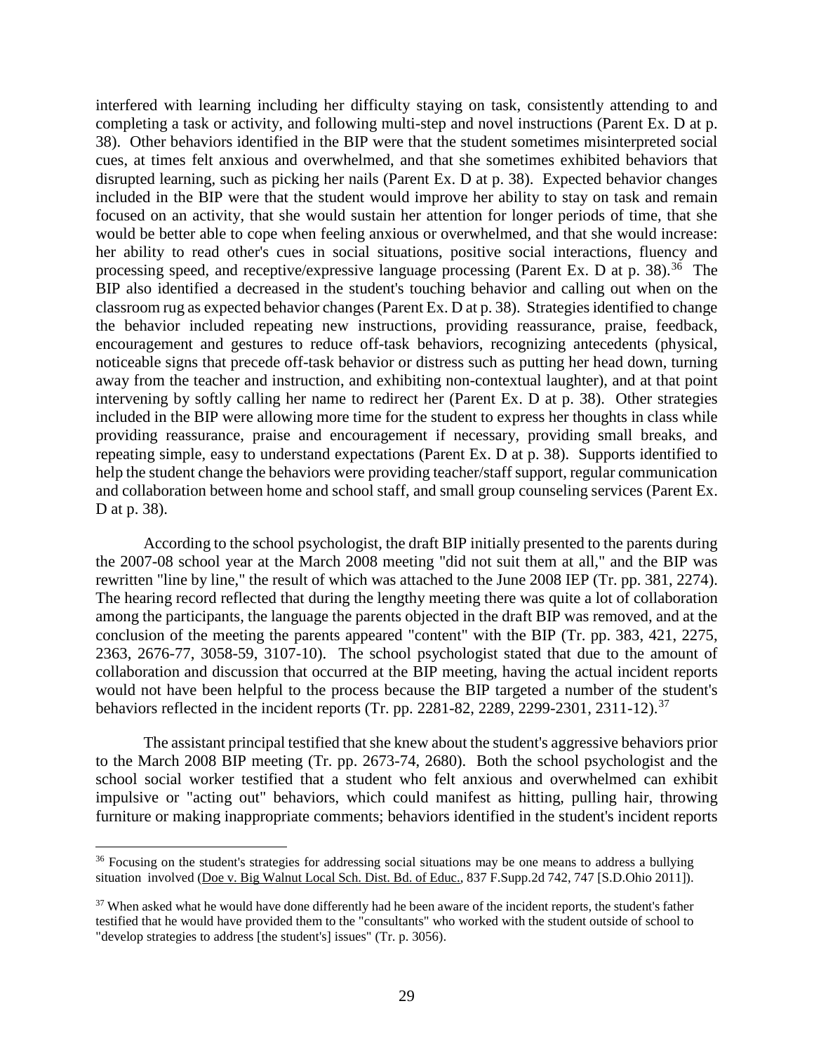interfered with learning including her difficulty staying on task, consistently attending to and completing a task or activity, and following multi-step and novel instructions (Parent Ex. D at p. 38). Other behaviors identified in the BIP were that the student sometimes misinterpreted social cues, at times felt anxious and overwhelmed, and that she sometimes exhibited behaviors that disrupted learning, such as picking her nails (Parent Ex. D at p. 38). Expected behavior changes included in the BIP were that the student would improve her ability to stay on task and remain focused on an activity, that she would sustain her attention for longer periods of time, that she would be better able to cope when feeling anxious or overwhelmed, and that she would increase: her ability to read other's cues in social situations, positive social interactions, fluency and processing speed, and receptive/expressive language processing (Parent Ex. D at p. 38).[36] The BIP also identified a decreased in the student's touching behavior and calling out when on the classroom rug as expected behavior changes (Parent Ex. D at p. 38). Strategies identified to change the behavior included repeating new instructions, providing reassurance, praise, feedback, encouragement and gestures to reduce off-task behaviors, recognizing antecedents (physical, noticeable signs that precede off-task behavior or distress such as putting her head down, turning away from the teacher and instruction, and exhibiting non-contextual laughter), and at that point intervening by softly calling her name to redirect her (Parent Ex. D at p. 38). Other strategies included in the BIP were allowing more time for the student to express her thoughts in class while providing reassurance, praise and encouragement if necessary, providing small breaks, and repeating simple, easy to understand expectations (Parent Ex. D at p. 38). Supports identified to help the student change the behaviors were providing teacher/staff support, regular communication and collaboration between home and school staff, and small group counseling services (Parent Ex. D at p. 38).

According to the school psychologist, the draft BIP initially presented to the parents during the 2007-08 school year at the March 2008 meeting "did not suit them at all," and the BIP was rewritten "line by line," the result of which was attached to the June 2008 IEP (Tr. pp. 381, 2274). The hearing record reflected that during the lengthy meeting there was quite a lot of collaboration among the participants, the language the parents objected in the draft BIP was removed, and at the conclusion of the meeting the parents appeared "content" with the BIP (Tr. pp. 383, 421, 2275, 2363, 2676-77, 3058-59, 3107-10). The school psychologist stated that due to the amount of collaboration and discussion that occurred at the BIP meeting, having the actual incident reports would not have been helpful to the process because the BIP targeted a number of the student's behaviors reflected in the incident reports (Tr. pp. 2281-82, 2289, 2299-2301, 2311-12).[37]

The assistant principal testified that she knew about the student's aggressive behaviors prior to the March 2008 BIP meeting (Tr. pp. 2673-74, 2680). Both the school psychologist and the school social worker testified that a student who felt anxious and overwhelmed can exhibit impulsive or "acting out" behaviors, which could manifest as hitting, pulling hair, throwing furniture or making inappropriate comments; behaviors identified in the student's incident reports

---

[36] Focusing on the student's strategies for addressing social situations may be one means to address a bullying situation involved (Doe v. Big Walnut Local Sch. Dist. Bd. of Educ., 837 F.Supp.2d 742, 747 [S.D.Ohio 2011]).

[37] When asked what he would have done differently had he been aware of the incident reports, the student's father testified that he would have provided them to the "consultants" who worked with the student outside of school to "develop strategies to address [the student's] issues" (Tr. p. 3056).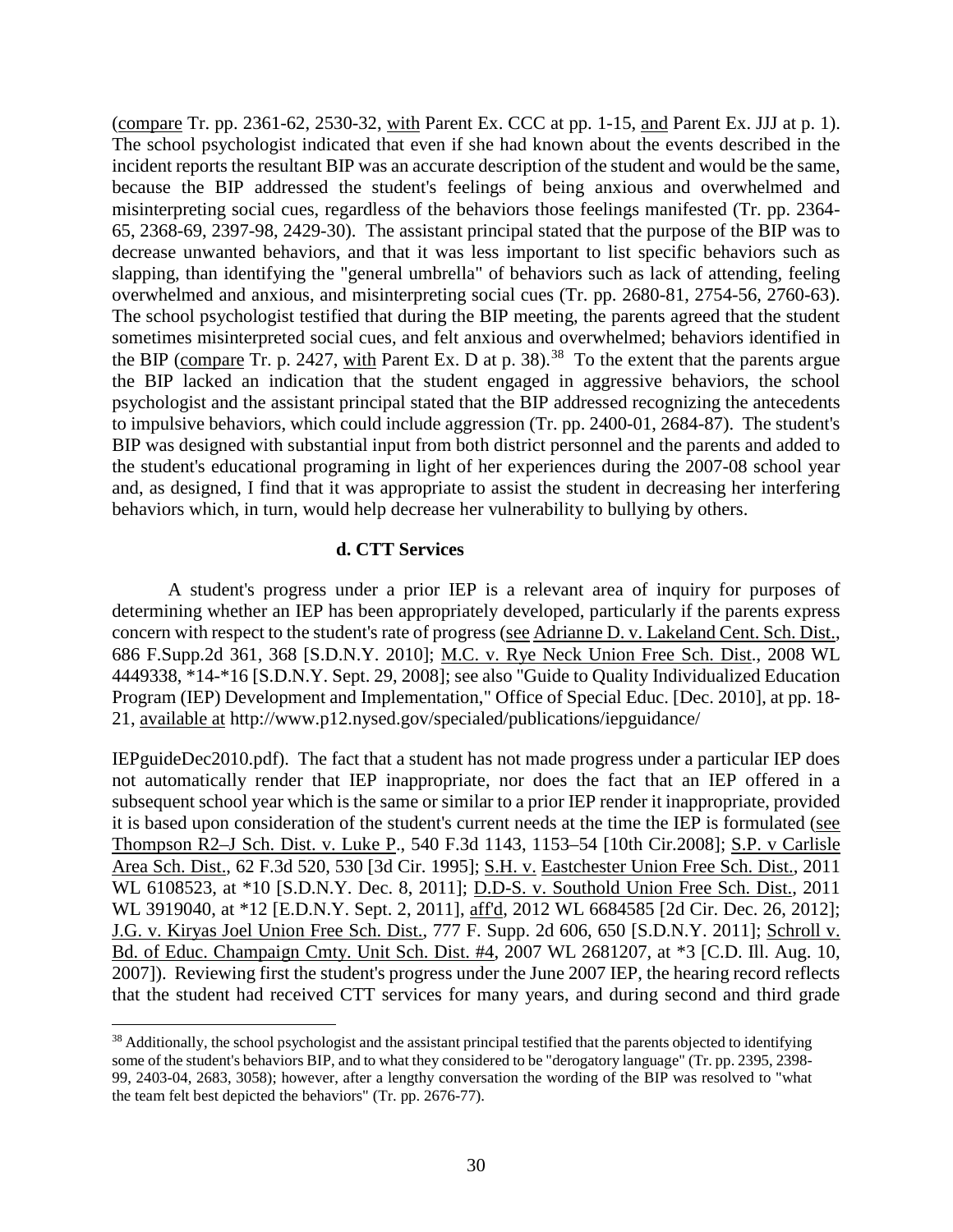(compare Tr. pp. 2361-62, 2530-32, with Parent Ex. CCC at pp. 1-15, and Parent Ex. JJJ at p. 1). The school psychologist indicated that even if she had known about the events described in the incident reports the resultant BIP was an accurate description of the student and would be the same, because the BIP addressed the student's feelings of being anxious and overwhelmed and misinterpreting social cues, regardless of the behaviors those feelings manifested (Tr. pp. 2364-65, 2368-69, 2397-98, 2429-30). The assistant principal stated that the purpose of the BIP was to decrease unwanted behaviors, and that it was less important to list specific behaviors such as slapping, than identifying the "general umbrella" of behaviors such as lack of attending, feeling overwhelmed and anxious, and misinterpreting social cues (Tr. pp. 2680-81, 2754-56, 2760-63). The school psychologist testified that during the BIP meeting, the parents agreed that the student sometimes misinterpreted social cues, and felt anxious and overwhelmed; behaviors identified in the BIP (compare Tr. p. 2427, with Parent Ex. D at p. 38).[38] To the extent that the parents argue the BIP lacked an indication that the student engaged in aggressive behaviors, the school psychologist and the assistant principal stated that the BIP addressed recognizing the antecedents to impulsive behaviors, which could include aggression (Tr. pp. 2400-01, 2684-87). The student's BIP was designed with substantial input from both district personnel and the parents and added to the student's educational programing in light of her experiences during the 2007-08 school year and, as designed, I find that it was appropriate to assist the student in decreasing her interfering behaviors which, in turn, would help decrease her vulnerability to bullying by others.

#### d. CTT Services

A student's progress under a prior IEP is a relevant area of inquiry for purposes of determining whether an IEP has been appropriately developed, particularly if the parents express concern with respect to the student's rate of progress (see Adrianne D. v. Lakeland Cent. Sch. Dist., 686 F.Supp.2d 361, 368 [S.D.N.Y. 2010]; M.C. v. Rye Neck Union Free Sch. Dist., 2008 WL 4449338, *14-*16 [S.D.N.Y. Sept. 29, 2008]; see also "Guide to Quality Individualized Education Program (IEP) Development and Implementation," Office of Special Educ. [Dec. 2010], at pp. 18-21, available at http://www.p12.nysed.gov/specialed/publications/iepguidance/

IEPguideDec2010.pdf). The fact that a student has not made progress under a particular IEP does not automatically render that IEP inappropriate, nor does the fact that an IEP offered in a subsequent school year which is the same or similar to a prior IEP render it inappropriate, provided it is based upon consideration of the student's current needs at the time the IEP is formulated (see Thompson R2–J Sch. Dist. v. Luke P., 540 F.3d 1143, 1153–54 [10th Cir.2008]; S.P. v Carlisle Area Sch. Dist., 62 F.3d 520, 530 [3d Cir. 1995]; S.H. v. Eastchester Union Free Sch. Dist., 2011 WL 6108523, at *10 [S.D.N.Y. Dec. 8, 2011]; D.D-S. v. Southold Union Free Sch. Dist., 2011 WL 3919040, at *12 [E.D.N.Y. Sept. 2, 2011], aff'd, 2012 WL 6684585 [2d Cir. Dec. 26, 2012]; J.G. v. Kiryas Joel Union Free Sch. Dist., 777 F. Supp. 2d 606, 650 [S.D.N.Y. 2011]; Schroll v. Bd. of Educ. Champaign Cmty. Unit Sch. Dist. #4, 2007 WL 2681207, at *3 [C.D. Ill. Aug. 10, 2007]). Reviewing first the student's progress under the June 2007 IEP, the hearing record reflects that the student had received CTT services for many years, and during second and third grade

[38] Additionally, the school psychologist and the assistant principal testified that the parents objected to identifying some of the student's behaviors BIP, and to what they considered to be "derogatory language" (Tr. pp. 2395, 2398-99, 2403-04, 2683, 3058); however, after a lengthy conversation the wording of the BIP was resolved to "what the team felt best depicted the behaviors" (Tr. pp. 2676-77).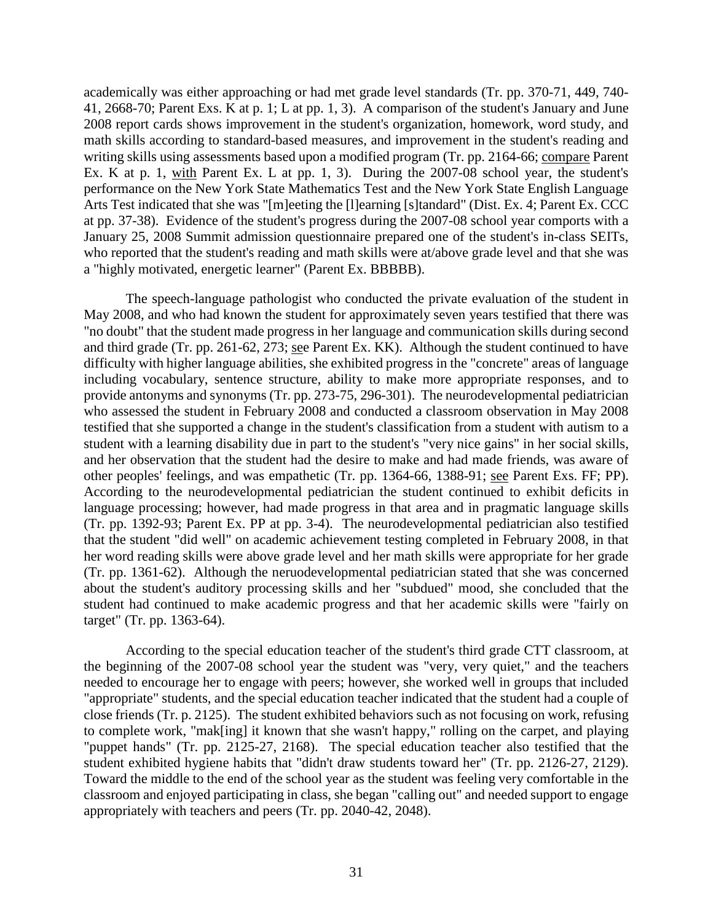academically was either approaching or had met grade level standards (Tr. pp. 370-71, 449, 740-41, 2668-70; Parent Exs. K at p. 1; L at pp. 1, 3). A comparison of the student's January and June 2008 report cards shows improvement in the student's organization, homework, word study, and math skills according to standard-based measures, and improvement in the student's reading and writing skills using assessments based upon a modified program (Tr. pp. 2164-66; compare Parent Ex. K at p. 1, with Parent Ex. L at pp. 1, 3). During the 2007-08 school year, the student's performance on the New York State Mathematics Test and the New York State English Language Arts Test indicated that she was "[m]eeting the [l]earning [s]tandard" (Dist. Ex. 4; Parent Ex. CCC at pp. 37-38). Evidence of the student's progress during the 2007-08 school year comports with a January 25, 2008 Summit admission questionnaire prepared one of the student's in-class SEITs, who reported that the student's reading and math skills were at/above grade level and that she was a "highly motivated, energetic learner" (Parent Ex. BBBBB).

The speech-language pathologist who conducted the private evaluation of the student in May 2008, and who had known the student for approximately seven years testified that there was "no doubt" that the student made progress in her language and communication skills during second and third grade (Tr. pp. 261-62, 273; see Parent Ex. KK). Although the student continued to have difficulty with higher language abilities, she exhibited progress in the "concrete" areas of language including vocabulary, sentence structure, ability to make more appropriate responses, and to provide antonyms and synonyms (Tr. pp. 273-75, 296-301). The neurodevelopmental pediatrician who assessed the student in February 2008 and conducted a classroom observation in May 2008 testified that she supported a change in the student's classification from a student with autism to a student with a learning disability due in part to the student's "very nice gains" in her social skills, and her observation that the student had the desire to make and had made friends, was aware of other peoples' feelings, and was empathetic (Tr. pp. 1364-66, 1388-91; see Parent Exs. FF; PP). According to the neurodevelopmental pediatrician the student continued to exhibit deficits in language processing; however, had made progress in that area and in pragmatic language skills (Tr. pp. 1392-93; Parent Ex. PP at pp. 3-4). The neurodevelopmental pediatrician also testified that the student "did well" on academic achievement testing completed in February 2008, in that her word reading skills were above grade level and her math skills were appropriate for her grade (Tr. pp. 1361-62). Although the neruodevelopmental pediatrician stated that she was concerned about the student's auditory processing skills and her "subdued" mood, she concluded that the student had continued to make academic progress and that her academic skills were "fairly on target" (Tr. pp. 1363-64).

According to the special education teacher of the student's third grade CTT classroom, at the beginning of the 2007-08 school year the student was "very, very quiet," and the teachers needed to encourage her to engage with peers; however, she worked well in groups that included "appropriate" students, and the special education teacher indicated that the student had a couple of close friends (Tr. p. 2125). The student exhibited behaviors such as not focusing on work, refusing to complete work, "mak[ing] it known that she wasn't happy," rolling on the carpet, and playing "puppet hands" (Tr. pp. 2125-27, 2168). The special education teacher also testified that the student exhibited hygiene habits that "didn't draw students toward her" (Tr. pp. 2126-27, 2129). Toward the middle to the end of the school year as the student was feeling very comfortable in the classroom and enjoyed participating in class, she began "calling out" and needed support to engage appropriately with teachers and peers (Tr. pp. 2040-42, 2048).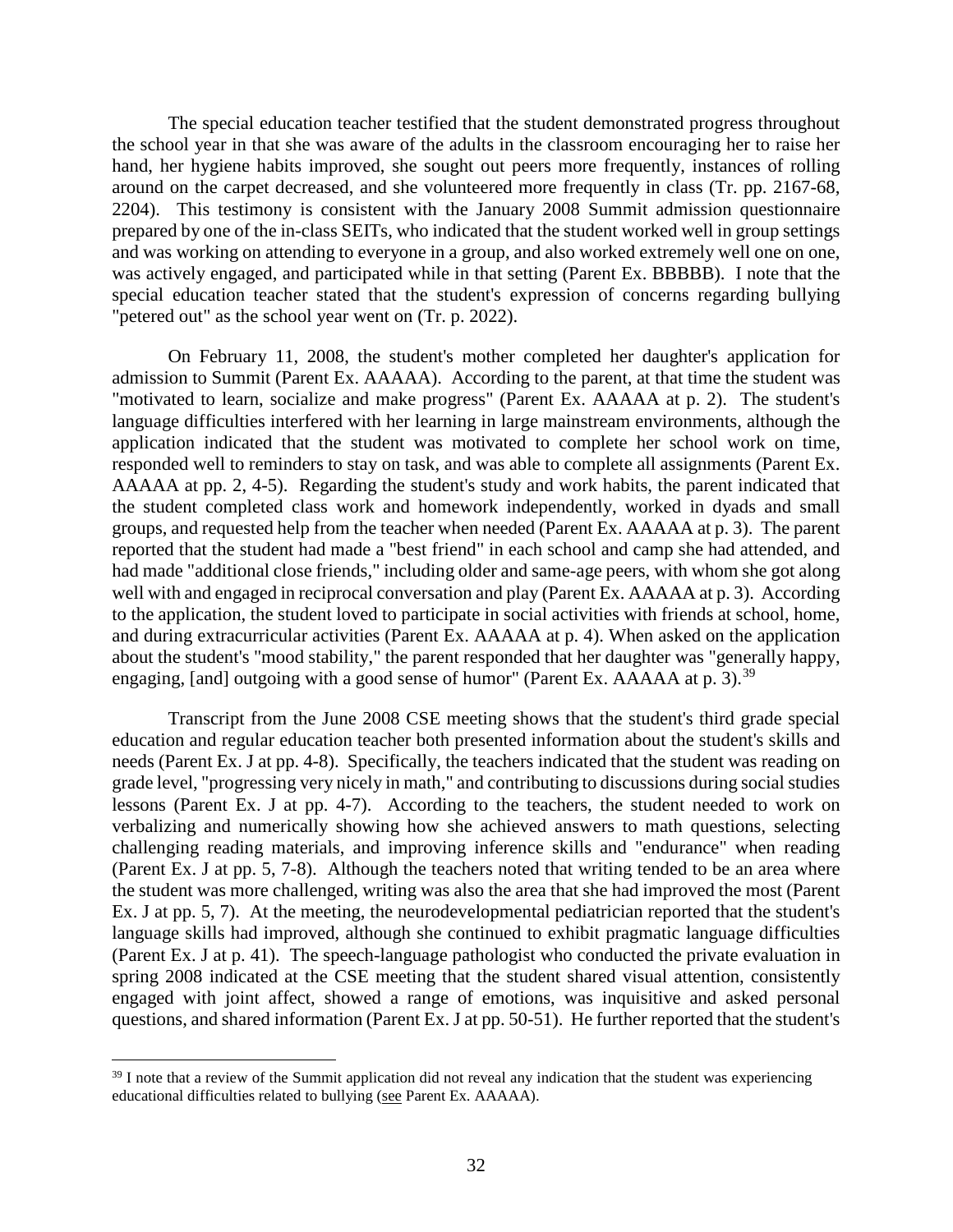The special education teacher testified that the student demonstrated progress throughout the school year in that she was aware of the adults in the classroom encouraging her to raise her hand, her hygiene habits improved, she sought out peers more frequently, instances of rolling around on the carpet decreased, and she volunteered more frequently in class (Tr. pp. 2167-68, 2204). This testimony is consistent with the January 2008 Summit admission questionnaire prepared by one of the in-class SEITs, who indicated that the student worked well in group settings and was working on attending to everyone in a group, and also worked extremely well one on one, was actively engaged, and participated while in that setting (Parent Ex. BBBBB). I note that the special education teacher stated that the student's expression of concerns regarding bullying "petered out" as the school year went on (Tr. p. 2022).

On February 11, 2008, the student's mother completed her daughter's application for admission to Summit (Parent Ex. AAAAA). According to the parent, at that time the student was "motivated to learn, socialize and make progress" (Parent Ex. AAAAA at p. 2). The student's language difficulties interfered with her learning in large mainstream environments, although the application indicated that the student was motivated to complete her school work on time, responded well to reminders to stay on task, and was able to complete all assignments (Parent Ex. AAAAA at pp. 2, 4-5). Regarding the student's study and work habits, the parent indicated that the student completed class work and homework independently, worked in dyads and small groups, and requested help from the teacher when needed (Parent Ex. AAAAA at p. 3). The parent reported that the student had made a "best friend" in each school and camp she had attended, and had made "additional close friends," including older and same-age peers, with whom she got along well with and engaged in reciprocal conversation and play (Parent Ex. AAAAA at p. 3). According to the application, the student loved to participate in social activities with friends at school, home, and during extracurricular activities (Parent Ex. AAAAA at p. 4). When asked on the application about the student's "mood stability," the parent responded that her daughter was "generally happy, engaging, [and] outgoing with a good sense of humor" (Parent Ex. AAAAA at p. 3).[39]

Transcript from the June 2008 CSE meeting shows that the student's third grade special education and regular education teacher both presented information about the student's skills and needs (Parent Ex. J at pp. 4-8). Specifically, the teachers indicated that the student was reading on grade level, "progressing very nicely in math," and contributing to discussions during social studies lessons (Parent Ex. J at pp. 4-7). According to the teachers, the student needed to work on verbalizing and numerically showing how she achieved answers to math questions, selecting challenging reading materials, and improving inference skills and "endurance" when reading (Parent Ex. J at pp. 5, 7-8). Although the teachers noted that writing tended to be an area where the student was more challenged, writing was also the area that she had improved the most (Parent Ex. J at pp. 5, 7). At the meeting, the neurodevelopmental pediatrician reported that the student's language skills had improved, although she continued to exhibit pragmatic language difficulties (Parent Ex. J at p. 41). The speech-language pathologist who conducted the private evaluation in spring 2008 indicated at the CSE meeting that the student shared visual attention, consistently engaged with joint affect, showed a range of emotions, was inquisitive and asked personal questions, and shared information (Parent Ex. J at pp. 50-51). He further reported that the student's

[39] I note that a review of the Summit application did not reveal any indication that the student was experiencing educational difficulties related to bullying (see Parent Ex. AAAAA).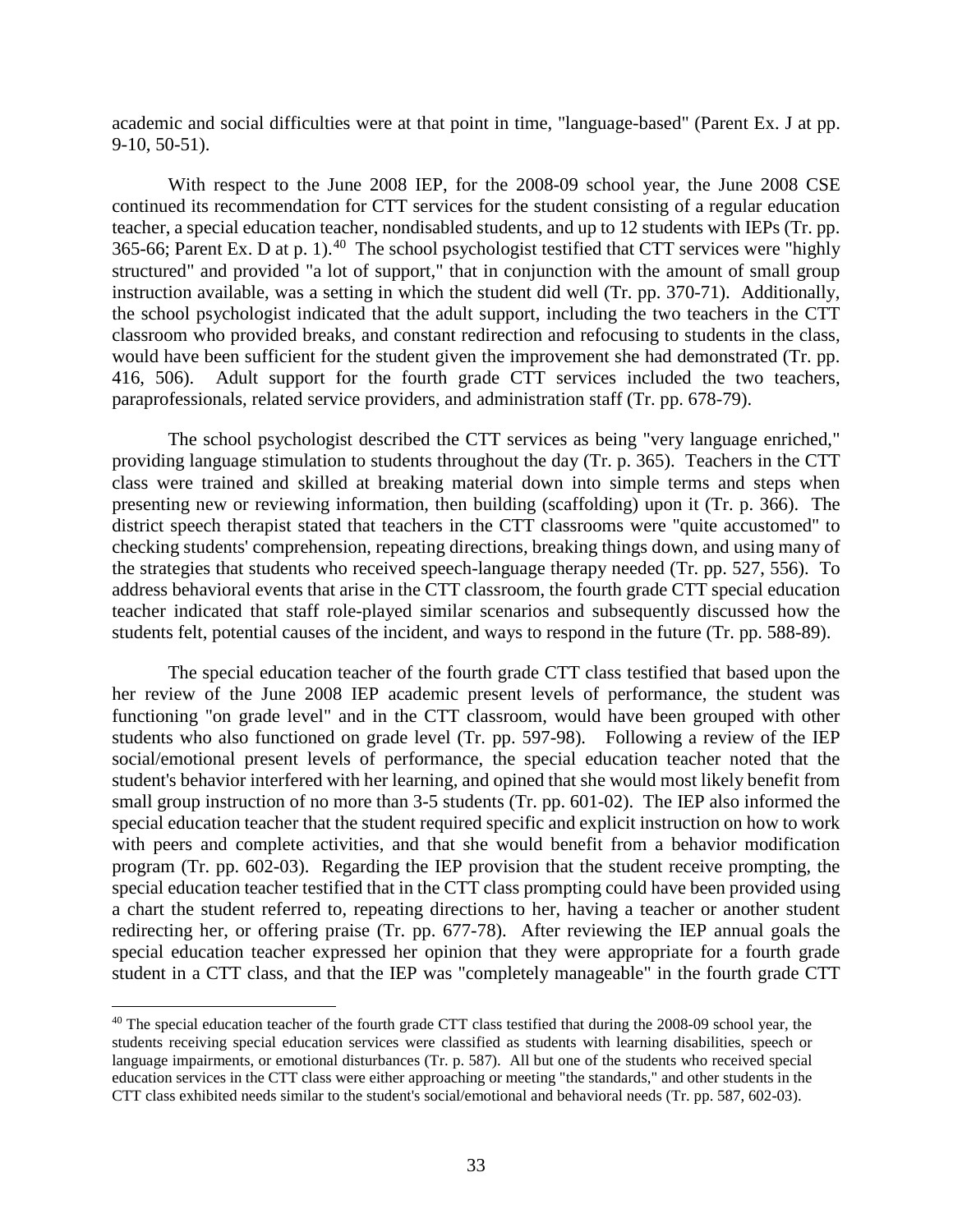academic and social difficulties were at that point in time, "language-based" (Parent Ex. J at pp. 9-10, 50-51).

With respect to the June 2008 IEP, for the 2008-09 school year, the June 2008 CSE continued its recommendation for CTT services for the student consisting of a regular education teacher, a special education teacher, nondisabled students, and up to 12 students with IEPs (Tr. pp. 365-66; Parent Ex. D at p. 1).[40] The school psychologist testified that CTT services were "highly structured" and provided "a lot of support," that in conjunction with the amount of small group instruction available, was a setting in which the student did well (Tr. pp. 370-71). Additionally, the school psychologist indicated that the adult support, including the two teachers in the CTT classroom who provided breaks, and constant redirection and refocusing to students in the class, would have been sufficient for the student given the improvement she had demonstrated (Tr. pp. 416, 506). Adult support for the fourth grade CTT services included the two teachers, paraprofessionals, related service providers, and administration staff (Tr. pp. 678-79).

The school psychologist described the CTT services as being "very language enriched," providing language stimulation to students throughout the day (Tr. p. 365). Teachers in the CTT class were trained and skilled at breaking material down into simple terms and steps when presenting new or reviewing information, then building (scaffolding) upon it (Tr. p. 366). The district speech therapist stated that teachers in the CTT classrooms were "quite accustomed" to checking students' comprehension, repeating directions, breaking things down, and using many of the strategies that students who received speech-language therapy needed (Tr. pp. 527, 556). To address behavioral events that arise in the CTT classroom, the fourth grade CTT special education teacher indicated that staff role-played similar scenarios and subsequently discussed how the students felt, potential causes of the incident, and ways to respond in the future (Tr. pp. 588-89).

The special education teacher of the fourth grade CTT class testified that based upon the her review of the June 2008 IEP academic present levels of performance, the student was functioning "on grade level" and in the CTT classroom, would have been grouped with other students who also functioned on grade level (Tr. pp. 597-98). Following a review of the IEP social/emotional present levels of performance, the special education teacher noted that the student's behavior interfered with her learning, and opined that she would most likely benefit from small group instruction of no more than 3-5 students (Tr. pp. 601-02). The IEP also informed the special education teacher that the student required specific and explicit instruction on how to work with peers and complete activities, and that she would benefit from a behavior modification program (Tr. pp. 602-03). Regarding the IEP provision that the student receive prompting, the special education teacher testified that in the CTT class prompting could have been provided using a chart the student referred to, repeating directions to her, having a teacher or another student redirecting her, or offering praise (Tr. pp. 677-78). After reviewing the IEP annual goals the special education teacher expressed her opinion that they were appropriate for a fourth grade student in a CTT class, and that the IEP was "completely manageable" in the fourth grade CTT

---

[40] The special education teacher of the fourth grade CTT class testified that during the 2008-09 school year, the students receiving special education services were classified as students with learning disabilities, speech or language impairments, or emotional disturbances (Tr. p. 587). All but one of the students who received special education services in the CTT class were either approaching or meeting "the standards," and other students in the CTT class exhibited needs similar to the student's social/emotional and behavioral needs (Tr. pp. 587, 602-03).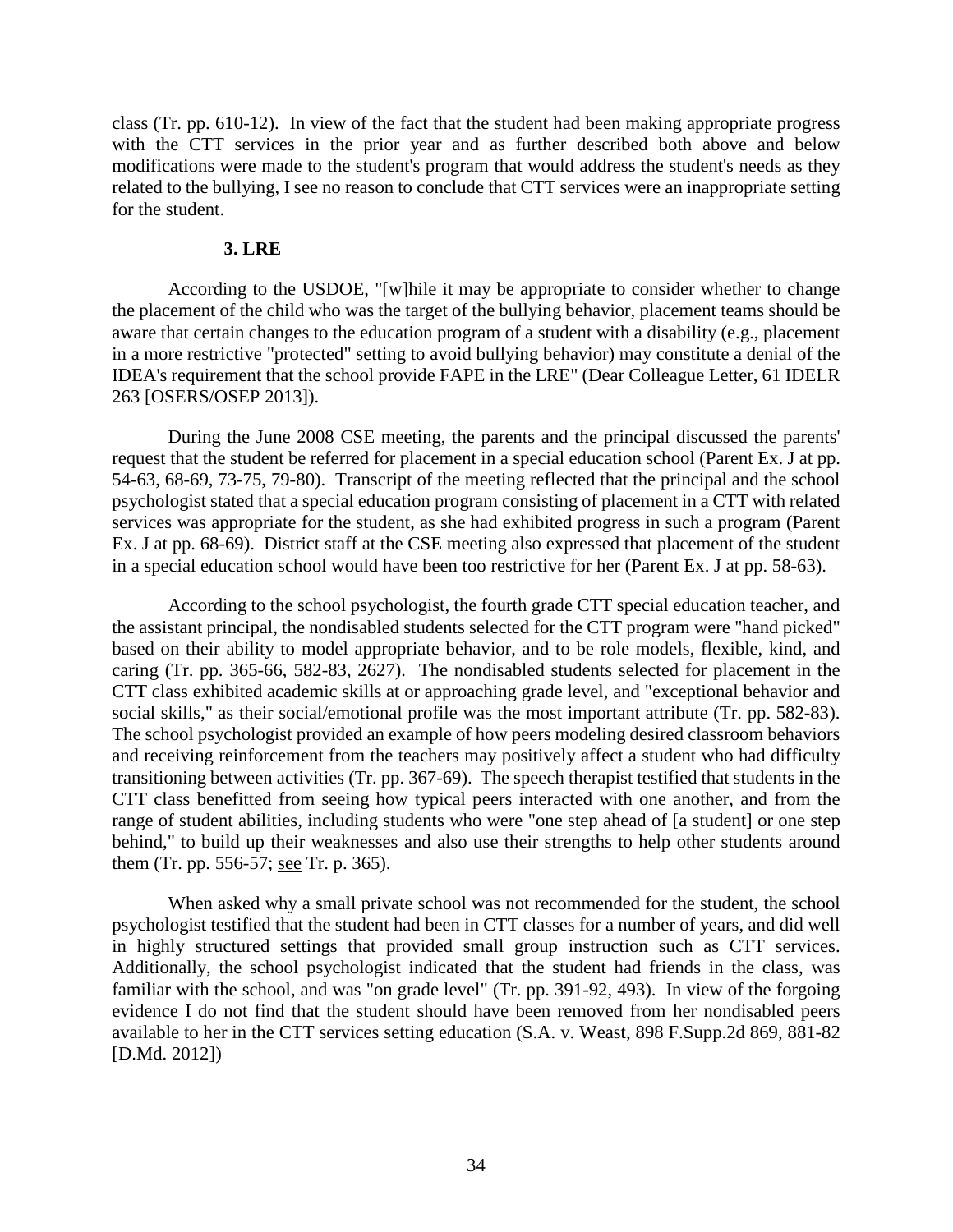class (Tr. pp. 610-12). In view of the fact that the student had been making appropriate progress with the CTT services in the prior year and as further described both above and below modifications were made to the student's program that would address the student's needs as they related to the bullying, I see no reason to conclude that CTT services were an inappropriate setting for the student.

### 3. LRE

According to the USDOE, "[w]hile it may be appropriate to consider whether to change the placement of the child who was the target of the bullying behavior, placement teams should be aware that certain changes to the education program of a student with a disability (e.g., placement in a more restrictive "protected" setting to avoid bullying behavior) may constitute a denial of the IDEA's requirement that the school provide FAPE in the LRE" (Dear Colleague Letter, 61 IDELR 263 [OSERS/OSEP 2013]).

During the June 2008 CSE meeting, the parents and the principal discussed the parents' request that the student be referred for placement in a special education school (Parent Ex. J at pp. 54-63, 68-69, 73-75, 79-80). Transcript of the meeting reflected that the principal and the school psychologist stated that a special education program consisting of placement in a CTT with related services was appropriate for the student, as she had exhibited progress in such a program (Parent Ex. J at pp. 68-69). District staff at the CSE meeting also expressed that placement of the student in a special education school would have been too restrictive for her (Parent Ex. J at pp. 58-63).

According to the school psychologist, the fourth grade CTT special education teacher, and the assistant principal, the nondisabled students selected for the CTT program were "hand picked" based on their ability to model appropriate behavior, and to be role models, flexible, kind, and caring (Tr. pp. 365-66, 582-83, 2627). The nondisabled students selected for placement in the CTT class exhibited academic skills at or approaching grade level, and "exceptional behavior and social skills," as their social/emotional profile was the most important attribute (Tr. pp. 582-83). The school psychologist provided an example of how peers modeling desired classroom behaviors and receiving reinforcement from the teachers may positively affect a student who had difficulty transitioning between activities (Tr. pp. 367-69). The speech therapist testified that students in the CTT class benefitted from seeing how typical peers interacted with one another, and from the range of student abilities, including students who were "one step ahead of [a student] or one step behind," to build up their weaknesses and also use their strengths to help other students around them (Tr. pp. 556-57; see Tr. p. 365).

When asked why a small private school was not recommended for the student, the school psychologist testified that the student had been in CTT classes for a number of years, and did well in highly structured settings that provided small group instruction such as CTT services. Additionally, the school psychologist indicated that the student had friends in the class, was familiar with the school, and was "on grade level" (Tr. pp. 391-92, 493). In view of the forgoing evidence I do not find that the student should have been removed from her nondisabled peers available to her in the CTT services setting education (S.A. v. Weast, 898 F.Supp.2d 869, 881-82 [D.Md. 2012])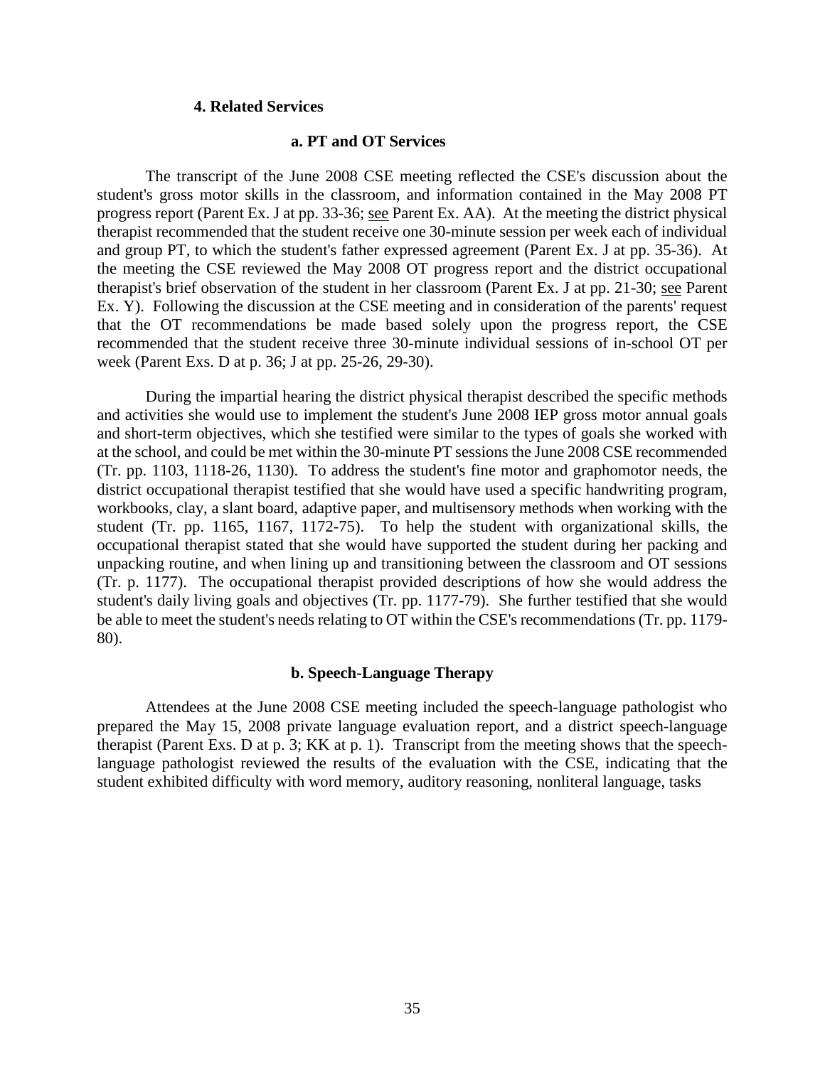#### 4. Related Services

##### a. PT and OT Services

The transcript of the June 2008 CSE meeting reflected the CSE's discussion about the student's gross motor skills in the classroom, and information contained in the May 2008 PT progress report (Parent Ex. J at pp. 33-36; see Parent Ex. AA). At the meeting the district physical therapist recommended that the student receive one 30-minute session per week each of individual and group PT, to which the student's father expressed agreement (Parent Ex. J at pp. 35-36). At the meeting the CSE reviewed the May 2008 OT progress report and the district occupational therapist's brief observation of the student in her classroom (Parent Ex. J at pp. 21-30; see Parent Ex. Y). Following the discussion at the CSE meeting and in consideration of the parents' request that the OT recommendations be made based solely upon the progress report, the CSE recommended that the student receive three 30-minute individual sessions of in-school OT per week (Parent Exs. D at p. 36; J at pp. 25-26, 29-30).

During the impartial hearing the district physical therapist described the specific methods and activities she would use to implement the student's June 2008 IEP gross motor annual goals and short-term objectives, which she testified were similar to the types of goals she worked with at the school, and could be met within the 30-minute PT sessions the June 2008 CSE recommended (Tr. pp. 1103, 1118-26, 1130). To address the student's fine motor and graphomotor needs, the district occupational therapist testified that she would have used a specific handwriting program, workbooks, clay, a slant board, adaptive paper, and multisensory methods when working with the student (Tr. pp. 1165, 1167, 1172-75). To help the student with organizational skills, the occupational therapist stated that she would have supported the student during her packing and unpacking routine, and when lining up and transitioning between the classroom and OT sessions (Tr. p. 1177). The occupational therapist provided descriptions of how she would address the student's daily living goals and objectives (Tr. pp. 1177-79). She further testified that she would be able to meet the student's needs relating to OT within the CSE's recommendations (Tr. pp. 1179-80).

##### b. Speech-Language Therapy

Attendees at the June 2008 CSE meeting included the speech-language pathologist who prepared the May 15, 2008 private language evaluation report, and a district speech-language therapist (Parent Exs. D at p. 3; KK at p. 1). Transcript from the meeting shows that the speech-language pathologist reviewed the results of the evaluation with the CSE, indicating that the student exhibited difficulty with word memory, auditory reasoning, nonliteral language, tasks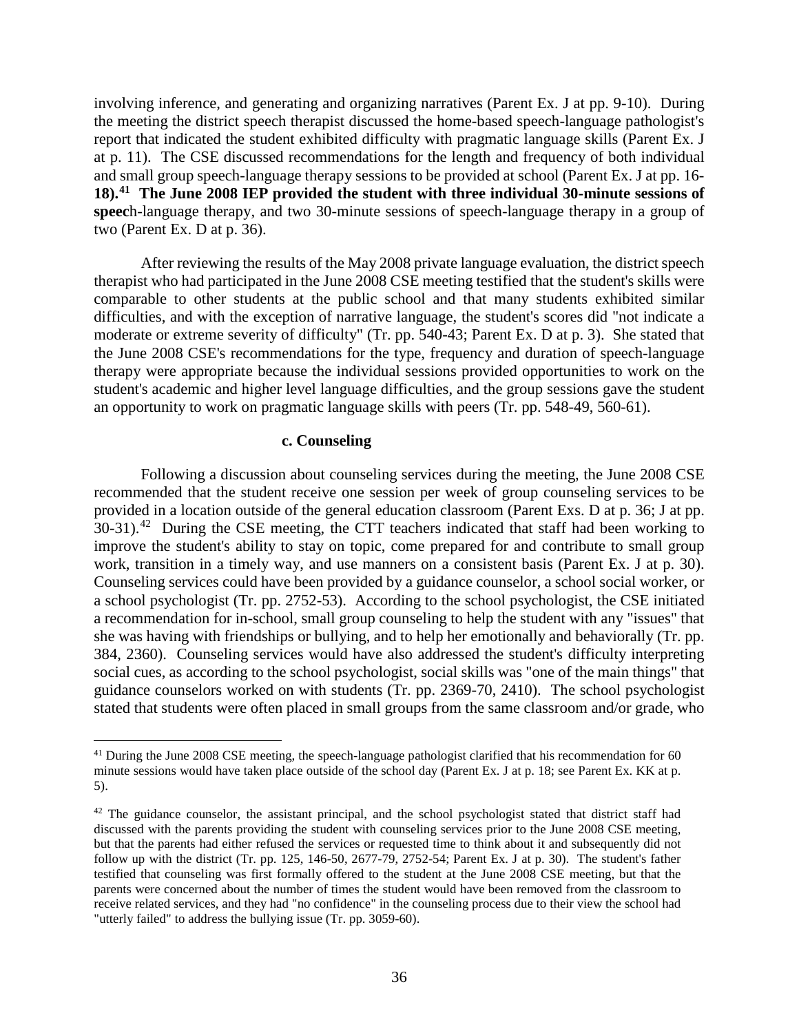involving inference, and generating and organizing narratives (Parent Ex. J at pp. 9-10). During the meeting the district speech therapist discussed the home-based speech-language pathologist's report that indicated the student exhibited difficulty with pragmatic language skills (Parent Ex. J at p. 11). The CSE discussed recommendations for the length and frequency of both individual and small group speech-language therapy sessions to be provided at school (Parent Ex. J at pp. 16-**18).**[41] **The June 2008 IEP provided the student with three individual 30-minute sessions of speec**h-language therapy, and two 30-minute sessions of speech-language therapy in a group of two (Parent Ex. D at p. 36).

After reviewing the results of the May 2008 private language evaluation, the district speech therapist who had participated in the June 2008 CSE meeting testified that the student's skills were comparable to other students at the public school and that many students exhibited similar difficulties, and with the exception of narrative language, the student's scores did "not indicate a moderate or extreme severity of difficulty" (Tr. pp. 540-43; Parent Ex. D at p. 3). She stated that the June 2008 CSE's recommendations for the type, frequency and duration of speech-language therapy were appropriate because the individual sessions provided opportunities to work on the student's academic and higher level language difficulties, and the group sessions gave the student an opportunity to work on pragmatic language skills with peers (Tr. pp. 548-49, 560-61).

#### c. Counseling

Following a discussion about counseling services during the meeting, the June 2008 CSE recommended that the student receive one session per week of group counseling services to be provided in a location outside of the general education classroom (Parent Exs. D at p. 36; J at pp. 30-31).[42] During the CSE meeting, the CTT teachers indicated that staff had been working to improve the student's ability to stay on topic, come prepared for and contribute to small group work, transition in a timely way, and use manners on a consistent basis (Parent Ex. J at p. 30). Counseling services could have been provided by a guidance counselor, a school social worker, or a school psychologist (Tr. pp. 2752-53). According to the school psychologist, the CSE initiated a recommendation for in-school, small group counseling to help the student with any "issues" that she was having with friendships or bullying, and to help her emotionally and behaviorally (Tr. pp. 384, 2360). Counseling services would have also addressed the student's difficulty interpreting social cues, as according to the school psychologist, social skills was "one of the main things" that guidance counselors worked on with students (Tr. pp. 2369-70, 2410). The school psychologist stated that students were often placed in small groups from the same classroom and/or grade, who

---

[41] During the June 2008 CSE meeting, the speech-language pathologist clarified that his recommendation for 60 minute sessions would have taken place outside of the school day (Parent Ex. J at p. 18; see Parent Ex. KK at p. 5).

[42] The guidance counselor, the assistant principal, and the school psychologist stated that district staff had discussed with the parents providing the student with counseling services prior to the June 2008 CSE meeting, but that the parents had either refused the services or requested time to think about it and subsequently did not follow up with the district (Tr. pp. 125, 146-50, 2677-79, 2752-54; Parent Ex. J at p. 30). The student's father testified that counseling was first formally offered to the student at the June 2008 CSE meeting, but that the parents were concerned about the number of times the student would have been removed from the classroom to receive related services, and they had "no confidence" in the counseling process due to their view the school had "utterly failed" to address the bullying issue (Tr. pp. 3059-60).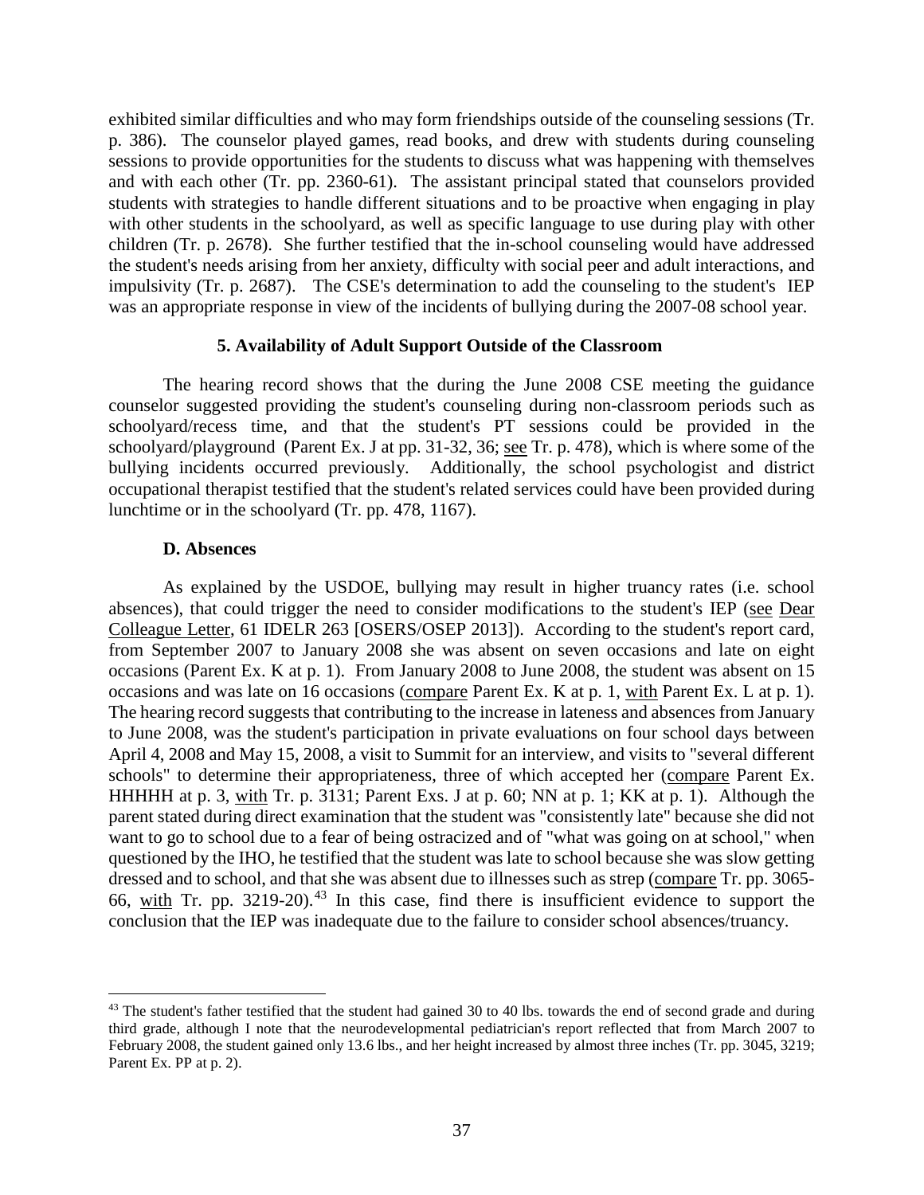exhibited similar difficulties and who may form friendships outside of the counseling sessions (Tr. p. 386). The counselor played games, read books, and drew with students during counseling sessions to provide opportunities for the students to discuss what was happening with themselves and with each other (Tr. pp. 2360-61). The assistant principal stated that counselors provided students with strategies to handle different situations and to be proactive when engaging in play with other students in the schoolyard, as well as specific language to use during play with other children (Tr. p. 2678). She further testified that the in-school counseling would have addressed the student's needs arising from her anxiety, difficulty with social peer and adult interactions, and impulsivity (Tr. p. 2687). The CSE's determination to add the counseling to the student's IEP was an appropriate response in view of the incidents of bullying during the 2007-08 school year.

### 5. Availability of Adult Support Outside of the Classroom

The hearing record shows that the during the June 2008 CSE meeting the guidance counselor suggested providing the student's counseling during non-classroom periods such as schoolyard/recess time, and that the student's PT sessions could be provided in the schoolyard/playground (Parent Ex. J at pp. 31-32, 36; see Tr. p. 478), which is where some of the bullying incidents occurred previously. Additionally, the school psychologist and district occupational therapist testified that the student's related services could have been provided during lunchtime or in the schoolyard (Tr. pp. 478, 1167).

### D. Absences

As explained by the USDOE, bullying may result in higher truancy rates (i.e. school absences), that could trigger the need to consider modifications to the student's IEP (see Dear Colleague Letter, 61 IDELR 263 [OSERS/OSEP 2013]). According to the student's report card, from September 2007 to January 2008 she was absent on seven occasions and late on eight occasions (Parent Ex. K at p. 1). From January 2008 to June 2008, the student was absent on 15 occasions and was late on 16 occasions (compare Parent Ex. K at p. 1, with Parent Ex. L at p. 1). The hearing record suggests that contributing to the increase in lateness and absences from January to June 2008, was the student's participation in private evaluations on four school days between April 4, 2008 and May 15, 2008, a visit to Summit for an interview, and visits to "several different schools" to determine their appropriateness, three of which accepted her (compare Parent Ex. HHHHH at p. 3, with Tr. p. 3131; Parent Exs. J at p. 60; NN at p. 1; KK at p. 1). Although the parent stated during direct examination that the student was "consistently late" because she did not want to go to school due to a fear of being ostracized and of "what was going on at school," when questioned by the IHO, he testified that the student was late to school because she was slow getting dressed and to school, and that she was absent due to illnesses such as strep (compare Tr. pp. 3065-66, with Tr. pp. 3219-20).[43] In this case, find there is insufficient evidence to support the conclusion that the IEP was inadequate due to the failure to consider school absences/truancy.

---

[43] The student's father testified that the student had gained 30 to 40 lbs. towards the end of second grade and during third grade, although I note that the neurodevelopmental pediatrician's report reflected that from March 2007 to February 2008, the student gained only 13.6 lbs., and her height increased by almost three inches (Tr. pp. 3045, 3219; Parent Ex. PP at p. 2).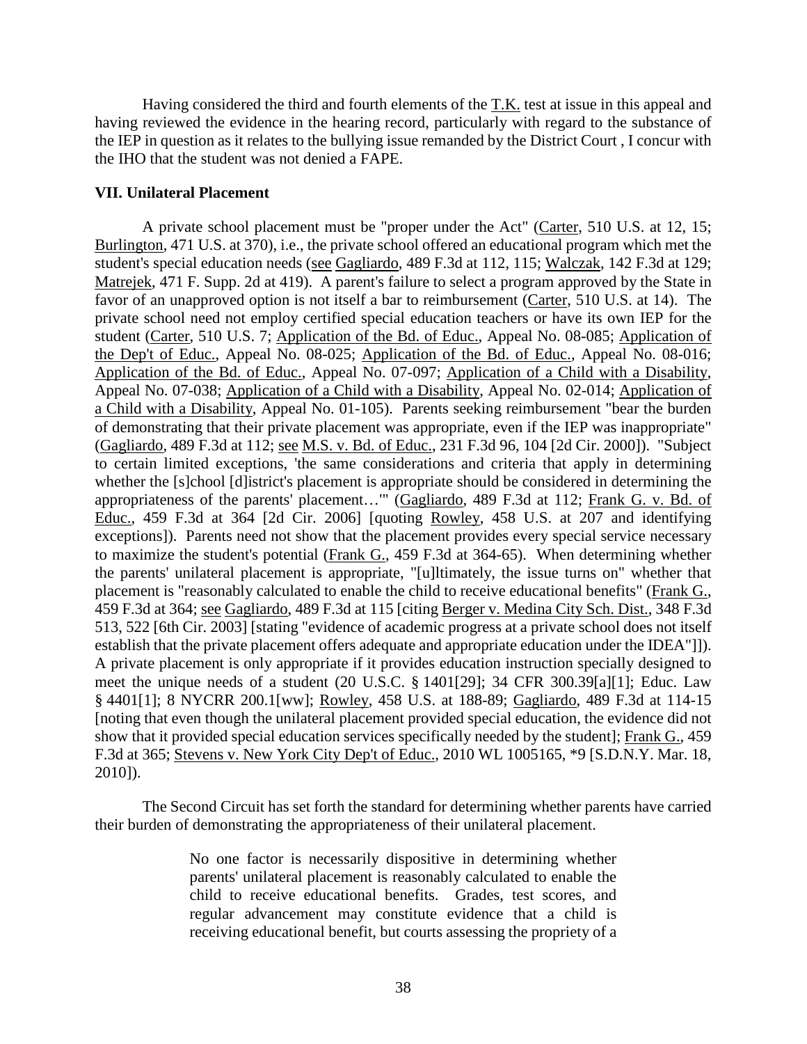Having considered the third and fourth elements of the T.K. test at issue in this appeal and having reviewed the evidence in the hearing record, particularly with regard to the substance of the IEP in question as it relates to the bullying issue remanded by the District Court , I concur with the IHO that the student was not denied a FAPE.

**VII. Unilateral Placement**

A private school placement must be "proper under the Act" (Carter, 510 U.S. at 12, 15; Burlington, 471 U.S. at 370), i.e., the private school offered an educational program which met the student's special education needs (see Gagliardo, 489 F.3d at 112, 115; Walczak, 142 F.3d at 129; Matrejek, 471 F. Supp. 2d at 419). A parent's failure to select a program approved by the State in favor of an unapproved option is not itself a bar to reimbursement (Carter, 510 U.S. at 14). The private school need not employ certified special education teachers or have its own IEP for the student (Carter, 510 U.S. 7; Application of the Bd. of Educ., Appeal No. 08-085; Application of the Dep't of Educ., Appeal No. 08-025; Application of the Bd. of Educ., Appeal No. 08-016; Application of the Bd. of Educ., Appeal No. 07-097; Application of a Child with a Disability, Appeal No. 07-038; Application of a Child with a Disability, Appeal No. 02-014; Application of a Child with a Disability, Appeal No. 01-105). Parents seeking reimbursement "bear the burden of demonstrating that their private placement was appropriate, even if the IEP was inappropriate" (Gagliardo, 489 F.3d at 112; see M.S. v. Bd. of Educ., 231 F.3d 96, 104 [2d Cir. 2000]). "Subject to certain limited exceptions, 'the same considerations and criteria that apply in determining whether the [s]chool [d]istrict's placement is appropriate should be considered in determining the appropriateness of the parents' placement…'" (Gagliardo, 489 F.3d at 112; Frank G. v. Bd. of Educ., 459 F.3d at 364 [2d Cir. 2006] [quoting Rowley, 458 U.S. at 207 and identifying exceptions]). Parents need not show that the placement provides every special service necessary to maximize the student's potential (Frank G., 459 F.3d at 364-65). When determining whether the parents' unilateral placement is appropriate, "[u]ltimately, the issue turns on" whether that placement is "reasonably calculated to enable the child to receive educational benefits" (Frank G., 459 F.3d at 364; see Gagliardo, 489 F.3d at 115 [citing Berger v. Medina City Sch. Dist., 348 F.3d 513, 522 [6th Cir. 2003] [stating "evidence of academic progress at a private school does not itself establish that the private placement offers adequate and appropriate education under the IDEA"]]). A private placement is only appropriate if it provides education instruction specially designed to meet the unique needs of a student (20 U.S.C. § 1401[29]; 34 CFR 300.39[a][1]; Educ. Law § 4401[1]; 8 NYCRR 200.1[ww]; Rowley, 458 U.S. at 188-89; Gagliardo, 489 F.3d at 114-15 [noting that even though the unilateral placement provided special education, the evidence did not show that it provided special education services specifically needed by the student]; Frank G., 459 F.3d at 365; Stevens v. New York City Dep't of Educ., 2010 WL 1005165, *9 [S.D.N.Y. Mar. 18, 2010]).

The Second Circuit has set forth the standard for determining whether parents have carried their burden of demonstrating the appropriateness of their unilateral placement.

> No one factor is necessarily dispositive in determining whether parents' unilateral placement is reasonably calculated to enable the child to receive educational benefits. Grades, test scores, and regular advancement may constitute evidence that a child is receiving educational benefit, but courts assessing the propriety of a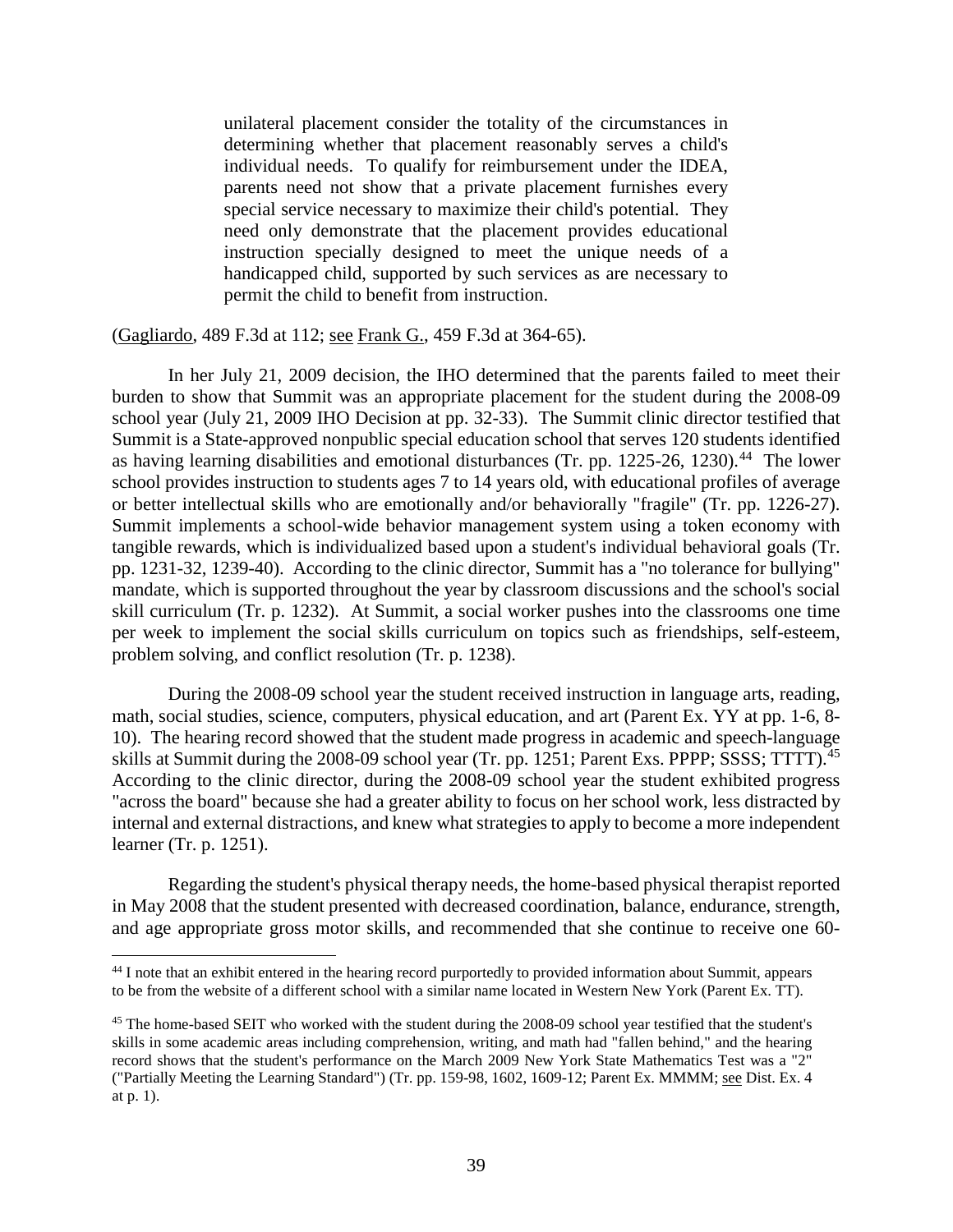> unilateral placement consider the totality of the circumstances in determining whether that placement reasonably serves a child's individual needs. To qualify for reimbursement under the IDEA, parents need not show that a private placement furnishes every special service necessary to maximize their child's potential. They need only demonstrate that the placement provides educational instruction specially designed to meet the unique needs of a handicapped child, supported by such services as are necessary to permit the child to benefit from instruction.

(Gagliardo, 489 F.3d at 112; see Frank G., 459 F.3d at 364-65).

In her July 21, 2009 decision, the IHO determined that the parents failed to meet their burden to show that Summit was an appropriate placement for the student during the 2008-09 school year (July 21, 2009 IHO Decision at pp. 32-33). The Summit clinic director testified that Summit is a State-approved nonpublic special education school that serves 120 students identified as having learning disabilities and emotional disturbances (Tr. pp. 1225-26, 1230).[44] The lower school provides instruction to students ages 7 to 14 years old, with educational profiles of average or better intellectual skills who are emotionally and/or behaviorally "fragile" (Tr. pp. 1226-27). Summit implements a school-wide behavior management system using a token economy with tangible rewards, which is individualized based upon a student's individual behavioral goals (Tr. pp. 1231-32, 1239-40). According to the clinic director, Summit has a "no tolerance for bullying" mandate, which is supported throughout the year by classroom discussions and the school's social skill curriculum (Tr. p. 1232). At Summit, a social worker pushes into the classrooms one time per week to implement the social skills curriculum on topics such as friendships, self-esteem, problem solving, and conflict resolution (Tr. p. 1238).

During the 2008-09 school year the student received instruction in language arts, reading, math, social studies, science, computers, physical education, and art (Parent Ex. YY at pp. 1-6, 8-10). The hearing record showed that the student made progress in academic and speech-language skills at Summit during the 2008-09 school year (Tr. pp. 1251; Parent Exs. PPPP; SSSS; TTTT).[45] According to the clinic director, during the 2008-09 school year the student exhibited progress "across the board" because she had a greater ability to focus on her school work, less distracted by internal and external distractions, and knew what strategies to apply to become a more independent learner (Tr. p. 1251).

Regarding the student's physical therapy needs, the home-based physical therapist reported in May 2008 that the student presented with decreased coordination, balance, endurance, strength, and age appropriate gross motor skills, and recommended that she continue to receive one 60-

---

[44] I note that an exhibit entered in the hearing record purportedly to provided information about Summit, appears to be from the website of a different school with a similar name located in Western New York (Parent Ex. TT).

[45] The home-based SEIT who worked with the student during the 2008-09 school year testified that the student's skills in some academic areas including comprehension, writing, and math had "fallen behind," and the hearing record shows that the student's performance on the March 2009 New York State Mathematics Test was a "2" ("Partially Meeting the Learning Standard") (Tr. pp. 159-98, 1602, 1609-12; Parent Ex. MMMM; see Dist. Ex. 4 at p. 1).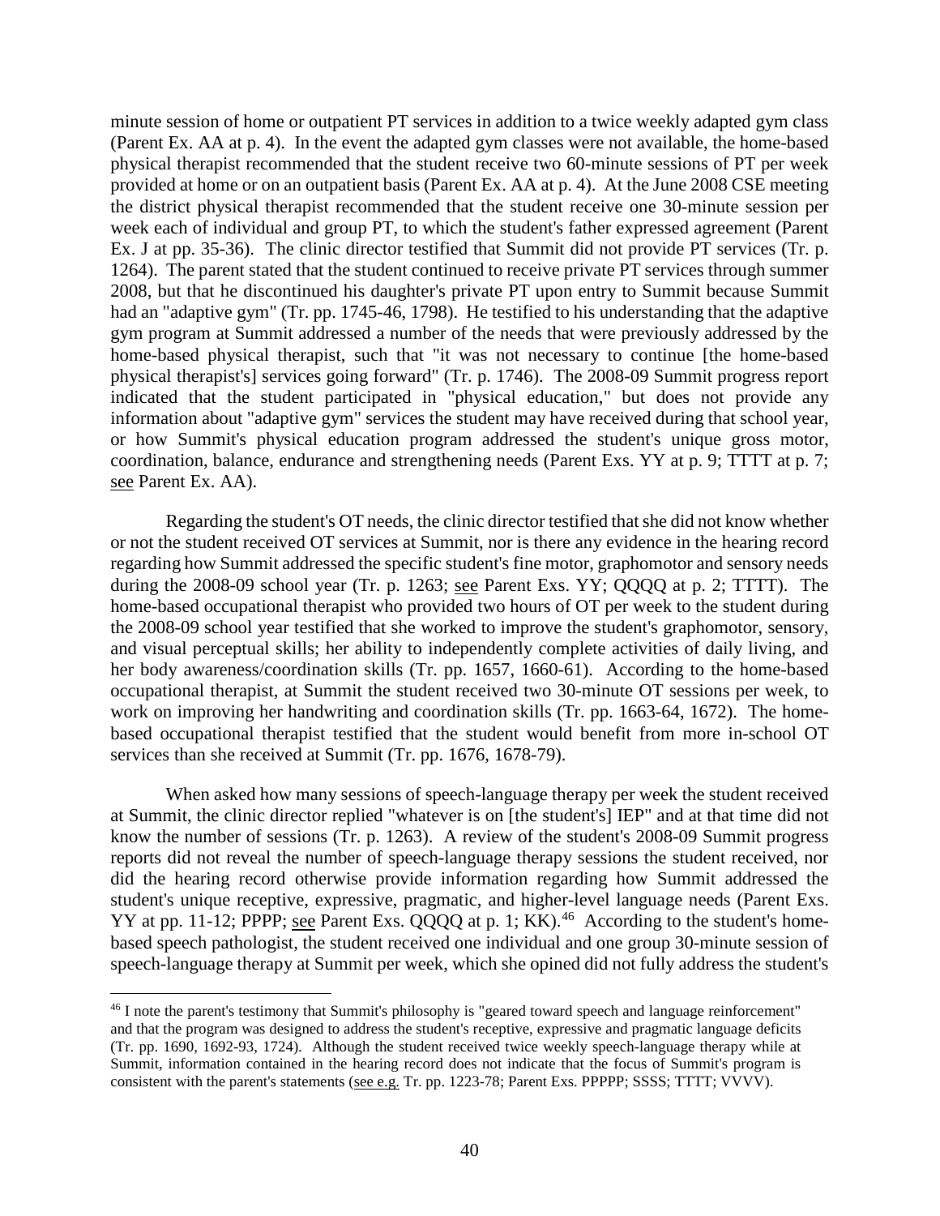minute session of home or outpatient PT services in addition to a twice weekly adapted gym class (Parent Ex. AA at p. 4). In the event the adapted gym classes were not available, the home-based physical therapist recommended that the student receive two 60-minute sessions of PT per week provided at home or on an outpatient basis (Parent Ex. AA at p. 4). At the June 2008 CSE meeting the district physical therapist recommended that the student receive one 30-minute session per week each of individual and group PT, to which the student's father expressed agreement (Parent Ex. J at pp. 35-36). The clinic director testified that Summit did not provide PT services (Tr. p. 1264). The parent stated that the student continued to receive private PT services through summer 2008, but that he discontinued his daughter's private PT upon entry to Summit because Summit had an "adaptive gym" (Tr. pp. 1745-46, 1798). He testified to his understanding that the adaptive gym program at Summit addressed a number of the needs that were previously addressed by the home-based physical therapist, such that "it was not necessary to continue [the home-based physical therapist's] services going forward" (Tr. p. 1746). The 2008-09 Summit progress report indicated that the student participated in "physical education," but does not provide any information about "adaptive gym" services the student may have received during that school year, or how Summit's physical education program addressed the student's unique gross motor, coordination, balance, endurance and strengthening needs (Parent Exs. YY at p. 9; TTTT at p. 7; see Parent Ex. AA).

Regarding the student's OT needs, the clinic director testified that she did not know whether or not the student received OT services at Summit, nor is there any evidence in the hearing record regarding how Summit addressed the specific student's fine motor, graphomotor and sensory needs during the 2008-09 school year (Tr. p. 1263; see Parent Exs. YY; QQQQ at p. 2; TTTT). The home-based occupational therapist who provided two hours of OT per week to the student during the 2008-09 school year testified that she worked to improve the student's graphomotor, sensory, and visual perceptual skills; her ability to independently complete activities of daily living, and her body awareness/coordination skills (Tr. pp. 1657, 1660-61). According to the home-based occupational therapist, at Summit the student received two 30-minute OT sessions per week, to work on improving her handwriting and coordination skills (Tr. pp. 1663-64, 1672). The home-based occupational therapist testified that the student would benefit from more in-school OT services than she received at Summit (Tr. pp. 1676, 1678-79).

When asked how many sessions of speech-language therapy per week the student received at Summit, the clinic director replied "whatever is on [the student's] IEP" and at that time did not know the number of sessions (Tr. p. 1263). A review of the student's 2008-09 Summit progress reports did not reveal the number of speech-language therapy sessions the student received, nor did the hearing record otherwise provide information regarding how Summit addressed the student's unique receptive, expressive, pragmatic, and higher-level language needs (Parent Exs. YY at pp. 11-12; PPPP; see Parent Exs. QQQQ at p. 1; KK).[46] According to the student's home-based speech pathologist, the student received one individual and one group 30-minute session of speech-language therapy at Summit per week, which she opined did not fully address the student's

[46] I note the parent's testimony that Summit's philosophy is "geared toward speech and language reinforcement" and that the program was designed to address the student's receptive, expressive and pragmatic language deficits (Tr. pp. 1690, 1692-93, 1724). Although the student received twice weekly speech-language therapy while at Summit, information contained in the hearing record does not indicate that the focus of Summit's program is consistent with the parent's statements (see e.g. Tr. pp. 1223-78; Parent Exs. PPPPP; SSSS; TTTT; VVVV).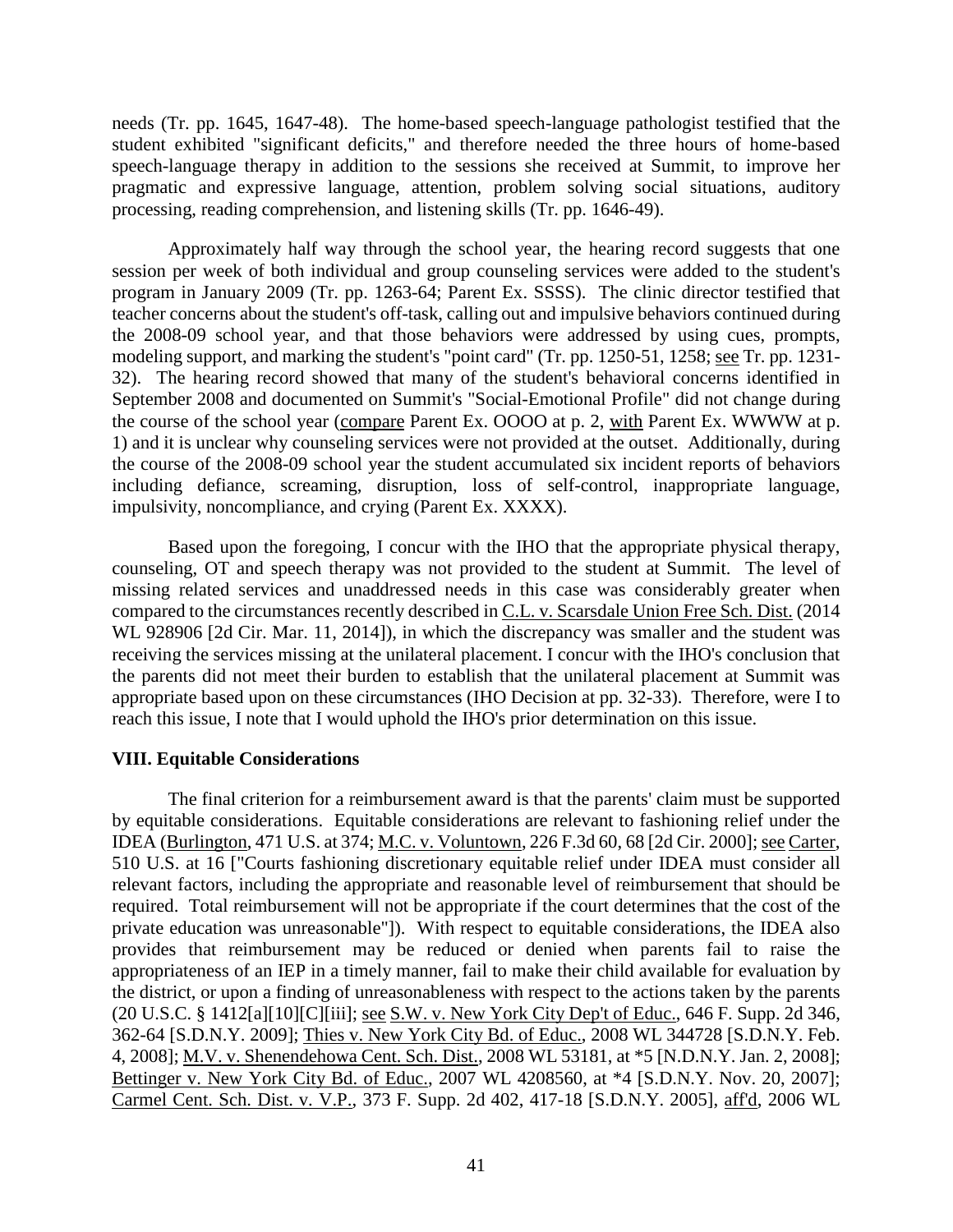needs (Tr. pp. 1645, 1647-48). The home-based speech-language pathologist testified that the student exhibited "significant deficits," and therefore needed the three hours of home-based speech-language therapy in addition to the sessions she received at Summit, to improve her pragmatic and expressive language, attention, problem solving social situations, auditory processing, reading comprehension, and listening skills (Tr. pp. 1646-49).

Approximately half way through the school year, the hearing record suggests that one session per week of both individual and group counseling services were added to the student's program in January 2009 (Tr. pp. 1263-64; Parent Ex. SSSS). The clinic director testified that teacher concerns about the student's off-task, calling out and impulsive behaviors continued during the 2008-09 school year, and that those behaviors were addressed by using cues, prompts, modeling support, and marking the student's "point card" (Tr. pp. 1250-51, 1258; see Tr. pp. 1231-32). The hearing record showed that many of the student's behavioral concerns identified in September 2008 and documented on Summit's "Social-Emotional Profile" did not change during the course of the school year (compare Parent Ex. OOOO at p. 2, with Parent Ex. WWWW at p. 1) and it is unclear why counseling services were not provided at the outset. Additionally, during the course of the 2008-09 school year the student accumulated six incident reports of behaviors including defiance, screaming, disruption, loss of self-control, inappropriate language, impulsivity, noncompliance, and crying (Parent Ex. XXXX).

Based upon the foregoing, I concur with the IHO that the appropriate physical therapy, counseling, OT and speech therapy was not provided to the student at Summit. The level of missing related services and unaddressed needs in this case was considerably greater when compared to the circumstances recently described in C.L. v. Scarsdale Union Free Sch. Dist. (2014 WL 928906 [2d Cir. Mar. 11, 2014]), in which the discrepancy was smaller and the student was receiving the services missing at the unilateral placement. I concur with the IHO's conclusion that the parents did not meet their burden to establish that the unilateral placement at Summit was appropriate based upon on these circumstances (IHO Decision at pp. 32-33). Therefore, were I to reach this issue, I note that I would uphold the IHO's prior determination on this issue.

## VIII. Equitable Considerations

The final criterion for a reimbursement award is that the parents' claim must be supported by equitable considerations. Equitable considerations are relevant to fashioning relief under the IDEA (Burlington, 471 U.S. at 374; M.C. v. Voluntown, 226 F.3d 60, 68 [2d Cir. 2000]; see Carter, 510 U.S. at 16 ["Courts fashioning discretionary equitable relief under IDEA must consider all relevant factors, including the appropriate and reasonable level of reimbursement that should be required. Total reimbursement will not be appropriate if the court determines that the cost of the private education was unreasonable"]). With respect to equitable considerations, the IDEA also provides that reimbursement may be reduced or denied when parents fail to raise the appropriateness of an IEP in a timely manner, fail to make their child available for evaluation by the district, or upon a finding of unreasonableness with respect to the actions taken by the parents (20 U.S.C. § 1412[a][10][C][iii]; see S.W. v. New York City Dep't of Educ., 646 F. Supp. 2d 346, 362-64 [S.D.N.Y. 2009]; Thies v. New York City Bd. of Educ., 2008 WL 344728 [S.D.N.Y. Feb. 4, 2008]; M.V. v. Shenendehowa Cent. Sch. Dist., 2008 WL 53181, at *5 [N.D.N.Y. Jan. 2, 2008]; Bettinger v. New York City Bd. of Educ., 2007 WL 4208560, at *4 [S.D.N.Y. Nov. 20, 2007]; Carmel Cent. Sch. Dist. v. V.P., 373 F. Supp. 2d 402, 417-18 [S.D.N.Y. 2005], aff'd, 2006 WL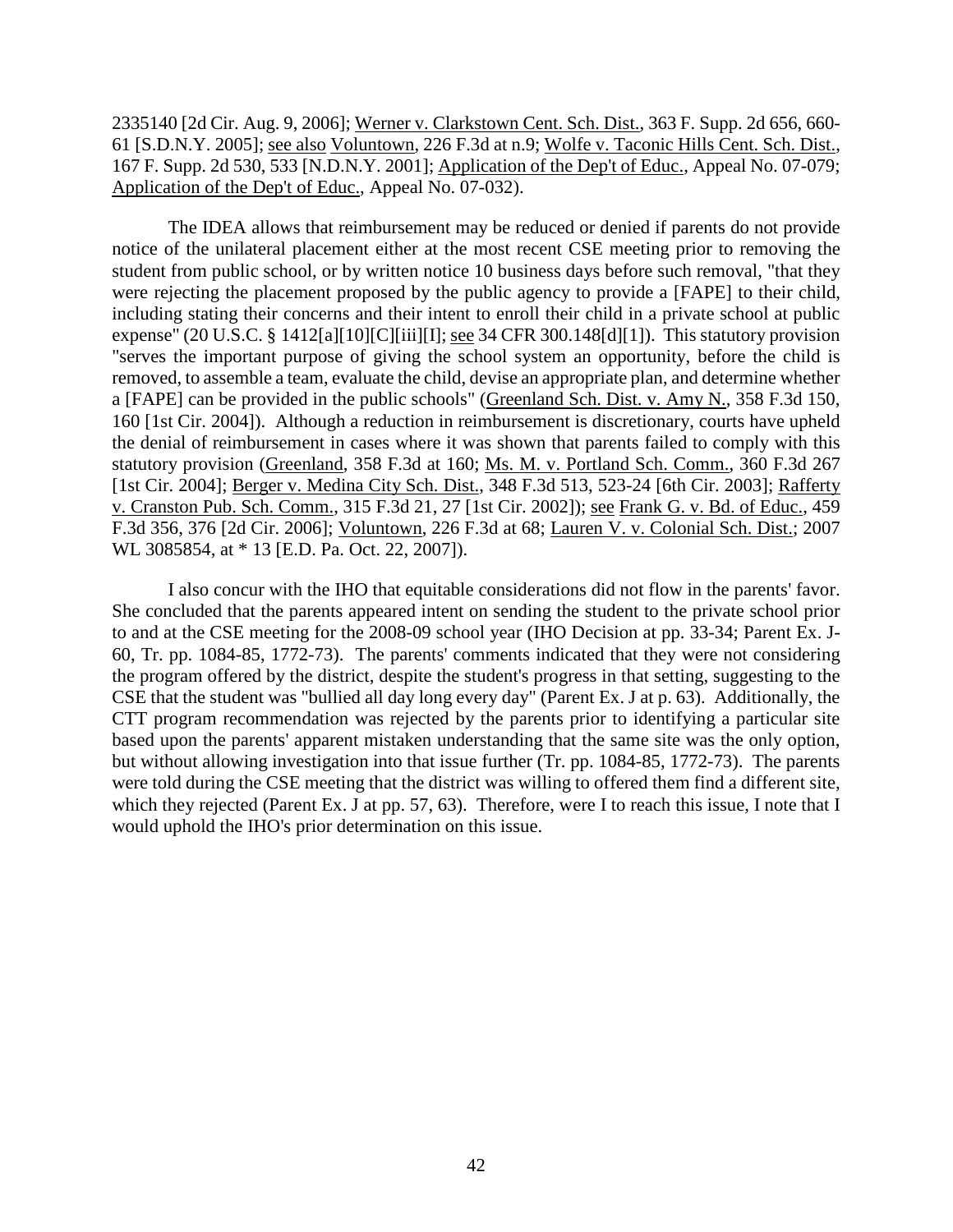2335140 [2d Cir. Aug. 9, 2006]; Werner v. Clarkstown Cent. Sch. Dist., 363 F. Supp. 2d 656, 660-61 [S.D.N.Y. 2005]; see also Voluntown, 226 F.3d at n.9; Wolfe v. Taconic Hills Cent. Sch. Dist., 167 F. Supp. 2d 530, 533 [N.D.N.Y. 2001]; Application of the Dep't of Educ., Appeal No. 07-079; Application of the Dep't of Educ., Appeal No. 07-032).

The IDEA allows that reimbursement may be reduced or denied if parents do not provide notice of the unilateral placement either at the most recent CSE meeting prior to removing the student from public school, or by written notice 10 business days before such removal, "that they were rejecting the placement proposed by the public agency to provide a [FAPE] to their child, including stating their concerns and their intent to enroll their child in a private school at public expense" (20 U.S.C. § 1412[a][10][C][iii][I]; see 34 CFR 300.148[d][1]). This statutory provision "serves the important purpose of giving the school system an opportunity, before the child is removed, to assemble a team, evaluate the child, devise an appropriate plan, and determine whether a [FAPE] can be provided in the public schools" (Greenland Sch. Dist. v. Amy N., 358 F.3d 150, 160 [1st Cir. 2004]). Although a reduction in reimbursement is discretionary, courts have upheld the denial of reimbursement in cases where it was shown that parents failed to comply with this statutory provision (Greenland, 358 F.3d at 160; Ms. M. v. Portland Sch. Comm., 360 F.3d 267 [1st Cir. 2004]; Berger v. Medina City Sch. Dist., 348 F.3d 513, 523-24 [6th Cir. 2003]; Rafferty v. Cranston Pub. Sch. Comm., 315 F.3d 21, 27 [1st Cir. 2002]); see Frank G. v. Bd. of Educ., 459 F.3d 356, 376 [2d Cir. 2006]; Voluntown, 226 F.3d at 68; Lauren V. v. Colonial Sch. Dist.; 2007 WL 3085854, at * 13 [E.D. Pa. Oct. 22, 2007]).

I also concur with the IHO that equitable considerations did not flow in the parents' favor. She concluded that the parents appeared intent on sending the student to the private school prior to and at the CSE meeting for the 2008-09 school year (IHO Decision at pp. 33-34; Parent Ex. J-60, Tr. pp. 1084-85, 1772-73). The parents' comments indicated that they were not considering the program offered by the district, despite the student's progress in that setting, suggesting to the CSE that the student was "bullied all day long every day" (Parent Ex. J at p. 63). Additionally, the CTT program recommendation was rejected by the parents prior to identifying a particular site based upon the parents' apparent mistaken understanding that the same site was the only option, but without allowing investigation into that issue further (Tr. pp. 1084-85, 1772-73). The parents were told during the CSE meeting that the district was willing to offered them find a different site, which they rejected (Parent Ex. J at pp. 57, 63). Therefore, were I to reach this issue, I note that I would uphold the IHO's prior determination on this issue.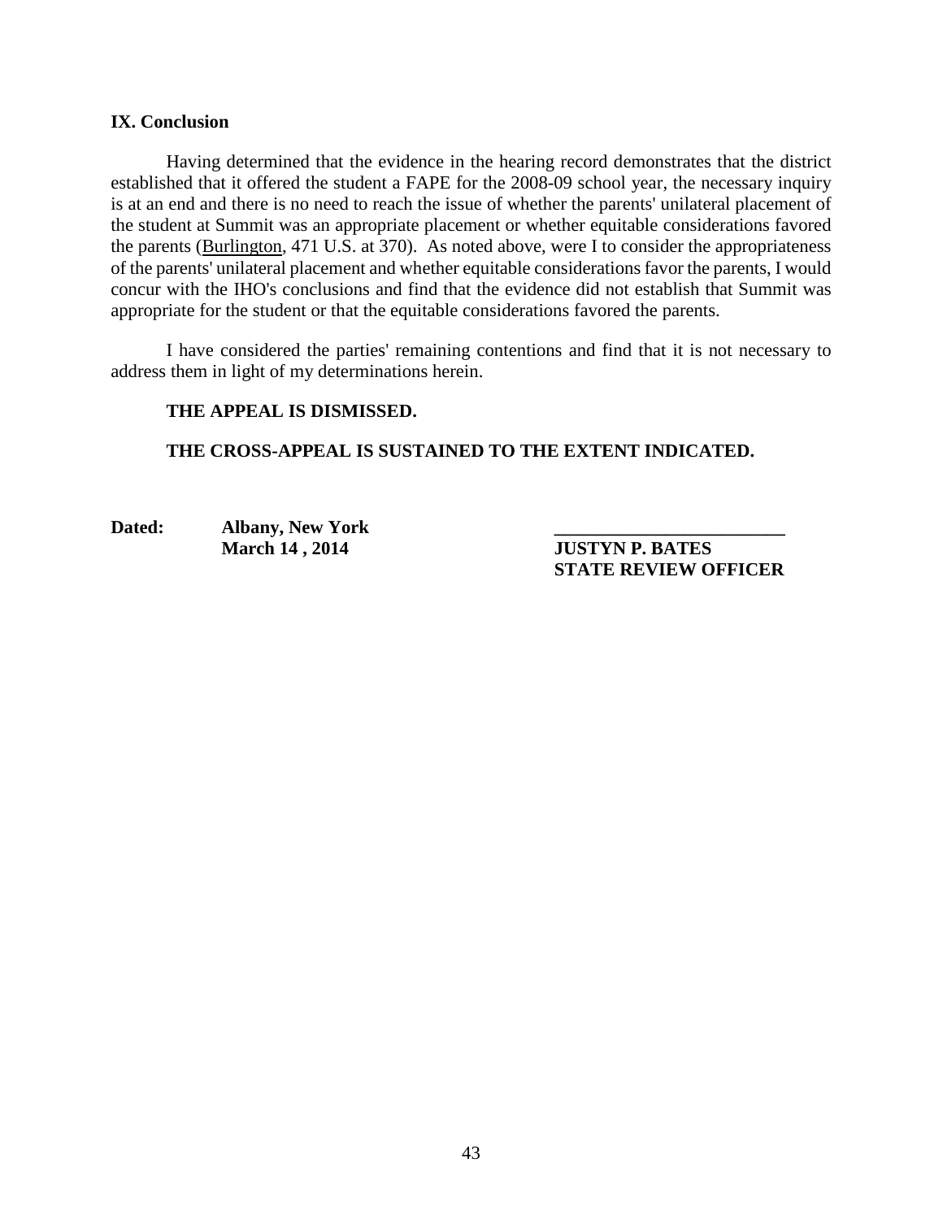## IX. Conclusion

Having determined that the evidence in the hearing record demonstrates that the district established that it offered the student a FAPE for the 2008-09 school year, the necessary inquiry is at an end and there is no need to reach the issue of whether the parents' unilateral placement of the student at Summit was an appropriate placement or whether equitable considerations favored the parents (Burlington, 471 U.S. at 370). As noted above, were I to consider the appropriateness of the parents' unilateral placement and whether equitable considerations favor the parents, I would concur with the IHO's conclusions and find that the evidence did not establish that Summit was appropriate for the student or that the equitable considerations favored the parents.

I have considered the parties' remaining contentions and find that it is not necessary to address them in light of my determinations herein.

**THE APPEAL IS DISMISSED.**

**THE CROSS-APPEAL IS SUSTAINED TO THE EXTENT INDICATED.**

**Dated:** **Albany, New York**
**March 14 , 2014**

**JUSTYN P. BATES**
**STATE REVIEW OFFICER**